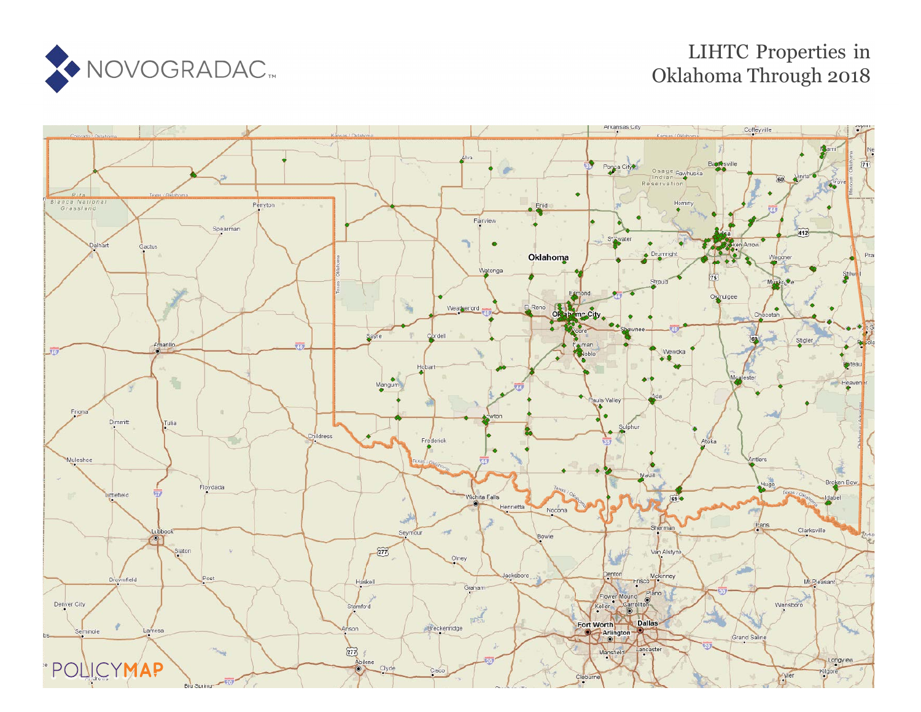NOVOGRADAC

# LIHTC Properties in Oklahoma Through 2018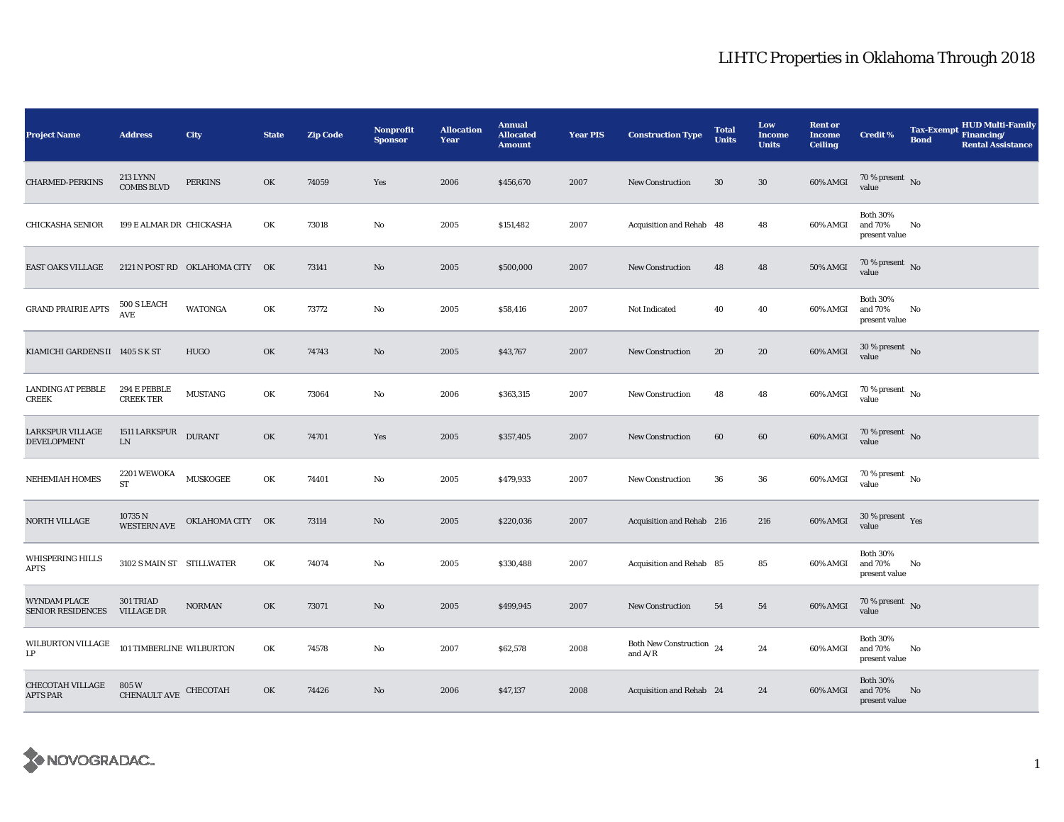# LIHTC Properties in Oklahoma Through 2018

| Project Name | Address | City | State | Zip Code | Nonprofit Sponsor | Allocation Year | Annual Allocated Amount | Year PIS | Construction Type | Total Units | Low Income Units | Rent or Income Ceiling | Credit % | Tax-Exempt Bond | HUD Multi-Family Financing/ Rental Assistance |
|---|---|---|---|---|---|---|---|---|---|---|---|---|---|---|---|
| CHARMED-PERKINS | 213 LYNN COMBS BLVD | PERKINS | OK | 74059 | Yes | 2006 | $456,670 | 2007 | New Construction | 30 | 30 | 60% AMGI | 70 % present value | No | |
| CHICKASHA SENIOR | 199 E ALMAR DR | CHICKASHA | OK | 73018 | No | 2005 | $151,482 | 2007 | Acquisition and Rehab | 48 | 48 | 60% AMGI | Both 30% and 70% present value | No | |
| EAST OAKS VILLAGE | 2121 N POST RD | OKLAHOMA CITY | OK | 73141 | No | 2005 | $500,000 | 2007 | New Construction | 48 | 48 | 50% AMGI | 70 % present value | No | |
| GRAND PRAIRIE APTS | 500 S LEACH AVE | WATONGA | OK | 73772 | No | 2005 | $58,416 | 2007 | Not Indicated | 40 | 40 | 60% AMGI | Both 30% and 70% present value | No | |
| KIAMICHI GARDENS II | 1405 S K ST | HUGO | OK | 74743 | No | 2005 | $43,767 | 2007 | New Construction | 20 | 20 | 60% AMGI | 30 % present value | No | |
| LANDING AT PEBBLE CREEK | 294 E PEBBLE CREEK TER | MUSTANG | OK | 73064 | No | 2006 | $363,315 | 2007 | New Construction | 48 | 48 | 60% AMGI | 70 % present value | No | |
| LARKSPUR VILLAGE DEVELOPMENT | 1511 LARKSPUR LN | DURANT | OK | 74701 | Yes | 2005 | $357,405 | 2007 | New Construction | 60 | 60 | 60% AMGI | 70 % present value | No | |
| NEHEMIAH HOMES | 2201 WEWOKA ST | MUSKOGEE | OK | 74401 | No | 2005 | $479,933 | 2007 | New Construction | 36 | 36 | 60% AMGI | 70 % present value | No | |
| NORTH VILLAGE | 10735 N WESTERN AVE | OKLAHOMA CITY | OK | 73114 | No | 2005 | $220,036 | 2007 | Acquisition and Rehab | 216 | 216 | 60% AMGI | 30 % present value | Yes | |
| WHISPERING HILLS APTS | 3102 S MAIN ST | STILLWATER | OK | 74074 | No | 2005 | $330,488 | 2007 | Acquisition and Rehab | 85 | 85 | 60% AMGI | Both 30% and 70% present value | No | |
| WYNDAM PLACE SENIOR RESIDENCES | 301 TRIAD VILLAGE DR | NORMAN | OK | 73071 | No | 2005 | $499,945 | 2007 | New Construction | 54 | 54 | 60% AMGI | 70 % present value | No | |
| WILBURTON VILLAGE LP | 101 TIMBERLINE | WILBURTON | OK | 74578 | No | 2007 | $62,578 | 2008 | Both New Construction and A/R | 24 | 24 | 60% AMGI | Both 30% and 70% present value | No | |
| CHECOTAH VILLAGE APTS PAR | 805 W CHENAULT AVE | CHECOTAH | OK | 74426 | No | 2006 | $47,137 | 2008 | Acquisition and Rehab | 24 | 24 | 60% AMGI | Both 30% and 70% present value | No | |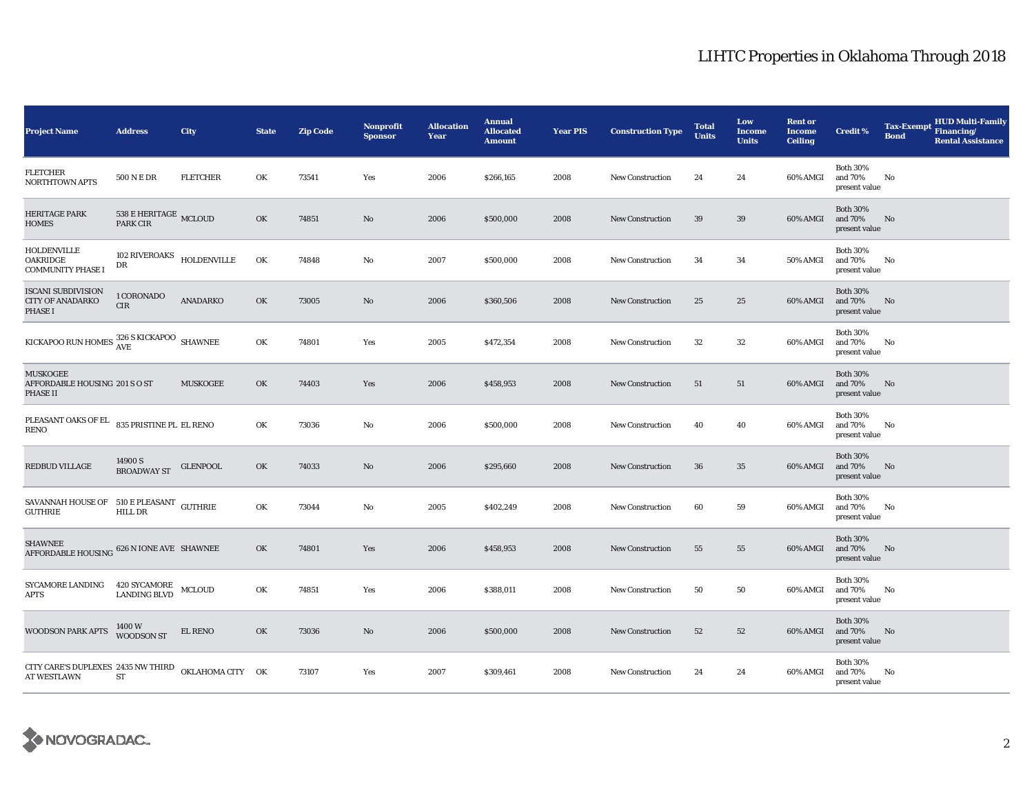# LIHTC Properties in Oklahoma Through 2018

| Project Name | Address | City | State | Zip Code | Nonprofit Sponsor | Allocation Year | Annual Allocated Amount | Year PIS | Construction Type | Total Units | Low Income Units | Rent or Income Ceiling | Credit % | Tax-Exempt Bond | HUD Multi-Family Financing/ Rental Assistance |
|---|---|---|---|---|---|---|---|---|---|---|---|---|---|---|---|
| FLETCHER NORTHTOWN APTS | 500 N E DR | FLETCHER | OK | 73541 | Yes | 2006 | $266,165 | 2008 | New Construction | 24 | 24 | 60% AMGI | Both 30% and 70% present value | No | |
| HERITAGE PARK HOMES | 538 E HERITAGE PARK CIR | MCLOUD | OK | 74851 | No | 2006 | $500,000 | 2008 | New Construction | 39 | 39 | 60% AMGI | Both 30% and 70% present value | No | |
| HOLDENVILLE OAKRIDGE COMMUNITY PHASE I | 102 RIVEROAKS DR | HOLDENVILLE | OK | 74848 | No | 2007 | $500,000 | 2008 | New Construction | 34 | 34 | 50% AMGI | Both 30% and 70% present value | No | |
| ISCANI SUBDIVISION CITY OF ANADARKO PHASE I | 1 CORONADO CIR | ANADARKO | OK | 73005 | No | 2006 | $360,506 | 2008 | New Construction | 25 | 25 | 60% AMGI | Both 30% and 70% present value | No | |
| KICKAPOO RUN HOMES | 326 S KICKAPOO AVE | SHAWNEE | OK | 74801 | Yes | 2005 | $472,354 | 2008 | New Construction | 32 | 32 | 60% AMGI | Both 30% and 70% present value | No | |
| MUSKOGEE AFFORDABLE HOUSING PHASE II | 201 S O ST | MUSKOGEE | OK | 74403 | Yes | 2006 | $458,953 | 2008 | New Construction | 51 | 51 | 60% AMGI | Both 30% and 70% present value | No | |
| PLEASANT OAKS OF EL RENO | 835 PRISTINE PL | EL RENO | OK | 73036 | No | 2006 | $500,000 | 2008 | New Construction | 40 | 40 | 60% AMGI | Both 30% and 70% present value | No | |
| REDBUD VILLAGE | 14900 S BROADWAY ST | GLENPOOL | OK | 74033 | No | 2006 | $295,660 | 2008 | New Construction | 36 | 35 | 60% AMGI | Both 30% and 70% present value | No | |
| SAVANNAH HOUSE OF GUTHRIE | 510 E PLEASANT HILL DR | GUTHRIE | OK | 73044 | No | 2005 | $402,249 | 2008 | New Construction | 60 | 59 | 60% AMGI | Both 30% and 70% present value | No | |
| SHAWNEE AFFORDABLE HOUSING | 626 N IONE AVE | SHAWNEE | OK | 74801 | Yes | 2006 | $458,953 | 2008 | New Construction | 55 | 55 | 60% AMGI | Both 30% and 70% present value | No | |
| SYCAMORE LANDING APTS | 420 SYCAMORE LANDING BLVD | MCLOUD | OK | 74851 | Yes | 2006 | $388,011 | 2008 | New Construction | 50 | 50 | 60% AMGI | Both 30% and 70% present value | No | |
| WOODSON PARK APTS | 1400 W WOODSON ST | EL RENO | OK | 73036 | No | 2006 | $500,000 | 2008 | New Construction | 52 | 52 | 60% AMGI | Both 30% and 70% present value | No | |
| CITY CARE'S DUPLEXES AT WESTLAWN | 2435 NW THIRD ST | OKLAHOMA CITY | OK | 73107 | Yes | 2007 | $309,461 | 2008 | New Construction | 24 | 24 | 60% AMGI | Both 30% and 70% present value | No | |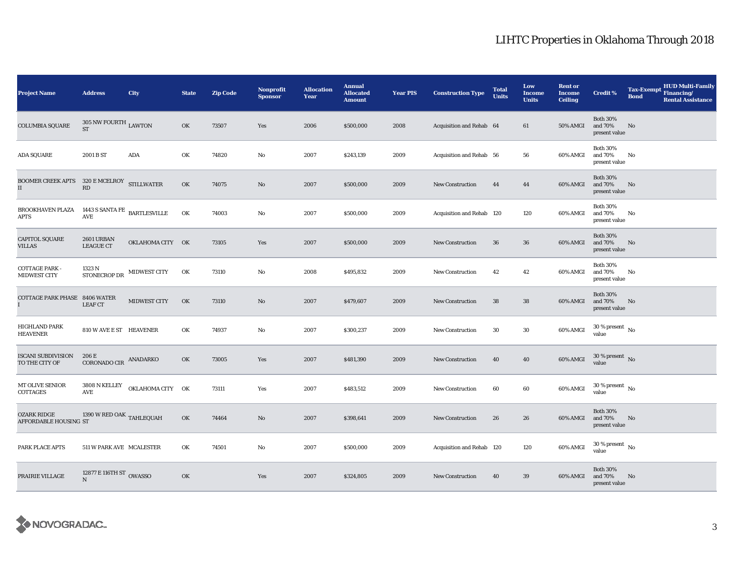# LIHTC Properties in Oklahoma Through 2018

| Project Name | Address | City | State | Zip Code | Nonprofit Sponsor | Allocation Year | Annual Allocated Amount | Year PIS | Construction Type | Total Units | Low Income Units | Rent or Income Ceiling | Credit % | Tax-Exempt Bond | HUD Multi-Family Financing/ Rental Assistance |
|---|---|---|---|---|---|---|---|---|---|---|---|---|---|---|---|
| COLUMBIA SQUARE | 305 NW FOURTH ST | LAWTON | OK | 73507 | Yes | 2006 | $500,000 | 2008 | Acquisition and Rehab | 64 | 61 | 50% AMGI | Both 30% and 70% present value | No | |
| ADA SQUARE | 2001 B ST | ADA | OK | 74820 | No | 2007 | $243,139 | 2009 | Acquisition and Rehab | 56 | 56 | 60% AMGI | Both 30% and 70% present value | No | |
| BOOMER CREEK APTS II | 320 E MCELROY RD | STILLWATER | OK | 74075 | No | 2007 | $500,000 | 2009 | New Construction | 44 | 44 | 60% AMGI | Both 30% and 70% present value | No | |
| BROOKHAVEN PLAZA APTS | 1443 S SANTA FE AVE | BARTLESVILLE | OK | 74003 | No | 2007 | $500,000 | 2009 | Acquisition and Rehab | 120 | 120 | 60% AMGI | Both 30% and 70% present value | No | |
| CAPITOL SQUARE VILLAS | 2601 URBAN LEAGUE CT | OKLAHOMA CITY | OK | 73105 | Yes | 2007 | $500,000 | 2009 | New Construction | 36 | 36 | 60% AMGI | Both 30% and 70% present value | No | |
| COTTAGE PARK - MIDWEST CITY | 1323 N STONECROP DR | MIDWEST CITY | OK | 73110 | No | 2008 | $495,832 | 2009 | New Construction | 42 | 42 | 60% AMGI | Both 30% and 70% present value | No | |
| COTTAGE PARK PHASE I | 8406 WATER LEAF CT | MIDWEST CITY | OK | 73110 | No | 2007 | $479,607 | 2009 | New Construction | 38 | 38 | 60% AMGI | Both 30% and 70% present value | No | |
| HIGHLAND PARK HEAVENER | 810 W AVE E ST | HEAVENER | OK | 74937 | No | 2007 | $300,237 | 2009 | New Construction | 30 | 30 | 60% AMGI | 30 % present value | No | |
| ISCANI SUBDIVISION TO THE CITY OF | 206 E CORONADO CIR | ANADARKO | OK | 73005 | Yes | 2007 | $481,390 | 2009 | New Construction | 40 | 40 | 60% AMGI | 30 % present value | No | |
| MT OLIVE SENIOR COTTAGES | 3808 N KELLEY AVE | OKLAHOMA CITY | OK | 73111 | Yes | 2007 | $483,512 | 2009 | New Construction | 60 | 60 | 60% AMGI | 30 % present value | No | |
| OZARK RIDGE AFFORDABLE HOUSING | 1390 W RED OAK ST | TAHLEQUAH | OK | 74464 | No | 2007 | $398,641 | 2009 | New Construction | 26 | 26 | 60% AMGI | Both 30% and 70% present value | No | |
| PARK PLACE APTS | 511 W PARK AVE | MCALESTER | OK | 74501 | No | 2007 | $500,000 | 2009 | Acquisition and Rehab | 120 | 120 | 60% AMGI | 30 % present value | No | |
| PRAIRIE VILLAGE | 12877 E 116TH ST N | OWASSO | OK | | Yes | 2007 | $324,805 | 2009 | New Construction | 40 | 39 | 60% AMGI | Both 30% and 70% present value | No | |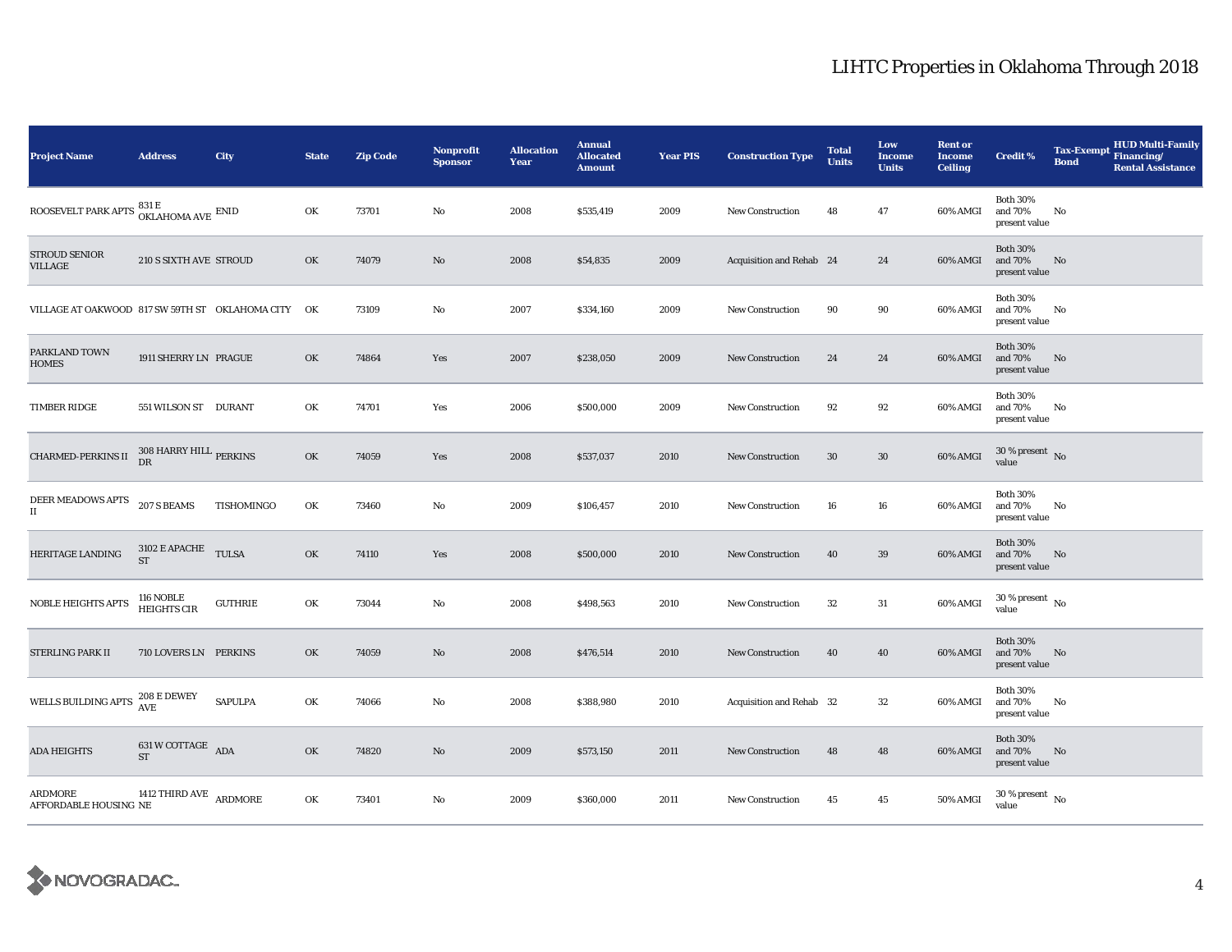# LIHTC Properties in Oklahoma Through 2018

| Project Name | Address | City | State | Zip Code | Nonprofit Sponsor | Allocation Year | Annual Allocated Amount | Year PIS | Construction Type | Total Units | Low Income Units | Rent or Income Ceiling | Credit % | Tax-Exempt Bond | HUD Multi-Family Financing/ Rental Assistance |
|---|---|---|---|---|---|---|---|---|---|---|---|---|---|---|---|
| ROOSEVELT PARK APTS | 831 E OKLAHOMA AVE | ENID | OK | 73701 | No | 2008 | $535,419 | 2009 | New Construction | 48 | 47 | 60% AMGI | Both 30% and 70% present value | No | |
| STROUD SENIOR VILLAGE | 210 S SIXTH AVE | STROUD | OK | 74079 | No | 2008 | $54,835 | 2009 | Acquisition and Rehab | 24 | 24 | 60% AMGI | Both 30% and 70% present value | No | |
| VILLAGE AT OAKWOOD | 817 SW 59TH ST | OKLAHOMA CITY | OK | 73109 | No | 2007 | $334,160 | 2009 | New Construction | 90 | 90 | 60% AMGI | Both 30% and 70% present value | No | |
| PARKLAND TOWN HOMES | 1911 SHERRY LN | PRAGUE | OK | 74864 | Yes | 2007 | $238,050 | 2009 | New Construction | 24 | 24 | 60% AMGI | Both 30% and 70% present value | No | |
| TIMBER RIDGE | 551 WILSON ST | DURANT | OK | 74701 | Yes | 2006 | $500,000 | 2009 | New Construction | 92 | 92 | 60% AMGI | Both 30% and 70% present value | No | |
| CHARMED-PERKINS II | 308 HARRY HILL DR | PERKINS | OK | 74059 | Yes | 2008 | $537,037 | 2010 | New Construction | 30 | 30 | 60% AMGI | 30 % present value | No | |
| DEER MEADOWS APTS II | 207 S BEAMS | TISHOMINGO | OK | 73460 | No | 2009 | $106,457 | 2010 | New Construction | 16 | 16 | 60% AMGI | Both 30% and 70% present value | No | |
| HERITAGE LANDING | 3102 E APACHE ST | TULSA | OK | 74110 | Yes | 2008 | $500,000 | 2010 | New Construction | 40 | 39 | 60% AMGI | Both 30% and 70% present value | No | |
| NOBLE HEIGHTS APTS | 116 NOBLE HEIGHTS CIR | GUTHRIE | OK | 73044 | No | 2008 | $498,563 | 2010 | New Construction | 32 | 31 | 60% AMGI | 30 % present value | No | |
| STERLING PARK II | 710 LOVERS LN | PERKINS | OK | 74059 | No | 2008 | $476,514 | 2010 | New Construction | 40 | 40 | 60% AMGI | Both 30% and 70% present value | No | |
| WELLS BUILDING APTS | 208 E DEWEY AVE | SAPULPA | OK | 74066 | No | 2008 | $388,980 | 2010 | Acquisition and Rehab | 32 | 32 | 60% AMGI | Both 30% and 70% present value | No | |
| ADA HEIGHTS | 631 W COTTAGE ST | ADA | OK | 74820 | No | 2009 | $573,150 | 2011 | New Construction | 48 | 48 | 60% AMGI | Both 30% and 70% present value | No | |
| ARDMORE AFFORDABLE HOUSING | 1412 THIRD AVE NE | ARDMORE | OK | 73401 | No | 2009 | $360,000 | 2011 | New Construction | 45 | 45 | 50% AMGI | 30 % present value | No | |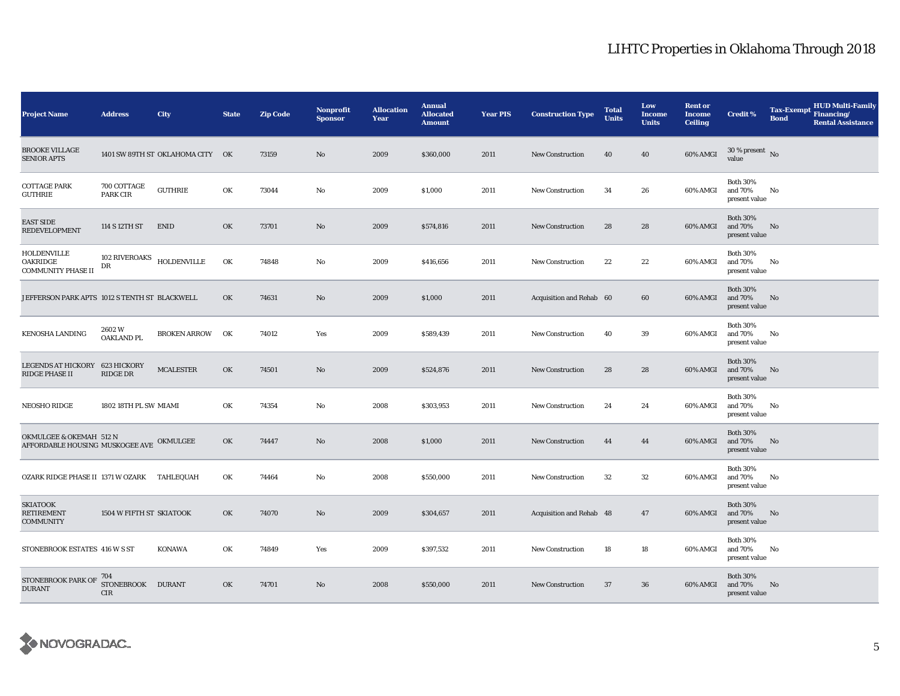# LIHTC Properties in Oklahoma Through 2018

| Project Name | Address | City | State | Zip Code | Nonprofit Sponsor | Allocation Year | Annual Allocated Amount | Year PIS | Construction Type | Total Units | Low Income Units | Rent or Income Ceiling | Credit % | Tax-Exempt Bond | HUD Multi-Family Financing/ Rental Assistance |
|---|---|---|---|---|---|---|---|---|---|---|---|---|---|---|---|
| BROOKE VILLAGE SENIOR APTS | 1401 SW 89TH ST | OKLAHOMA CITY | OK | 73159 | No | 2009 | $360,000 | 2011 | New Construction | 40 | 40 | 60% AMGI | 30 % present value | No | |
| COTTAGE PARK GUTHRIE | 700 COTTAGE PARK CIR | GUTHRIE | OK | 73044 | No | 2009 | $1,000 | 2011 | New Construction | 34 | 26 | 60% AMGI | Both 30% and 70% present value | No | |
| EAST SIDE REDEVELOPMENT | 114 S 12TH ST | ENID | OK | 73701 | No | 2009 | $574,816 | 2011 | New Construction | 28 | 28 | 60% AMGI | Both 30% and 70% present value | No | |
| HOLDENVILLE OAKRIDGE COMMUNITY PHASE II | 102 RIVEROAKS DR | HOLDENVILLE | OK | 74848 | No | 2009 | $416,656 | 2011 | New Construction | 22 | 22 | 60% AMGI | Both 30% and 70% present value | No | |
| JEFFERSON PARK APTS | 1012 S TENTH ST | BLACKWELL | OK | 74631 | No | 2009 | $1,000 | 2011 | Acquisition and Rehab | 60 | 60 | 60% AMGI | Both 30% and 70% present value | No | |
| KENOSHA LANDING | 2602 W OAKLAND PL | BROKEN ARROW | OK | 74012 | Yes | 2009 | $589,439 | 2011 | New Construction | 40 | 39 | 60% AMGI | Both 30% and 70% present value | No | |
| LEGENDS AT HICKORY RIDGE PHASE II | 623 HICKORY RIDGE DR | MCALESTER | OK | 74501 | No | 2009 | $524,876 | 2011 | New Construction | 28 | 28 | 60% AMGI | Both 30% and 70% present value | No | |
| NEOSHO RIDGE | 1802 18TH PL SW | MIAMI | OK | 74354 | No | 2008 | $303,953 | 2011 | New Construction | 24 | 24 | 60% AMGI | Both 30% and 70% present value | No | |
| OKMULGEE & OKEMAH AFFORDABLE HOUSING | 512 N MUSKOGEE AVE | OKMULGEE | OK | 74447 | No | 2008 | $1,000 | 2011 | New Construction | 44 | 44 | 60% AMGI | Both 30% and 70% present value | No | |
| OZARK RIDGE PHASE II | 1371 W OZARK | TAHLEQUAH | OK | 74464 | No | 2008 | $550,000 | 2011 | New Construction | 32 | 32 | 60% AMGI | Both 30% and 70% present value | No | |
| SKIATOOK RETIREMENT COMMUNITY | 1504 W FIFTH ST | SKIATOOK | OK | 74070 | No | 2009 | $304,657 | 2011 | Acquisition and Rehab | 48 | 47 | 60% AMGI | Both 30% and 70% present value | No | |
| STONEBROOK ESTATES | 416 W S ST | KONAWA | OK | 74849 | Yes | 2009 | $397,532 | 2011 | New Construction | 18 | 18 | 60% AMGI | Both 30% and 70% present value | No | |
| STONEBROOK PARK OF DURANT | 704 STONEBROOK CIR | DURANT | OK | 74701 | No | 2008 | $550,000 | 2011 | New Construction | 37 | 36 | 60% AMGI | Both 30% and 70% present value | No | |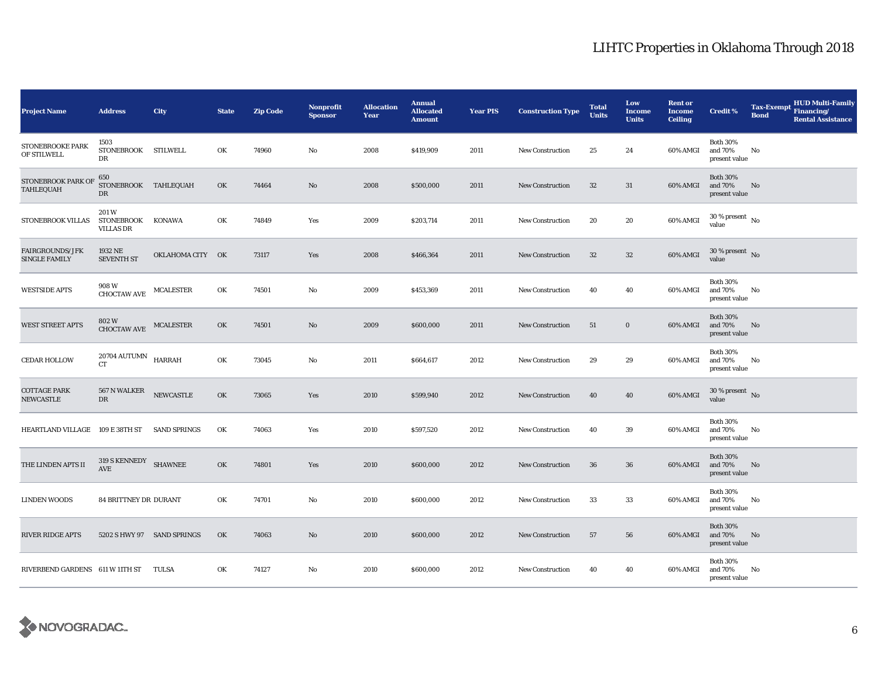## LIHTC Properties in Oklahoma Through 2018

| Project Name | Address | City | State | Zip Code | Nonprofit Sponsor | Allocation Year | Annual Allocated Amount | Year PIS | Construction Type | Total Units | Low Income Units | Rent or Income Ceiling | Credit % | Tax-Exempt Bond | HUD Multi-Family Financing/ Rental Assistance |
|---|---|---|---|---|---|---|---|---|---|---|---|---|---|---|---|
| STONEBROOKE PARK OF STILWELL | 1503 STONEBROOK DR | STILWELL | OK | 74960 | No | 2008 | $419,909 | 2011 | New Construction | 25 | 24 | 60% AMGI | Both 30% and 70% present value | No | |
| STONEBROOK PARK OF TAHLEQUAH | 650 STONEBROOK DR | TAHLEQUAH | OK | 74464 | No | 2008 | $500,000 | 2011 | New Construction | 32 | 31 | 60% AMGI | Both 30% and 70% present value | No | |
| STONEBROOK VILLAS | 201 W STONEBROOK VILLAS DR | KONAWA | OK | 74849 | Yes | 2009 | $203,714 | 2011 | New Construction | 20 | 20 | 60% AMGI | 30 % present value | No | |
| FAIRGROUNDS/JFK SINGLE FAMILY | 1932 NE SEVENTH ST | OKLAHOMA CITY | OK | 73117 | Yes | 2008 | $466,364 | 2011 | New Construction | 32 | 32 | 60% AMGI | 30 % present value | No | |
| WESTSIDE APTS | 908 W CHOCTAW AVE | MCALESTER | OK | 74501 | No | 2009 | $453,369 | 2011 | New Construction | 40 | 40 | 60% AMGI | Both 30% and 70% present value | No | |
| WEST STREET APTS | 802 W CHOCTAW AVE | MCALESTER | OK | 74501 | No | 2009 | $600,000 | 2011 | New Construction | 51 | 0 | 60% AMGI | Both 30% and 70% present value | No | |
| CEDAR HOLLOW | 20704 AUTUMN CT | HARRAH | OK | 73045 | No | 2011 | $664,617 | 2012 | New Construction | 29 | 29 | 60% AMGI | Both 30% and 70% present value | No | |
| COTTAGE PARK NEWCASTLE | 567 N WALKER DR | NEWCASTLE | OK | 73065 | Yes | 2010 | $599,940 | 2012 | New Construction | 40 | 40 | 60% AMGI | 30 % present value | No | |
| HEARTLAND VILLAGE | 109 E 38TH ST | SAND SPRINGS | OK | 74063 | Yes | 2010 | $597,520 | 2012 | New Construction | 40 | 39 | 60% AMGI | Both 30% and 70% present value | No | |
| THE LINDEN APTS II | 319 S KENNEDY AVE | SHAWNEE | OK | 74801 | Yes | 2010 | $600,000 | 2012 | New Construction | 36 | 36 | 60% AMGI | Both 30% and 70% present value | No | |
| LINDEN WOODS | 84 BRITTNEY DR | DURANT | OK | 74701 | No | 2010 | $600,000 | 2012 | New Construction | 33 | 33 | 60% AMGI | Both 30% and 70% present value | No | |
| RIVER RIDGE APTS | 5202 S HWY 97 | SAND SPRINGS | OK | 74063 | No | 2010 | $600,000 | 2012 | New Construction | 57 | 56 | 60% AMGI | Both 30% and 70% present value | No | |
| RIVERBEND GARDENS | 611 W 11TH ST | TULSA | OK | 74127 | No | 2010 | $600,000 | 2012 | New Construction | 40 | 40 | 60% AMGI | Both 30% and 70% present value | No | |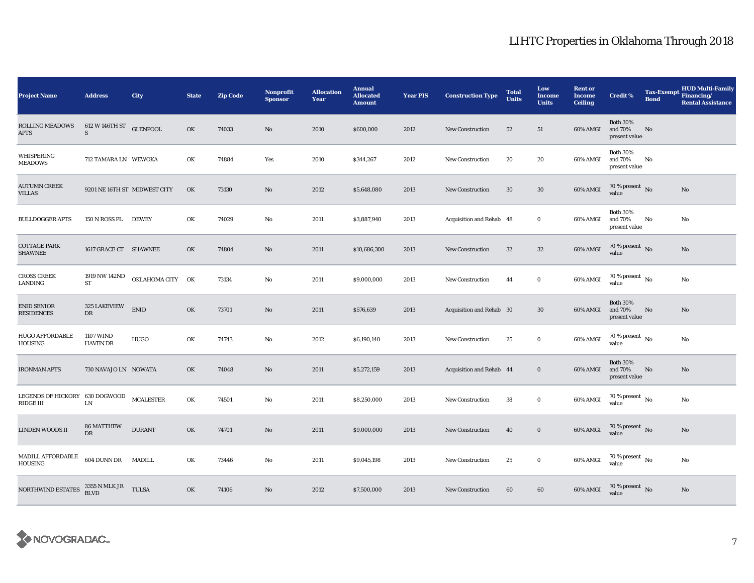# LIHTC Properties in Oklahoma Through 2018

| Project Name | Address | City | State | Zip Code | Nonprofit Sponsor | Allocation Year | Annual Allocated Amount | Year PIS | Construction Type | Total Units | Low Income Units | Rent or Income Ceiling | Credit % | Tax-Exempt Bond | HUD Multi-Family Financing/ Rental Assistance |
|---|---|---|---|---|---|---|---|---|---|---|---|---|---|---|---|
| ROLLING MEADOWS APTS | 612 W 146TH ST S | GLENPOOL | OK | 74033 | No | 2010 | $600,000 | 2012 | New Construction | 52 | 51 | 60% AMGI | Both 30% and 70% present value | No | |
| WHISPERING MEADOWS | 712 TAMARA LN | WEWOKA | OK | 74884 | Yes | 2010 | $344,267 | 2012 | New Construction | 20 | 20 | 60% AMGI | Both 30% and 70% present value | No | |
| AUTUMN CREEK VILLAS | 9201 NE 16TH ST | MIDWEST CITY | OK | 73130 | No | 2012 | $5,648,080 | 2013 | New Construction | 30 | 30 | 60% AMGI | 70 % present value | No | No |
| BULLDOGGER APTS | 150 N ROSS PL | DEWEY | OK | 74029 | No | 2011 | $3,887,940 | 2013 | Acquisition and Rehab | 48 | 0 | 60% AMGI | Both 30% and 70% present value | No | No |
| COTTAGE PARK SHAWNEE | 1617 GRACE CT | SHAWNEE | OK | 74804 | No | 2011 | $10,686,300 | 2013 | New Construction | 32 | 32 | 60% AMGI | 70 % present value | No | No |
| CROSS CREEK LANDING | 1919 NW 142ND ST | OKLAHOMA CITY | OK | 73134 | No | 2011 | $9,000,000 | 2013 | New Construction | 44 | 0 | 60% AMGI | 70 % present value | No | No |
| ENID SENIOR RESIDENCES | 325 LAKEVIEW DR | ENID | OK | 73701 | No | 2011 | $576,639 | 2013 | Acquisition and Rehab | 30 | 30 | 60% AMGI | Both 30% and 70% present value | No | No |
| HUGO AFFORDABLE HOUSING | 1107 WIND HAVEN DR | HUGO | OK | 74743 | No | 2012 | $6,190,140 | 2013 | New Construction | 25 | 0 | 60% AMGI | 70 % present value | No | No |
| IRONMAN APTS | 730 NAVAJO LN | NOWATA | OK | 74048 | No | 2011 | $5,272,159 | 2013 | Acquisition and Rehab | 44 | 0 | 60% AMGI | Both 30% and 70% present value | No | No |
| LEGENDS OF HICKORY RIDGE III | 630 DOGWOOD LN | MCALESTER | OK | 74501 | No | 2011 | $8,250,000 | 2013 | New Construction | 38 | 0 | 60% AMGI | 70 % present value | No | No |
| LINDEN WOODS II | 86 MATTHEW DR | DURANT | OK | 74701 | No | 2011 | $9,000,000 | 2013 | New Construction | 40 | 0 | 60% AMGI | 70 % present value | No | No |
| MADILL AFFORDABLE HOUSING | 604 DUNN DR | MADILL | OK | 73446 | No | 2011 | $9,045,198 | 2013 | New Construction | 25 | 0 | 60% AMGI | 70 % present value | No | No |
| NORTHWIND ESTATES | 3355 N MLK JR BLVD | TULSA | OK | 74106 | No | 2012 | $7,500,000 | 2013 | New Construction | 60 | 60 | 60% AMGI | 70 % present value | No | No |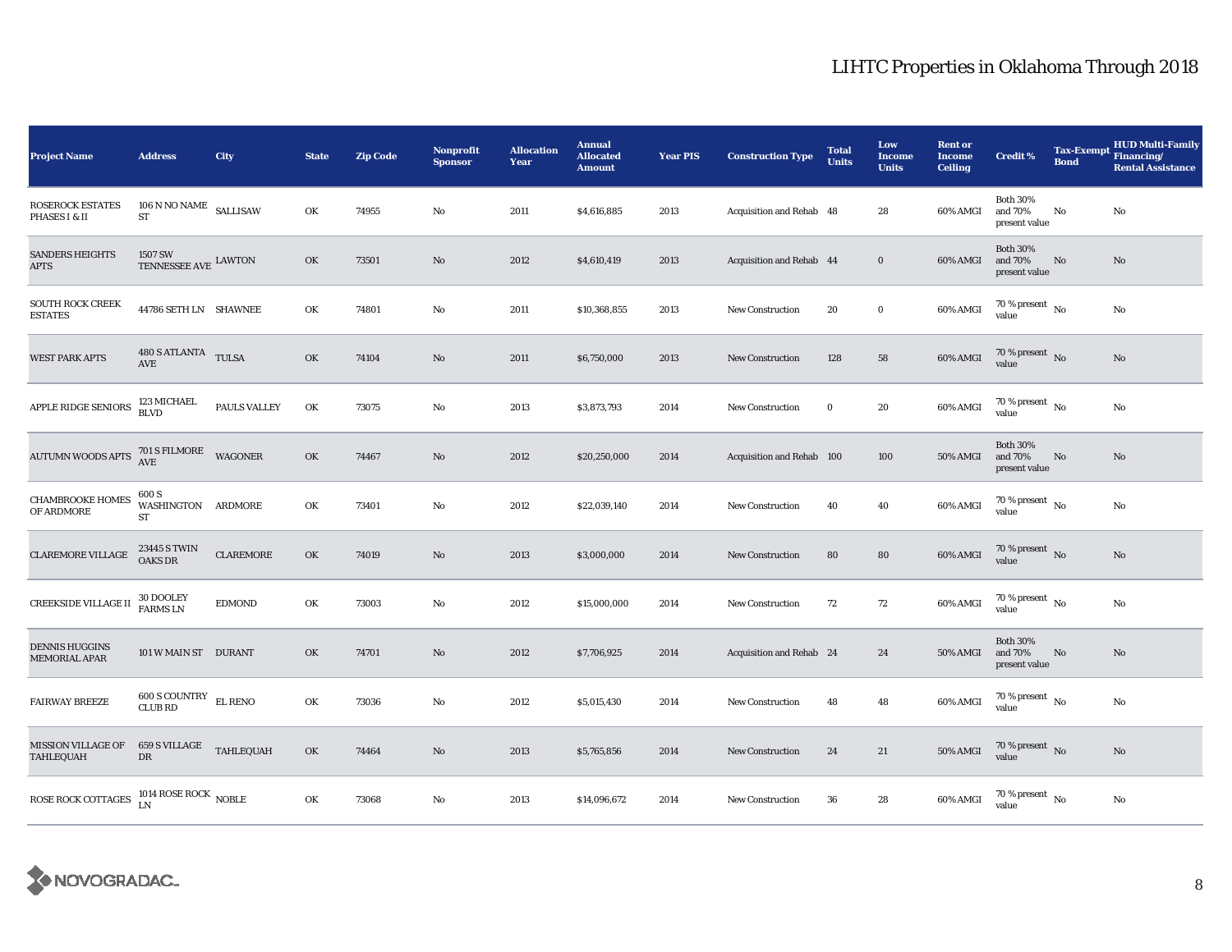# LIHTC Properties in Oklahoma Through 2018

| Project Name | Address | City | State | Zip Code | Nonprofit Sponsor | Allocation Year | Annual Allocated Amount | Year PIS | Construction Type | Total Units | Low Income Units | Rent or Income Ceiling | Credit % | Tax-Exempt Bond | HUD Multi-Family Financing/ Rental Assistance |
|---|---|---|---|---|---|---|---|---|---|---|---|---|---|---|---|
| ROSEROCK ESTATES PHASES I & II | 106 N NO NAME ST | SALLISAW | OK | 74955 | No | 2011 | $4,616,885 | 2013 | Acquisition and Rehab | 48 | 28 | 60% AMGI | Both 30% and 70% present value | No | No |
| SANDERS HEIGHTS APTS | 1507 SW TENNESSEE AVE | LAWTON | OK | 73501 | No | 2012 | $4,610,419 | 2013 | Acquisition and Rehab | 44 | 0 | 60% AMGI | Both 30% and 70% present value | No | No |
| SOUTH ROCK CREEK ESTATES | 44786 SETH LN | SHAWNEE | OK | 74801 | No | 2011 | $10,368,855 | 2013 | New Construction | 20 | 0 | 60% AMGI | 70 % present value | No | No |
| WEST PARK APTS | 480 S ATLANTA AVE | TULSA | OK | 74104 | No | 2011 | $6,750,000 | 2013 | New Construction | 128 | 58 | 60% AMGI | 70 % present value | No | No |
| APPLE RIDGE SENIORS | 123 MICHAEL BLVD | PAULS VALLEY | OK | 73075 | No | 2013 | $3,873,793 | 2014 | New Construction | 0 | 20 | 60% AMGI | 70 % present value | No | No |
| AUTUMN WOODS APTS | 701 S FILMORE AVE | WAGONER | OK | 74467 | No | 2012 | $20,250,000 | 2014 | Acquisition and Rehab | 100 | 100 | 50% AMGI | Both 30% and 70% present value | No | No |
| CHAMBROOKE HOMES OF ARDMORE | 600 S WASHINGTON ST | ARDMORE | OK | 73401 | No | 2012 | $22,039,140 | 2014 | New Construction | 40 | 40 | 60% AMGI | 70 % present value | No | No |
| CLAREMORE VILLAGE | 23445 S TWIN OAKS DR | CLAREMORE | OK | 74019 | No | 2013 | $3,000,000 | 2014 | New Construction | 80 | 80 | 60% AMGI | 70 % present value | No | No |
| CREEKSIDE VILLAGE II | 30 DOOLEY FARMS LN | EDMOND | OK | 73003 | No | 2012 | $15,000,000 | 2014 | New Construction | 72 | 72 | 60% AMGI | 70 % present value | No | No |
| DENNIS HUGGINS MEMORIAL APAR | 101 W MAIN ST | DURANT | OK | 74701 | No | 2012 | $7,706,925 | 2014 | Acquisition and Rehab | 24 | 24 | 50% AMGI | Both 30% and 70% present value | No | No |
| FAIRWAY BREEZE | 600 S COUNTRY CLUB RD | EL RENO | OK | 73036 | No | 2012 | $5,015,430 | 2014 | New Construction | 48 | 48 | 60% AMGI | 70 % present value | No | No |
| MISSION VILLAGE OF TAHLEQUAH | 659 S VILLAGE DR | TAHLEQUAH | OK | 74464 | No | 2013 | $5,765,856 | 2014 | New Construction | 24 | 21 | 50% AMGI | 70 % present value | No | No |
| ROSE ROCK COTTAGES | 1014 ROSE ROCK LN | NOBLE | OK | 73068 | No | 2013 | $14,096,672 | 2014 | New Construction | 36 | 28 | 60% AMGI | 70 % present value | No | No |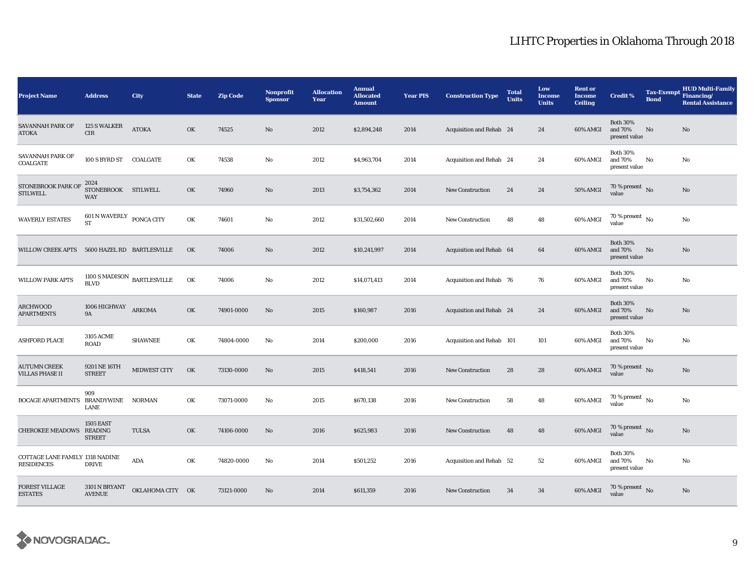| Project Name | Address | City | State | Zip Code | Nonprofit Sponsor | Allocation Year | Annual Allocated Amount | Year PIS | Construction Type | Total Units | Low Income Units | Rent or Income Ceiling | Credit % | Tax-Exempt Bond | HUD Multi-Family Financing/ Rental Assistance |
|---|---|---|---|---|---|---|---|---|---|---|---|---|---|---|---|
| SAVANNAH PARK OF ATOKA | 125 S WALKER CIR | ATOKA | OK | 74525 | No | 2012 | $2,894,248 | 2014 | Acquisition and Rehab | 24 | 24 | 60% AMGI | Both 30% and 70% present value | No | No |
| SAVANNAH PARK OF COALGATE | 100 S BYRD ST | COALGATE | OK | 74538 | No | 2012 | $4,963,704 | 2014 | Acquisition and Rehab | 24 | 24 | 60% AMGI | Both 30% and 70% present value | No | No |
| STONEBROOK PARK OF STILWELL | 2024 STONEBROOK WAY | STILWELL | OK | 74960 | No | 2013 | $3,754,362 | 2014 | New Construction | 24 | 24 | 50% AMGI | 70 % present value | No | No |
| WAVERLY ESTATES | 601 N WAVERLY ST | PONCA CITY | OK | 74601 | No | 2012 | $31,502,660 | 2014 | New Construction | 48 | 48 | 60% AMGI | 70 % present value | No | No |
| WILLOW CREEK APTS | 5600 HAZEL RD | BARTLESVILLE | OK | 74006 | No | 2012 | $10,241,997 | 2014 | Acquisition and Rehab | 64 | 64 | 60% AMGI | Both 30% and 70% present value | No | No |
| WILLOW PARK APTS | 1100 S MADISON BLVD | BARTLESVILLE | OK | 74006 | No | 2012 | $14,071,413 | 2014 | Acquisition and Rehab | 76 | 76 | 60% AMGI | Both 30% and 70% present value | No | No |
| ARCHWOOD APARTMENTS | 1006 HIGHWAY 9A | ARKOMA | OK | 74901-0000 | No | 2015 | $160,987 | 2016 | Acquisition and Rehab | 24 | 24 | 60% AMGI | Both 30% and 70% present value | No | No |
| ASHFORD PLACE | 3105 ACME ROAD | SHAWNEE | OK | 74804-0000 | No | 2014 | $200,000 | 2016 | Acquisition and Rehab | 101 | 101 | 60% AMGI | Both 30% and 70% present value | No | No |
| AUTUMN CREEK VILLAS PHASE II | 9201 NE 16TH STREET | MIDWEST CITY | OK | 73130-0000 | No | 2015 | $418,541 | 2016 | New Construction | 28 | 28 | 60% AMGI | 70 % present value | No | No |
| BOCAGE APARTMENTS | 909 BRANDYWINE LANE | NORMAN | OK | 73071-0000 | No | 2015 | $670,138 | 2016 | New Construction | 58 | 48 | 60% AMGI | 70 % present value | No | No |
| CHEROKEE MEADOWS | 1505 EAST READING STREET | TULSA | OK | 74106-0000 | No | 2016 | $625,983 | 2016 | New Construction | 48 | 48 | 60% AMGI | 70 % present value | No | No |
| COTTAGE LANE FAMILY RESIDENCES | 1318 NADINE DRIVE | ADA | OK | 74820-0000 | No | 2014 | $501,252 | 2016 | Acquisition and Rehab | 52 | 52 | 60% AMGI | Both 30% and 70% present value | No | No |
| FOREST VILLAGE ESTATES | 3101 N BRYANT AVENUE | OKLAHOMA CITY | OK | 73121-0000 | No | 2014 | $611,359 | 2016 | New Construction | 34 | 34 | 60% AMGI | 70 % present value | No | No |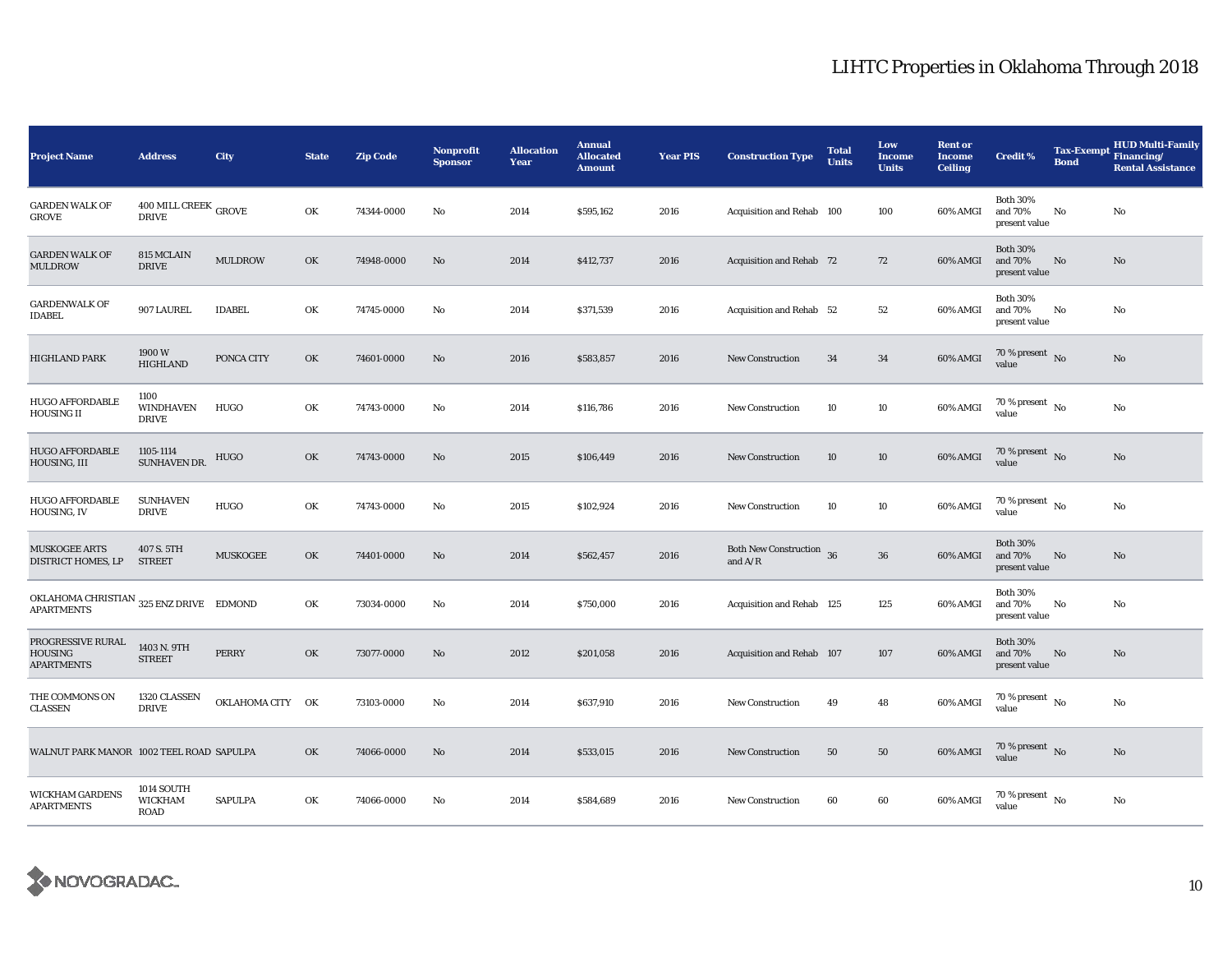# LIHTC Properties in Oklahoma Through 2018

| Project Name | Address | City | State | Zip Code | Nonprofit Sponsor | Allocation Year | Annual Allocated Amount | Year PIS | Construction Type | Total Units | Low Income Units | Rent or Income Ceiling | Credit % | Tax-Exempt Bond | HUD Multi-Family Financing/ Rental Assistance |
|---|---|---|---|---|---|---|---|---|---|---|---|---|---|---|---|
| GARDEN WALK OF GROVE | 400 MILL CREEK DRIVE | GROVE | OK | 74344-0000 | No | 2014 | $595,162 | 2016 | Acquisition and Rehab | 100 | 100 | 60% AMGI | Both 30% and 70% present value | No | No |
| GARDEN WALK OF MULDROW | 815 MCLAIN DRIVE | MULDROW | OK | 74948-0000 | No | 2014 | $412,737 | 2016 | Acquisition and Rehab | 72 | 72 | 60% AMGI | Both 30% and 70% present value | No | No |
| GARDENWALK OF IDABEL | 907 LAUREL | IDABEL | OK | 74745-0000 | No | 2014 | $371,539 | 2016 | Acquisition and Rehab | 52 | 52 | 60% AMGI | Both 30% and 70% present value | No | No |
| HIGHLAND PARK | 1900 W HIGHLAND | PONCA CITY | OK | 74601-0000 | No | 2016 | $583,857 | 2016 | New Construction | 34 | 34 | 60% AMGI | 70 % present value | No | No |
| HUGO AFFORDABLE HOUSING II | 1100 WINDHAVEN DRIVE | HUGO | OK | 74743-0000 | No | 2014 | $116,786 | 2016 | New Construction | 10 | 10 | 60% AMGI | 70 % present value | No | No |
| HUGO AFFORDABLE HOUSING, III | 1105-1114 SUNHAVEN DR. | HUGO | OK | 74743-0000 | No | 2015 | $106,449 | 2016 | New Construction | 10 | 10 | 60% AMGI | 70 % present value | No | No |
| HUGO AFFORDABLE HOUSING, IV | SUNHAVEN DRIVE | HUGO | OK | 74743-0000 | No | 2015 | $102,924 | 2016 | New Construction | 10 | 10 | 60% AMGI | 70 % present value | No | No |
| MUSKOGEE ARTS DISTRICT HOMES, LP | 407 S. 5TH STREET | MUSKOGEE | OK | 74401-0000 | No | 2014 | $562,457 | 2016 | Both New Construction and A/R | 36 | 36 | 60% AMGI | Both 30% and 70% present value | No | No |
| OKLAHOMA CHRISTIAN APARTMENTS | 325 ENZ DRIVE | EDMOND | OK | 73034-0000 | No | 2014 | $750,000 | 2016 | Acquisition and Rehab | 125 | 125 | 60% AMGI | Both 30% and 70% present value | No | No |
| PROGRESSIVE RURAL HOUSING APARTMENTS | 1403 N. 9TH STREET | PERRY | OK | 73077-0000 | No | 2012 | $201,058 | 2016 | Acquisition and Rehab | 107 | 107 | 60% AMGI | Both 30% and 70% present value | No | No |
| THE COMMONS ON CLASSEN | 1320 CLASSEN DRIVE | OKLAHOMA CITY | OK | 73103-0000 | No | 2014 | $637,910 | 2016 | New Construction | 49 | 48 | 60% AMGI | 70 % present value | No | No |
| WALNUT PARK MANOR | 1002 TEEL ROAD | SAPULPA | OK | 74066-0000 | No | 2014 | $533,015 | 2016 | New Construction | 50 | 50 | 60% AMGI | 70 % present value | No | No |
| WICKHAM GARDENS APARTMENTS | 1014 SOUTH WICKHAM ROAD | SAPULPA | OK | 74066-0000 | No | 2014 | $584,689 | 2016 | New Construction | 60 | 60 | 60% AMGI | 70 % present value | No | No |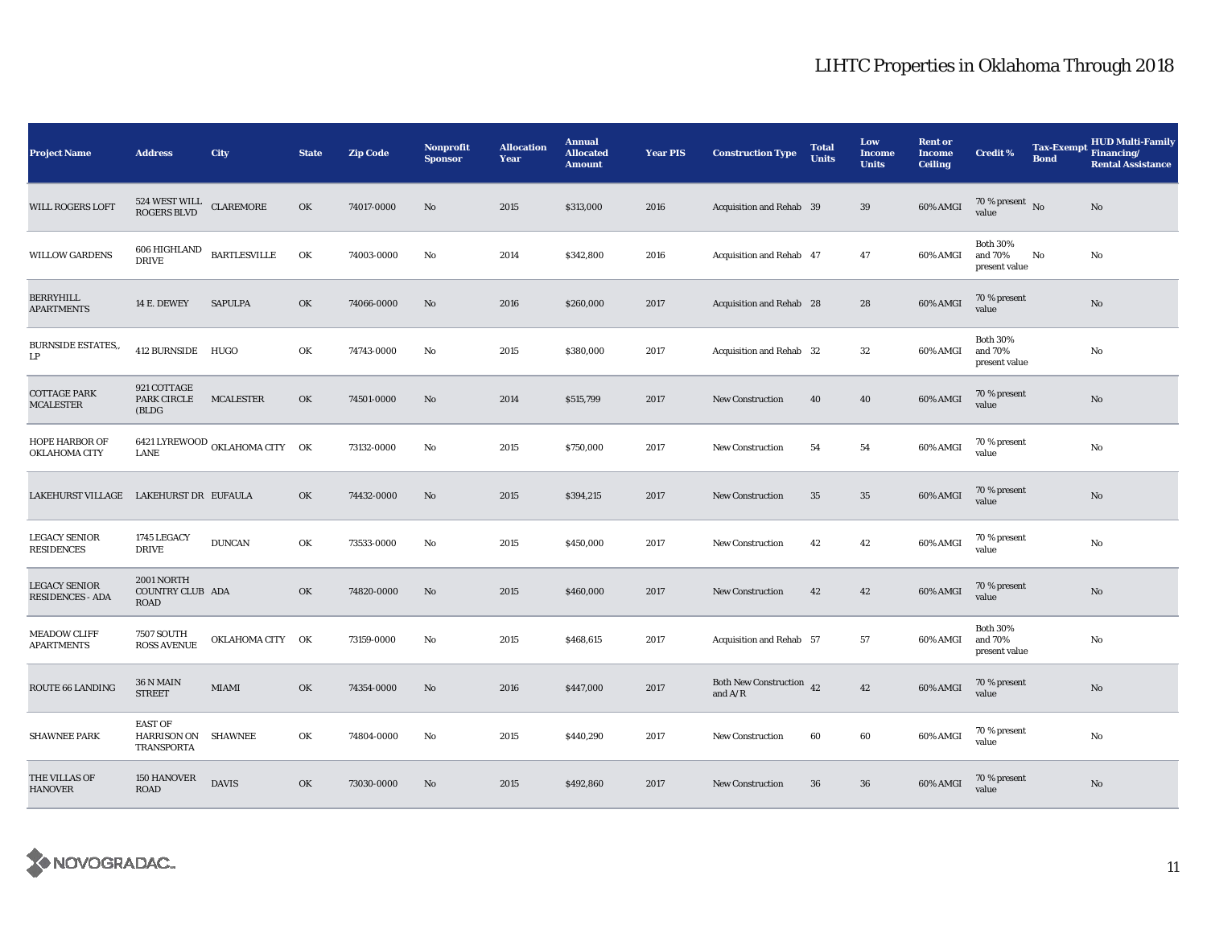# LIHTC Properties in Oklahoma Through 2018

| Project Name | Address | City | State | Zip Code | Nonprofit Sponsor | Allocation Year | Annual Allocated Amount | Year PIS | Construction Type | Total Units | Low Income Units | Rent or Income Ceiling | Credit % | Tax-Exempt Bond | HUD Multi-Family Financing/ Rental Assistance |
|---|---|---|---|---|---|---|---|---|---|---|---|---|---|---|---|
| WILL ROGERS LOFT | 524 WEST WILL ROGERS BLVD | CLAREMORE | OK | 74017-0000 | No | 2015 | $313,000 | 2016 | Acquisition and Rehab | 39 | 39 | 60% AMGI | 70 % present value | No | No |
| WILLOW GARDENS | 606 HIGHLAND DRIVE | BARTLESVILLE | OK | 74003-0000 | No | 2014 | $342,800 | 2016 | Acquisition and Rehab | 47 | 47 | 60% AMGI | Both 30% and 70% present value | No | No |
| BERRYHILL APARTMENTS | 14 E. DEWEY | SAPULPA | OK | 74066-0000 | No | 2016 | $260,000 | 2017 | Acquisition and Rehab | 28 | 28 | 60% AMGI | 70 % present value | | No |
| BURNSIDE ESTATES,, LP | 412 BURNSIDE | HUGO | OK | 74743-0000 | No | 2015 | $380,000 | 2017 | Acquisition and Rehab | 32 | 32 | 60% AMGI | Both 30% and 70% present value | | No |
| COTTAGE PARK MCALESTER | 921 COTTAGE PARK CIRCLE (BLDG | MCALESTER | OK | 74501-0000 | No | 2014 | $515,799 | 2017 | New Construction | 40 | 40 | 60% AMGI | 70 % present value | | No |
| HOPE HARBOR OF OKLAHOMA CITY | 6421 LYREWOOD LANE | OKLAHOMA CITY | OK | 73132-0000 | No | 2015 | $750,000 | 2017 | New Construction | 54 | 54 | 60% AMGI | 70 % present value | | No |
| LAKEHURST VILLAGE | LAKEHURST DR | EUFAULA | OK | 74432-0000 | No | 2015 | $394,215 | 2017 | New Construction | 35 | 35 | 60% AMGI | 70 % present value | | No |
| LEGACY SENIOR RESIDENCES | 1745 LEGACY DRIVE | DUNCAN | OK | 73533-0000 | No | 2015 | $450,000 | 2017 | New Construction | 42 | 42 | 60% AMGI | 70 % present value | | No |
| LEGACY SENIOR RESIDENCES - ADA | 2001 NORTH COUNTRY CLUB ROAD | ADA | OK | 74820-0000 | No | 2015 | $460,000 | 2017 | New Construction | 42 | 42 | 60% AMGI | 70 % present value | | No |
| MEADOW CLIFF APARTMENTS | 7507 SOUTH ROSS AVENUE | OKLAHOMA CITY | OK | 73159-0000 | No | 2015 | $468,615 | 2017 | Acquisition and Rehab | 57 | 57 | 60% AMGI | Both 30% and 70% present value | | No |
| ROUTE 66 LANDING | 36 N MAIN STREET | MIAMI | OK | 74354-0000 | No | 2016 | $447,000 | 2017 | Both New Construction and A/R | 42 | 42 | 60% AMGI | 70 % present value | | No |
| SHAWNEE PARK | EAST OF HARRISON ON TRANSPORTA | SHAWNEE | OK | 74804-0000 | No | 2015 | $440,290 | 2017 | New Construction | 60 | 60 | 60% AMGI | 70 % present value | | No |
| THE VILLAS OF HANOVER | 150 HANOVER ROAD | DAVIS | OK | 73030-0000 | No | 2015 | $492,860 | 2017 | New Construction | 36 | 36 | 60% AMGI | 70 % present value | | No |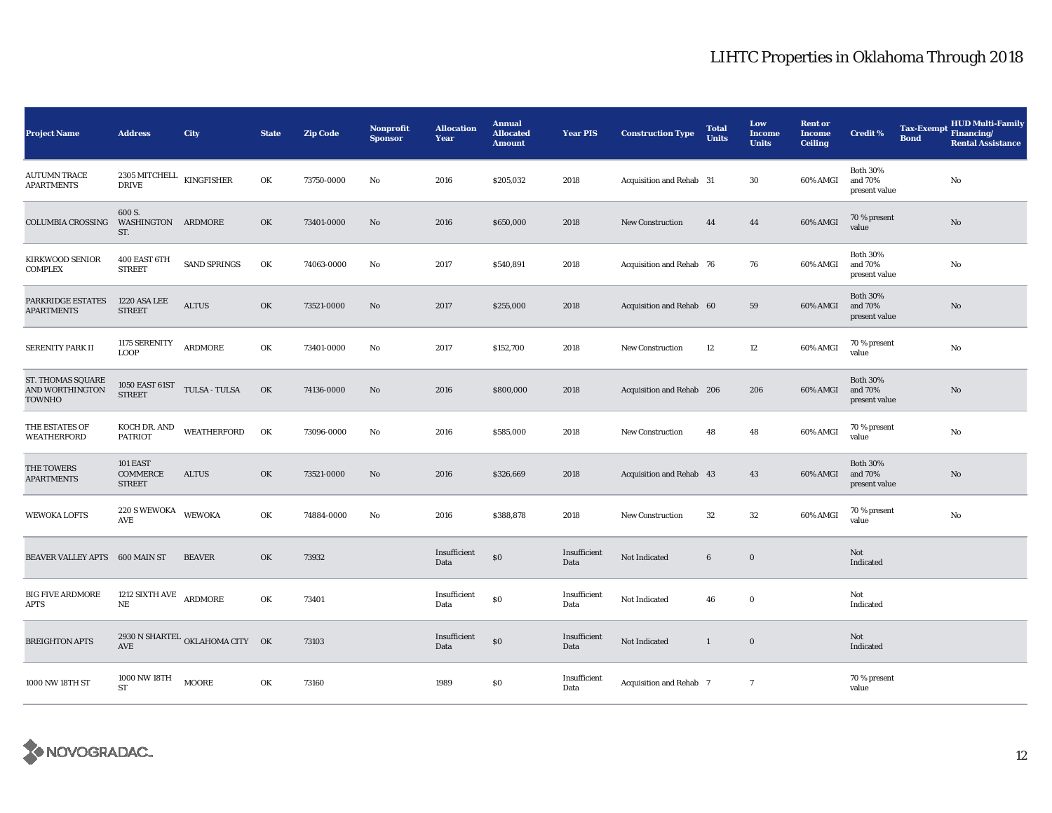## LIHTC Properties in Oklahoma Through 2018

| Project Name | Address | City | State | Zip Code | Nonprofit Sponsor | Allocation Year | Annual Allocated Amount | Year PIS | Construction Type | Total Units | Low Income Units | Rent or Income Ceiling | Credit % | Tax-Exempt Bond | HUD Multi-Family Financing/ Rental Assistance |
|---|---|---|---|---|---|---|---|---|---|---|---|---|---|---|---|
| AUTUMN TRACE APARTMENTS | 2305 MITCHELL DRIVE | KINGFISHER | OK | 73750-0000 | No | 2016 | $205,032 | 2018 | Acquisition and Rehab | 31 | 30 | 60% AMGI | Both 30% and 70% present value | | No |
| COLUMBIA CROSSING | 600 S. WASHINGTON ST. | ARDMORE | OK | 73401-0000 | No | 2016 | $650,000 | 2018 | New Construction | 44 | 44 | 60% AMGI | 70 % present value | | No |
| KIRKWOOD SENIOR COMPLEX | 400 EAST 6TH STREET | SAND SPRINGS | OK | 74063-0000 | No | 2017 | $540,891 | 2018 | Acquisition and Rehab | 76 | 76 | 60% AMGI | Both 30% and 70% present value | | No |
| PARKRIDGE ESTATES APARTMENTS | 1220 ASA LEE STREET | ALTUS | OK | 73521-0000 | No | 2017 | $255,000 | 2018 | Acquisition and Rehab | 60 | 59 | 60% AMGI | Both 30% and 70% present value | | No |
| SERENITY PARK II | 1175 SERENITY LOOP | ARDMORE | OK | 73401-0000 | No | 2017 | $152,700 | 2018 | New Construction | 12 | 12 | 60% AMGI | 70 % present value | | No |
| ST. THOMAS SQUARE AND WORTHINGTON TOWNHO | 1050 EAST 61ST STREET | TULSA - TULSA | OK | 74136-0000 | No | 2016 | $800,000 | 2018 | Acquisition and Rehab | 206 | 206 | 60% AMGI | Both 30% and 70% present value | | No |
| THE ESTATES OF WEATHERFORD | KOCH DR. AND PATRIOT | WEATHERFORD | OK | 73096-0000 | No | 2016 | $585,000 | 2018 | New Construction | 48 | 48 | 60% AMGI | 70 % present value | | No |
| THE TOWERS APARTMENTS | 101 EAST COMMERCE STREET | ALTUS | OK | 73521-0000 | No | 2016 | $326,669 | 2018 | Acquisition and Rehab | 43 | 43 | 60% AMGI | Both 30% and 70% present value | | No |
| WEWOKA LOFTS | 220 S WEWOKA AVE | WEWOKA | OK | 74884-0000 | No | 2016 | $388,878 | 2018 | New Construction | 32 | 32 | 60% AMGI | 70 % present value | | No |
| BEAVER VALLEY APTS | 600 MAIN ST | BEAVER | OK | 73932 | | Insufficient Data | $0 | Insufficient Data | Not Indicated | 6 | 0 | | Not Indicated | | |
| BIG FIVE ARDMORE APTS | 1212 SIXTH AVE NE | ARDMORE | OK | 73401 | | Insufficient Data | $0 | Insufficient Data | Not Indicated | 46 | 0 | | Not Indicated | | |
| BREIGHTON APTS | 2930 N SHARTEL AVE | OKLAHOMA CITY | OK | 73103 | | Insufficient Data | $0 | Insufficient Data | Not Indicated | 1 | 0 | | Not Indicated | | |
| 1000 NW 18TH ST | 1000 NW 18TH ST | MOORE | OK | 73160 | | 1989 | $0 | Insufficient Data | Acquisition and Rehab | 7 | 7 | | 70 % present value | | |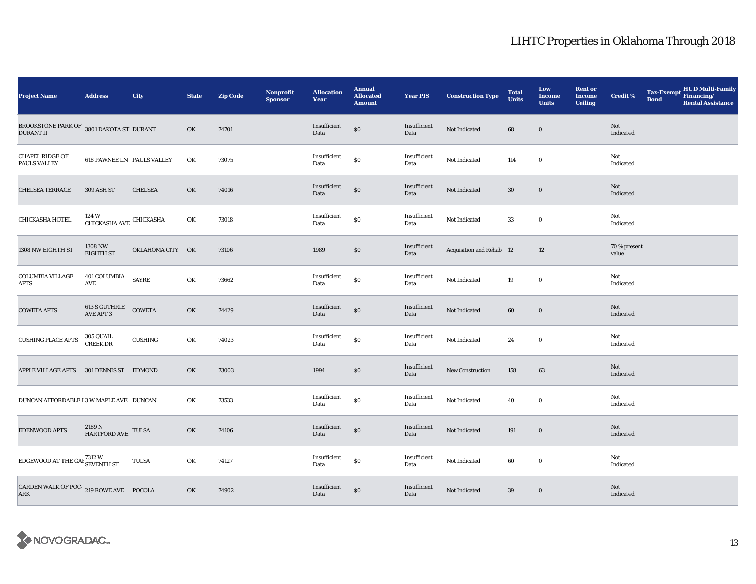# LIHTC Properties in Oklahoma Through 2018

| Project Name | Address | City | State | Zip Code | Nonprofit Sponsor | Allocation Year | Annual Allocated Amount | Year PIS | Construction Type | Total Units | Low Income Units | Rent or Income Ceiling | Credit % | Tax-Exempt Bond | HUD Multi-Family Financing/ Rental Assistance |
|---|---|---|---|---|---|---|---|---|---|---|---|---|---|---|---|
| BROOKSTONE PARK OF DURANT II | 3801 DAKOTA ST | DURANT | OK | 74701 | | Insufficient Data | $0 | Insufficient Data | Not Indicated | 68 | 0 | | Not Indicated | | |
| CHAPEL RIDGE OF PAULS VALLEY | 618 PAWNEE LN | PAULS VALLEY | OK | 73075 | | Insufficient Data | $0 | Insufficient Data | Not Indicated | 114 | 0 | | Not Indicated | | |
| CHELSEA TERRACE | 309 ASH ST | CHELSEA | OK | 74016 | | Insufficient Data | $0 | Insufficient Data | Not Indicated | 30 | 0 | | Not Indicated | | |
| CHICKASHA HOTEL | 124 W CHICKASHA AVE | CHICKASHA | OK | 73018 | | Insufficient Data | $0 | Insufficient Data | Not Indicated | 33 | 0 | | Not Indicated | | |
| 1308 NW EIGHTH ST | 1308 NW EIGHTH ST | OKLAHOMA CITY | OK | 73106 | | 1989 | $0 | Insufficient Data | Acquisition and Rehab | 12 | 12 | | 70 % present value | | |
| COLUMBIA VILLAGE APTS | 401 COLUMBIA AVE | SAYRE | OK | 73662 | | Insufficient Data | $0 | Insufficient Data | Not Indicated | 19 | 0 | | Not Indicated | | |
| COWETA APTS | 613 S GUTHRIE AVE APT 3 | COWETA | OK | 74429 | | Insufficient Data | $0 | Insufficient Data | Not Indicated | 60 | 0 | | Not Indicated | | |
| CUSHING PLACE APTS | 305 QUAIL CREEK DR | CUSHING | OK | 74023 | | Insufficient Data | $0 | Insufficient Data | Not Indicated | 24 | 0 | | Not Indicated | | |
| APPLE VILLAGE APTS | 301 DENNIS ST | EDMOND | OK | 73003 | | 1994 | $0 | Insufficient Data | New Construction | 158 | 63 | | Not Indicated | | |
| DUNCAN AFFORDABLE I | 3 W MAPLE AVE | DUNCAN | OK | 73533 | | Insufficient Data | $0 | Insufficient Data | Not Indicated | 40 | 0 | | Not Indicated | | |
| EDENWOOD APTS | 2189 N HARTFORD AVE | TULSA | OK | 74106 | | Insufficient Data | $0 | Insufficient Data | Not Indicated | 191 | 0 | | Not Indicated | | |
| EDGEWOOD AT THE GA | 7312 W SEVENTH ST | TULSA | OK | 74127 | | Insufficient Data | $0 | Insufficient Data | Not Indicated | 60 | 0 | | Not Indicated | | |
| GARDEN WALK OF POC-ARK | 219 ROWE AVE | POCOLA | OK | 74902 | | Insufficient Data | $0 | Insufficient Data | Not Indicated | 39 | 0 | | Not Indicated | | |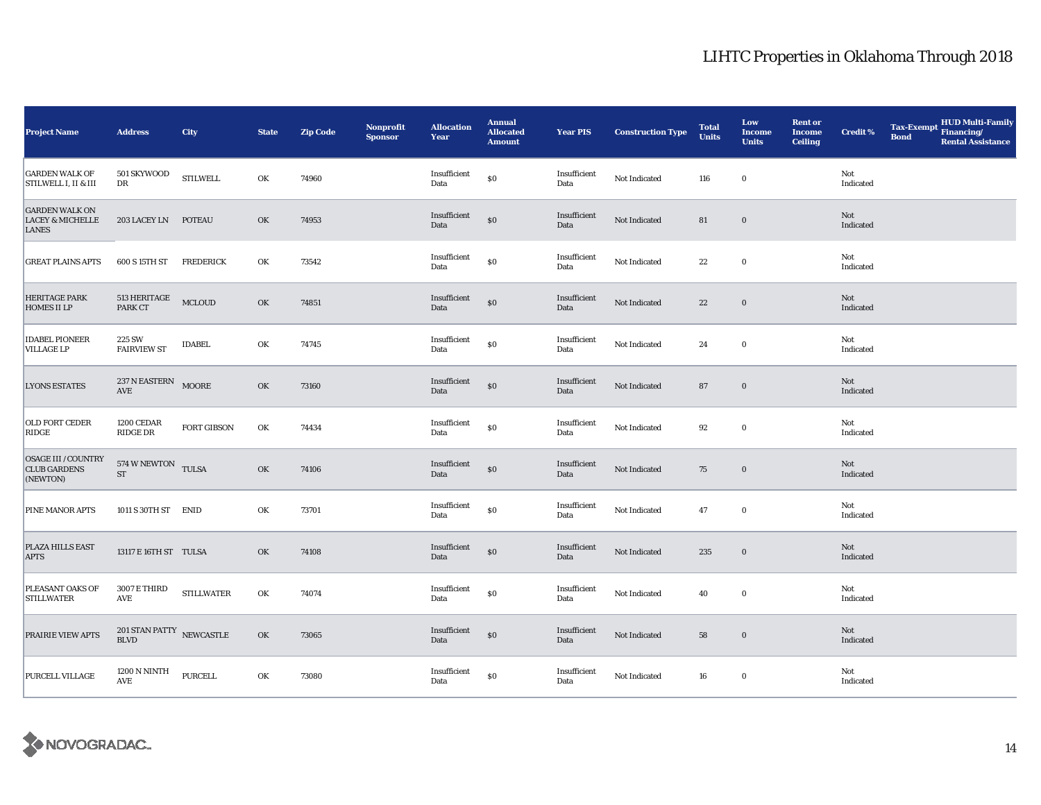# LIHTC Properties in Oklahoma Through 2018

| Project Name | Address | City | State | Zip Code | Nonprofit Sponsor | Allocation Year | Annual Allocated Amount | Year PIS | Construction Type | Total Units | Low Income Units | Rent or Income Ceiling | Credit % | Tax-Exempt Bond | HUD Multi-Family Financing/ Rental Assistance |
|---|---|---|---|---|---|---|---|---|---|---|---|---|---|---|---|
| GARDEN WALK OF STILWELL I, II & III | 501 SKYWOOD DR | STILWELL | OK | 74960 | | Insufficient Data | $0 | Insufficient Data | Not Indicated | 116 | 0 | | Not Indicated | | |
| GARDEN WALK ON LACEY & MICHELLE LANES | 203 LACEY LN | POTEAU | OK | 74953 | | Insufficient Data | $0 | Insufficient Data | Not Indicated | 81 | 0 | | Not Indicated | | |
| GREAT PLAINS APTS | 600 S 15TH ST | FREDERICK | OK | 73542 | | Insufficient Data | $0 | Insufficient Data | Not Indicated | 22 | 0 | | Not Indicated | | |
| HERITAGE PARK HOMES II LP | 513 HERITAGE PARK CT | MCLOUD | OK | 74851 | | Insufficient Data | $0 | Insufficient Data | Not Indicated | 22 | 0 | | Not Indicated | | |
| IDABEL PIONEER VILLAGE LP | 225 SW FAIRVIEW ST | IDABEL | OK | 74745 | | Insufficient Data | $0 | Insufficient Data | Not Indicated | 24 | 0 | | Not Indicated | | |
| LYONS ESTATES | 237 N EASTERN AVE | MOORE | OK | 73160 | | Insufficient Data | $0 | Insufficient Data | Not Indicated | 87 | 0 | | Not Indicated | | |
| OLD FORT CEDER RIDGE | 1200 CEDAR RIDGE DR | FORT GIBSON | OK | 74434 | | Insufficient Data | $0 | Insufficient Data | Not Indicated | 92 | 0 | | Not Indicated | | |
| OSAGE III / COUNTRY CLUB GARDENS (NEWTON) | 574 W NEWTON ST | TULSA | OK | 74106 | | Insufficient Data | $0 | Insufficient Data | Not Indicated | 75 | 0 | | Not Indicated | | |
| PINE MANOR APTS | 1011 S 30TH ST | ENID | OK | 73701 | | Insufficient Data | $0 | Insufficient Data | Not Indicated | 47 | 0 | | Not Indicated | | |
| PLAZA HILLS EAST APTS | 13117 E 16TH ST | TULSA | OK | 74108 | | Insufficient Data | $0 | Insufficient Data | Not Indicated | 235 | 0 | | Not Indicated | | |
| PLEASANT OAKS OF STILLWATER | 3007 E THIRD AVE | STILLWATER | OK | 74074 | | Insufficient Data | $0 | Insufficient Data | Not Indicated | 40 | 0 | | Not Indicated | | |
| PRAIRIE VIEW APTS | 201 STAN PATTY BLVD | NEWCASTLE | OK | 73065 | | Insufficient Data | $0 | Insufficient Data | Not Indicated | 58 | 0 | | Not Indicated | | |
| PURCELL VILLAGE | 1200 N NINTH AVE | PURCELL | OK | 73080 | | Insufficient Data | $0 | Insufficient Data | Not Indicated | 16 | 0 | | Not Indicated | | |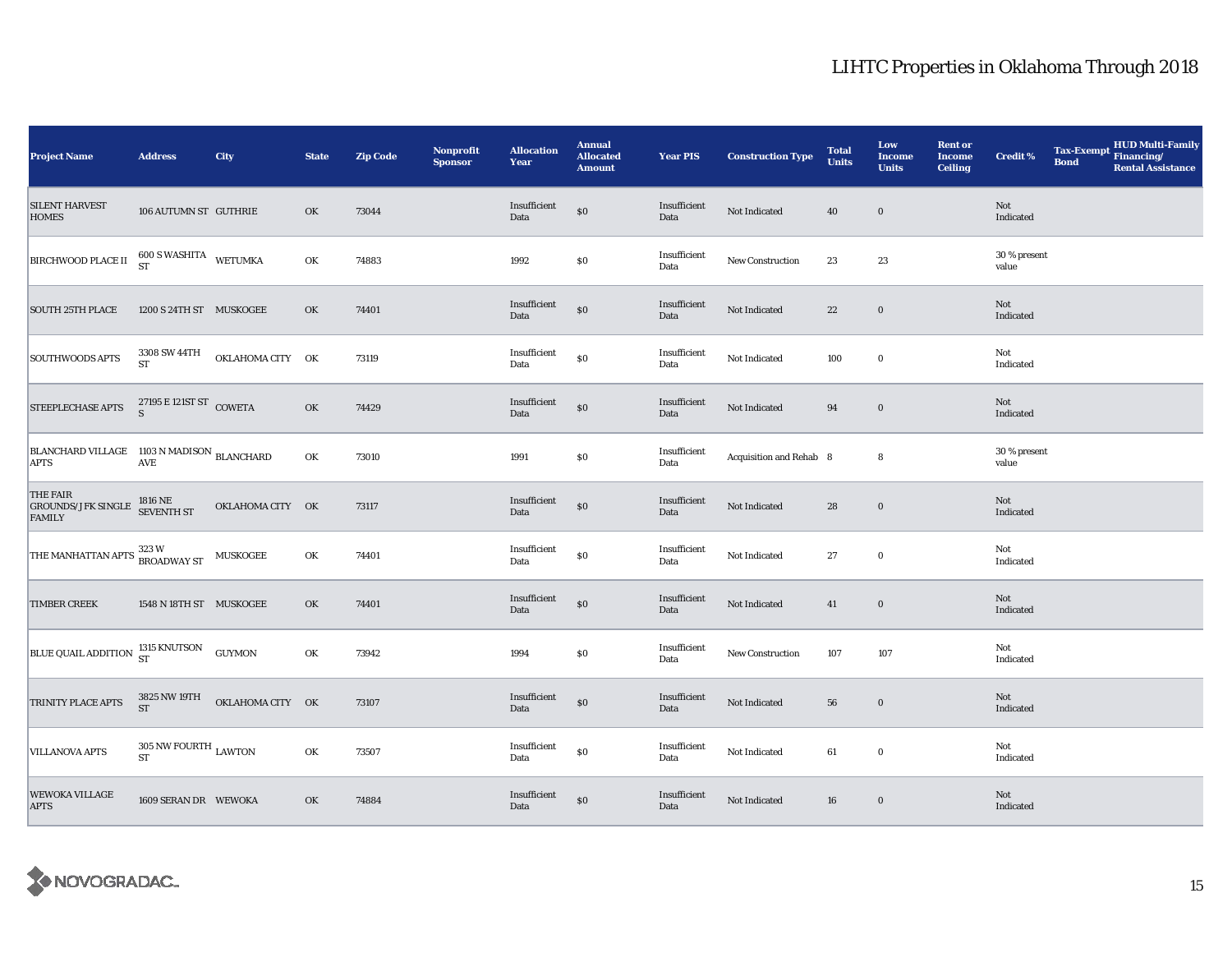# LIHTC Properties in Oklahoma Through 2018

| Project Name | Address | City | State | Zip Code | Nonprofit Sponsor | Allocation Year | Annual Allocated Amount | Year PIS | Construction Type | Total Units | Low Income Units | Rent or Income Ceiling | Credit % | Tax-Exempt Bond | HUD Multi-Family Financing/ Rental Assistance |
|---|---|---|---|---|---|---|---|---|---|---|---|---|---|---|---|
| SILENT HARVEST HOMES | 106 AUTUMN ST | GUTHRIE | OK | 73044 | | Insufficient Data | $0 | Insufficient Data | Not Indicated | 40 | 0 | | Not Indicated | | |
| BIRCHWOOD PLACE II | 600 S WASHITA ST | WETUMKA | OK | 74883 | | 1992 | $0 | Insufficient Data | New Construction | 23 | 23 | | 30 % present value | | |
| SOUTH 25TH PLACE | 1200 S 24TH ST | MUSKOGEE | OK | 74401 | | Insufficient Data | $0 | Insufficient Data | Not Indicated | 22 | 0 | | Not Indicated | | |
| SOUTHWOODS APTS | 3308 SW 44TH ST | OKLAHOMA CITY | OK | 73119 | | Insufficient Data | $0 | Insufficient Data | Not Indicated | 100 | 0 | | Not Indicated | | |
| STEEPLECHASE APTS | 27195 E 121ST ST S | COWETA | OK | 74429 | | Insufficient Data | $0 | Insufficient Data | Not Indicated | 94 | 0 | | Not Indicated | | |
| BLANCHARD VILLAGE APTS | 1103 N MADISON AVE | BLANCHARD | OK | 73010 | | 1991 | $0 | Insufficient Data | Acquisition and Rehab | 8 | 8 | | 30 % present value | | |
| THE FAIR GROUNDS/JFK SINGLE FAMILY | 1816 NE SEVENTH ST | OKLAHOMA CITY | OK | 73117 | | Insufficient Data | $0 | Insufficient Data | Not Indicated | 28 | 0 | | Not Indicated | | |
| THE MANHATTAN APTS | 323 W BROADWAY ST | MUSKOGEE | OK | 74401 | | Insufficient Data | $0 | Insufficient Data | Not Indicated | 27 | 0 | | Not Indicated | | |
| TIMBER CREEK | 1548 N 18TH ST | MUSKOGEE | OK | 74401 | | Insufficient Data | $0 | Insufficient Data | Not Indicated | 41 | 0 | | Not Indicated | | |
| BLUE QUAIL ADDITION | 1315 KNUTSON ST | GUYMON | OK | 73942 | | 1994 | $0 | Insufficient Data | New Construction | 107 | 107 | | Not Indicated | | |
| TRINITY PLACE APTS | 3825 NW 19TH ST | OKLAHOMA CITY | OK | 73107 | | Insufficient Data | $0 | Insufficient Data | Not Indicated | 56 | 0 | | Not Indicated | | |
| VILLANOVA APTS | 305 NW FOURTH ST | LAWTON | OK | 73507 | | Insufficient Data | $0 | Insufficient Data | Not Indicated | 61 | 0 | | Not Indicated | | |
| WEWOKA VILLAGE APTS | 1609 SERAN DR | WEWOKA | OK | 74884 | | Insufficient Data | $0 | Insufficient Data | Not Indicated | 16 | 0 | | Not Indicated | | |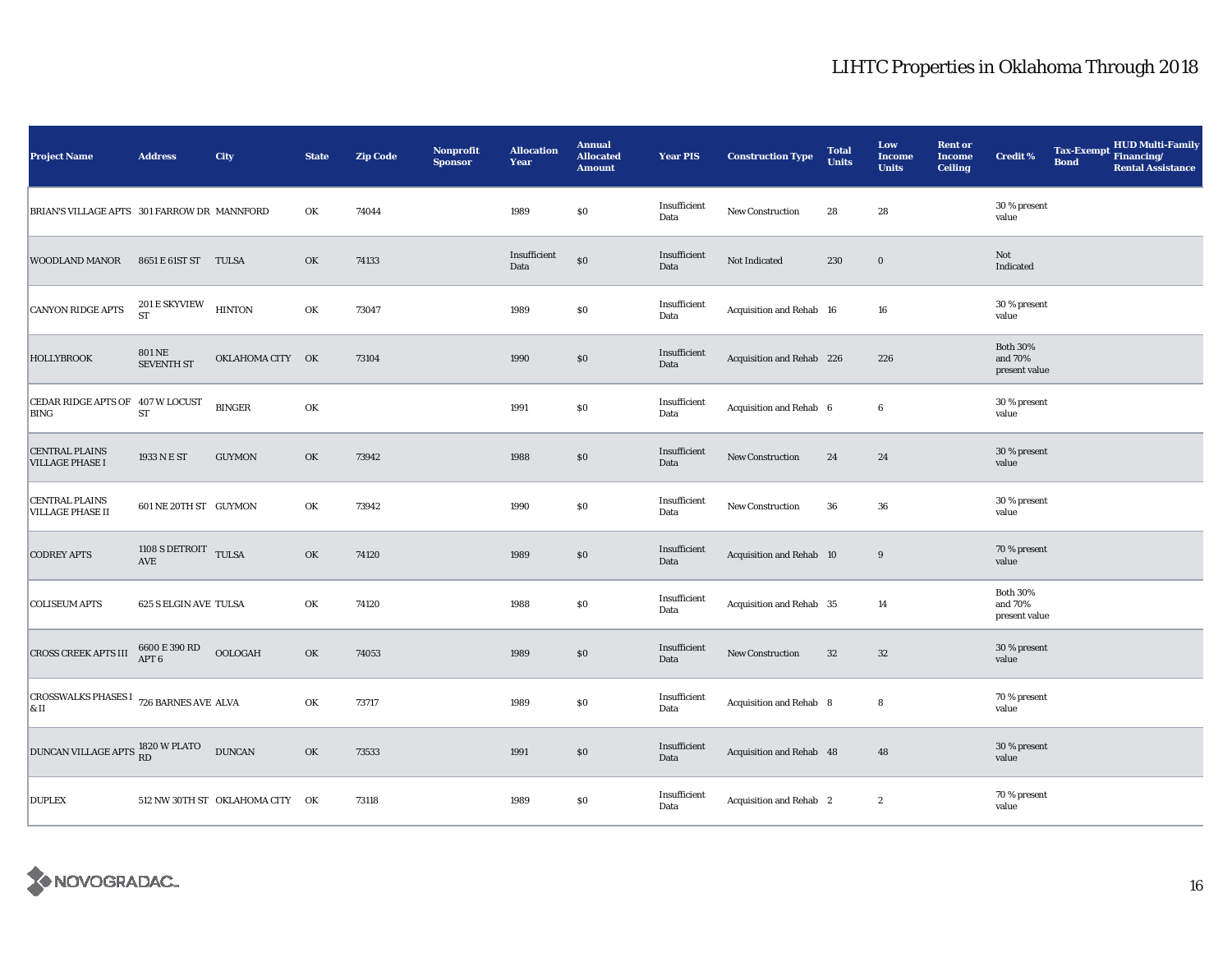# LIHTC Properties in Oklahoma Through 2018

| Project Name | Address | City | State | Zip Code | Nonprofit Sponsor | Allocation Year | Annual Allocated Amount | Year PIS | Construction Type | Total Units | Low Income Units | Rent or Income Ceiling | Credit % | Tax-Exempt Bond | HUD Multi-Family Financing/ Rental Assistance |
|---|---|---|---|---|---|---|---|---|---|---|---|---|---|---|---|
| BRIAN'S VILLAGE APTS | 301 FARROW DR | MANNFORD | OK | 74044 | | 1989 | $0 | Insufficient Data | New Construction | 28 | 28 | | 30 % present value | | |
| WOODLAND MANOR | 8651 E 61ST ST | TULSA | OK | 74133 | | Insufficient Data | $0 | Insufficient Data | Not Indicated | 230 | 0 | | Not Indicated | | |
| CANYON RIDGE APTS | 201 E SKYVIEW ST | HINTON | OK | 73047 | | 1989 | $0 | Insufficient Data | Acquisition and Rehab | 16 | 16 | | 30 % present value | | |
| HOLLYBROOK | 801 NE SEVENTH ST | OKLAHOMA CITY | OK | 73104 | | 1990 | $0 | Insufficient Data | Acquisition and Rehab | 226 | 226 | | Both 30% and 70% present value | | |
| CEDAR RIDGE APTS OF BING | 407 W LOCUST ST | BINGER | OK | | | 1991 | $0 | Insufficient Data | Acquisition and Rehab | 6 | 6 | | 30 % present value | | |
| CENTRAL PLAINS VILLAGE PHASE I | 1933 N E ST | GUYMON | OK | 73942 | | 1988 | $0 | Insufficient Data | New Construction | 24 | 24 | | 30 % present value | | |
| CENTRAL PLAINS VILLAGE PHASE II | 601 NE 20TH ST | GUYMON | OK | 73942 | | 1990 | $0 | Insufficient Data | New Construction | 36 | 36 | | 30 % present value | | |
| CODREY APTS | 1108 S DETROIT AVE | TULSA | OK | 74120 | | 1989 | $0 | Insufficient Data | Acquisition and Rehab | 10 | 9 | | 70 % present value | | |
| COLISEUM APTS | 625 S ELGIN AVE | TULSA | OK | 74120 | | 1988 | $0 | Insufficient Data | Acquisition and Rehab | 35 | 14 | | Both 30% and 70% present value | | |
| CROSS CREEK APTS III | 6600 E 390 RD APT 6 | OOLOGAH | OK | 74053 | | 1989 | $0 | Insufficient Data | New Construction | 32 | 32 | | 30 % present value | | |
| CROSSWALKS PHASES I & II | 726 BARNES AVE | ALVA | OK | 73717 | | 1989 | $0 | Insufficient Data | Acquisition and Rehab | 8 | 8 | | 70 % present value | | |
| DUNCAN VILLAGE APTS | 1820 W PLATO RD | DUNCAN | OK | 73533 | | 1991 | $0 | Insufficient Data | Acquisition and Rehab | 48 | 48 | | 30 % present value | | |
| DUPLEX | 512 NW 30TH ST | OKLAHOMA CITY | OK | 73118 | | 1989 | $0 | Insufficient Data | Acquisition and Rehab | 2 | 2 | | 70 % present value | | |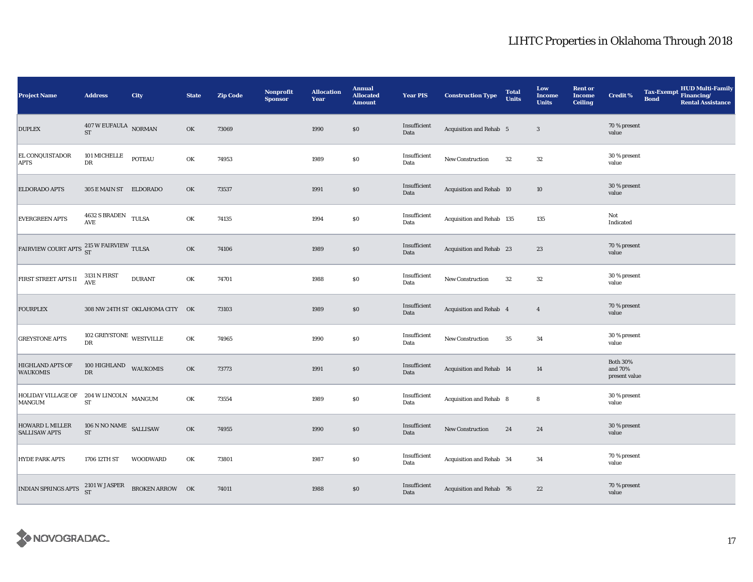# LIHTC Properties in Oklahoma Through 2018

| Project Name | Address | City | State | Zip Code | Nonprofit Sponsor | Allocation Year | Annual Allocated Amount | Year PIS | Construction Type | Total Units | Low Income Units | Rent or Income Ceiling | Credit % | Tax-Exempt Bond | HUD Multi-Family Financing/ Rental Assistance |
|---|---|---|---|---|---|---|---|---|---|---|---|---|---|---|---|
| DUPLEX | 407 W EUFAULA ST | NORMAN | OK | 73069 | | 1990 | $0 | Insufficient Data | Acquisition and Rehab | 5 | 3 | | 70 % present value | | |
| EL CONQUISTADOR APTS | 101 MICHELLE DR | POTEAU | OK | 74953 | | 1989 | $0 | Insufficient Data | New Construction | 32 | 32 | | 30 % present value | | |
| ELDORADO APTS | 305 E MAIN ST | ELDORADO | OK | 73537 | | 1991 | $0 | Insufficient Data | Acquisition and Rehab | 10 | 10 | | 30 % present value | | |
| EVERGREEN APTS | 4632 S BRADEN AVE | TULSA | OK | 74135 | | 1994 | $0 | Insufficient Data | Acquisition and Rehab | 135 | 135 | | Not Indicated | | |
| FAIRVIEW COURT APTS | 215 W FAIRVIEW ST | TULSA | OK | 74106 | | 1989 | $0 | Insufficient Data | Acquisition and Rehab | 23 | 23 | | 70 % present value | | |
| FIRST STREET APTS II | 3131 N FIRST AVE | DURANT | OK | 74701 | | 1988 | $0 | Insufficient Data | New Construction | 32 | 32 | | 30 % present value | | |
| FOURPLEX | 308 NW 24TH ST | OKLAHOMA CITY | OK | 73103 | | 1989 | $0 | Insufficient Data | Acquisition and Rehab | 4 | 4 | | 70 % present value | | |
| GREYSTONE APTS | 102 GREYSTONE DR | WESTVILLE | OK | 74965 | | 1990 | $0 | Insufficient Data | New Construction | 35 | 34 | | 30 % present value | | |
| HIGHLAND APTS OF WAUKOMIS | 100 HIGHLAND DR | WAUKOMIS | OK | 73773 | | 1991 | $0 | Insufficient Data | Acquisition and Rehab | 14 | 14 | | Both 30% and 70% present value | | |
| HOLIDAY VILLAGE OF MANGUM | 204 W LINCOLN ST | MANGUM | OK | 73554 | | 1989 | $0 | Insufficient Data | Acquisition and Rehab | 8 | 8 | | 30 % present value | | |
| HOWARD L MILLER SALLISAW APTS | 106 N NO NAME ST | SALLISAW | OK | 74955 | | 1990 | $0 | Insufficient Data | New Construction | 24 | 24 | | 30 % present value | | |
| HYDE PARK APTS | 1706 12TH ST | WOODWARD | OK | 73801 | | 1987 | $0 | Insufficient Data | Acquisition and Rehab | 34 | 34 | | 70 % present value | | |
| INDIAN SPRINGS APTS | 2101 W JASPER ST | BROKEN ARROW | OK | 74011 | | 1988 | $0 | Insufficient Data | Acquisition and Rehab | 76 | 22 | | 70 % present value | | |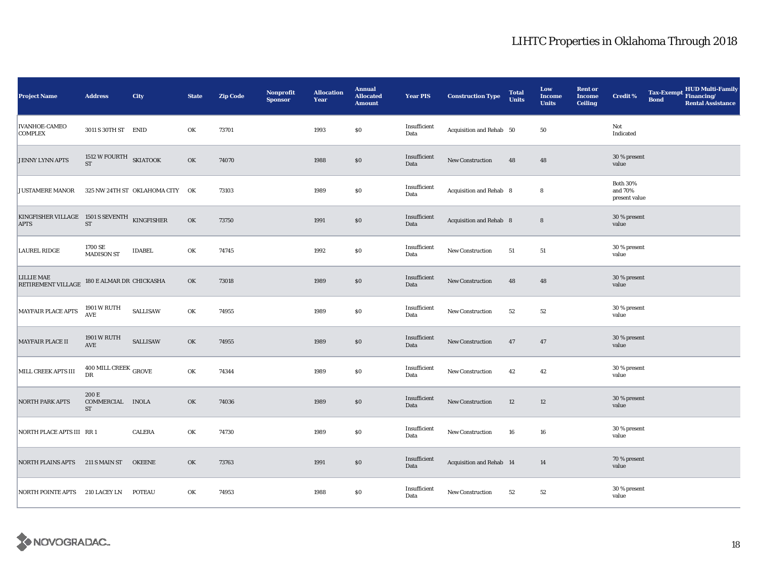# LIHTC Properties in Oklahoma Through 2018

| Project Name | Address | City | State | Zip Code | Nonprofit Sponsor | Allocation Year | Annual Allocated Amount | Year PIS | Construction Type | Total Units | Low Income Units | Rent or Income Ceiling | Credit % | Tax-Exempt Bond | HUD Multi-Family Financing/ Rental Assistance |
|---|---|---|---|---|---|---|---|---|---|---|---|---|---|---|---|
| IVANHOE-CAMEO COMPLEX | 3011 S 30TH ST | ENID | OK | 73701 | | 1993 | $0 | Insufficient Data | Acquisition and Rehab | 50 | 50 | | Not Indicated | | |
| JENNY LYNN APTS | 1512 W FOURTH ST | SKIATOOK | OK | 74070 | | 1988 | $0 | Insufficient Data | New Construction | 48 | 48 | | 30 % present value | | |
| JUSTAMERE MANOR | 325 NW 24TH ST | OKLAHOMA CITY | OK | 73103 | | 1989 | $0 | Insufficient Data | Acquisition and Rehab | 8 | 8 | | Both 30% and 70% present value | | |
| KINGFISHER VILLAGE APTS | 1501 S SEVENTH ST | KINGFISHER | OK | 73750 | | 1991 | $0 | Insufficient Data | Acquisition and Rehab | 8 | 8 | | 30 % present value | | |
| LAUREL RIDGE | 1700 SE MADISON ST | IDABEL | OK | 74745 | | 1992 | $0 | Insufficient Data | New Construction | 51 | 51 | | 30 % present value | | |
| LILLIE MAE RETIREMENT VILLAGE | 180 E ALMAR DR | CHICKASHA | OK | 73018 | | 1989 | $0 | Insufficient Data | New Construction | 48 | 48 | | 30 % present value | | |
| MAYFAIR PLACE APTS | 1901 W RUTH AVE | SALLISAW | OK | 74955 | | 1989 | $0 | Insufficient Data | New Construction | 52 | 52 | | 30 % present value | | |
| MAYFAIR PLACE II | 1901 W RUTH AVE | SALLISAW | OK | 74955 | | 1989 | $0 | Insufficient Data | New Construction | 47 | 47 | | 30 % present value | | |
| MILL CREEK APTS III | 400 MILL CREEK DR | GROVE | OK | 74344 | | 1989 | $0 | Insufficient Data | New Construction | 42 | 42 | | 30 % present value | | |
| NORTH PARK APTS | 200 E COMMERCIAL ST | INOLA | OK | 74036 | | 1989 | $0 | Insufficient Data | New Construction | 12 | 12 | | 30 % present value | | |
| NORTH PLACE APTS III | RR 1 | CALERA | OK | 74730 | | 1989 | $0 | Insufficient Data | New Construction | 16 | 16 | | 30 % present value | | |
| NORTH PLAINS APTS | 211 S MAIN ST | OKEENE | OK | 73763 | | 1991 | $0 | Insufficient Data | Acquisition and Rehab | 14 | 14 | | 70 % present value | | |
| NORTH POINTE APTS | 210 LACEY LN | POTEAU | OK | 74953 | | 1988 | $0 | Insufficient Data | New Construction | 52 | 52 | | 30 % present value | | |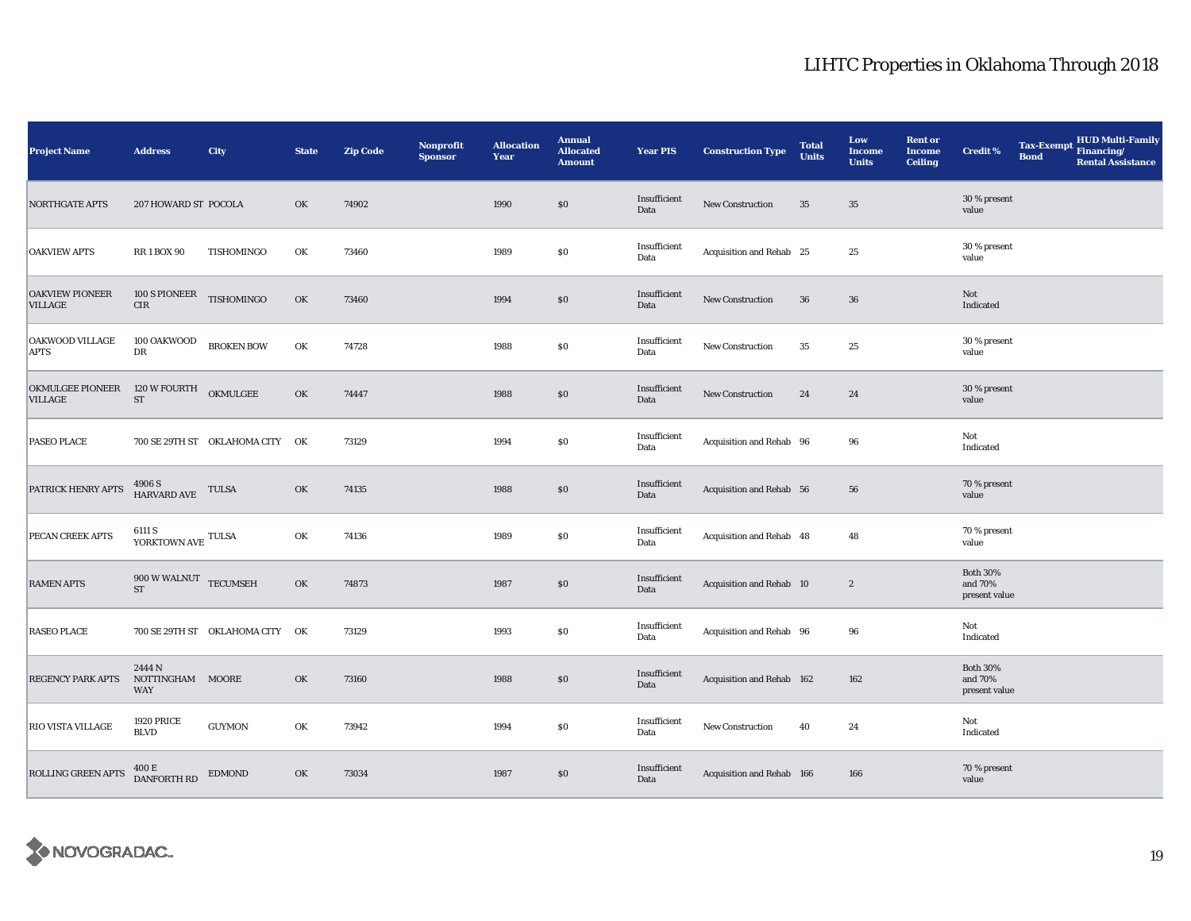# LIHTC Properties in Oklahoma Through 2018

| Project Name | Address | City | State | Zip Code | Nonprofit Sponsor | Allocation Year | Annual Allocated Amount | Year PIS | Construction Type | Total Units | Low Income Units | Rent or Income Ceiling | Credit % | Tax-Exempt Bond | HUD Multi-Family Financing/ Rental Assistance |
|---|---|---|---|---|---|---|---|---|---|---|---|---|---|---|---|
| NORTHGATE APTS | 207 HOWARD ST | POCOLA | OK | 74902 | | 1990 | $0 | Insufficient Data | New Construction | 35 | 35 | | 30 % present value | | |
| OAKVIEW APTS | RR 1 BOX 90 | TISHOMINGO | OK | 73460 | | 1989 | $0 | Insufficient Data | Acquisition and Rehab | 25 | 25 | | 30 % present value | | |
| OAKVIEW PIONEER VILLAGE | 100 S PIONEER CIR | TISHOMINGO | OK | 73460 | | 1994 | $0 | Insufficient Data | New Construction | 36 | 36 | | Not Indicated | | |
| OAKWOOD VILLAGE APTS | 100 OAKWOOD DR | BROKEN BOW | OK | 74728 | | 1988 | $0 | Insufficient Data | New Construction | 35 | 25 | | 30 % present value | | |
| OKMULGEE PIONEER VILLAGE | 120 W FOURTH ST | OKMULGEE | OK | 74447 | | 1988 | $0 | Insufficient Data | New Construction | 24 | 24 | | 30 % present value | | |
| PASEO PLACE | 700 SE 29TH ST | OKLAHOMA CITY | OK | 73129 | | 1994 | $0 | Insufficient Data | Acquisition and Rehab | 96 | 96 | | Not Indicated | | |
| PATRICK HENRY APTS | 4906 S HARVARD AVE | TULSA | OK | 74135 | | 1988 | $0 | Insufficient Data | Acquisition and Rehab | 56 | 56 | | 70 % present value | | |
| PECAN CREEK APTS | 6111 S YORKTOWN AVE | TULSA | OK | 74136 | | 1989 | $0 | Insufficient Data | Acquisition and Rehab | 48 | 48 | | 70 % present value | | |
| RAMEN APTS | 900 W WALNUT ST | TECUMSEH | OK | 74873 | | 1987 | $0 | Insufficient Data | Acquisition and Rehab | 10 | 2 | | Both 30% and 70% present value | | |
| RASEO PLACE | 700 SE 29TH ST | OKLAHOMA CITY | OK | 73129 | | 1993 | $0 | Insufficient Data | Acquisition and Rehab | 96 | 96 | | Not Indicated | | |
| REGENCY PARK APTS | 2444 N NOTTINGHAM WAY | MOORE | OK | 73160 | | 1988 | $0 | Insufficient Data | Acquisition and Rehab | 162 | 162 | | Both 30% and 70% present value | | |
| RIO VISTA VILLAGE | 1920 PRICE BLVD | GUYMON | OK | 73942 | | 1994 | $0 | Insufficient Data | New Construction | 40 | 24 | | Not Indicated | | |
| ROLLING GREEN APTS | 400 E DANFORTH RD | EDMOND | OK | 73034 | | 1987 | $0 | Insufficient Data | Acquisition and Rehab | 166 | 166 | | 70 % present value | | |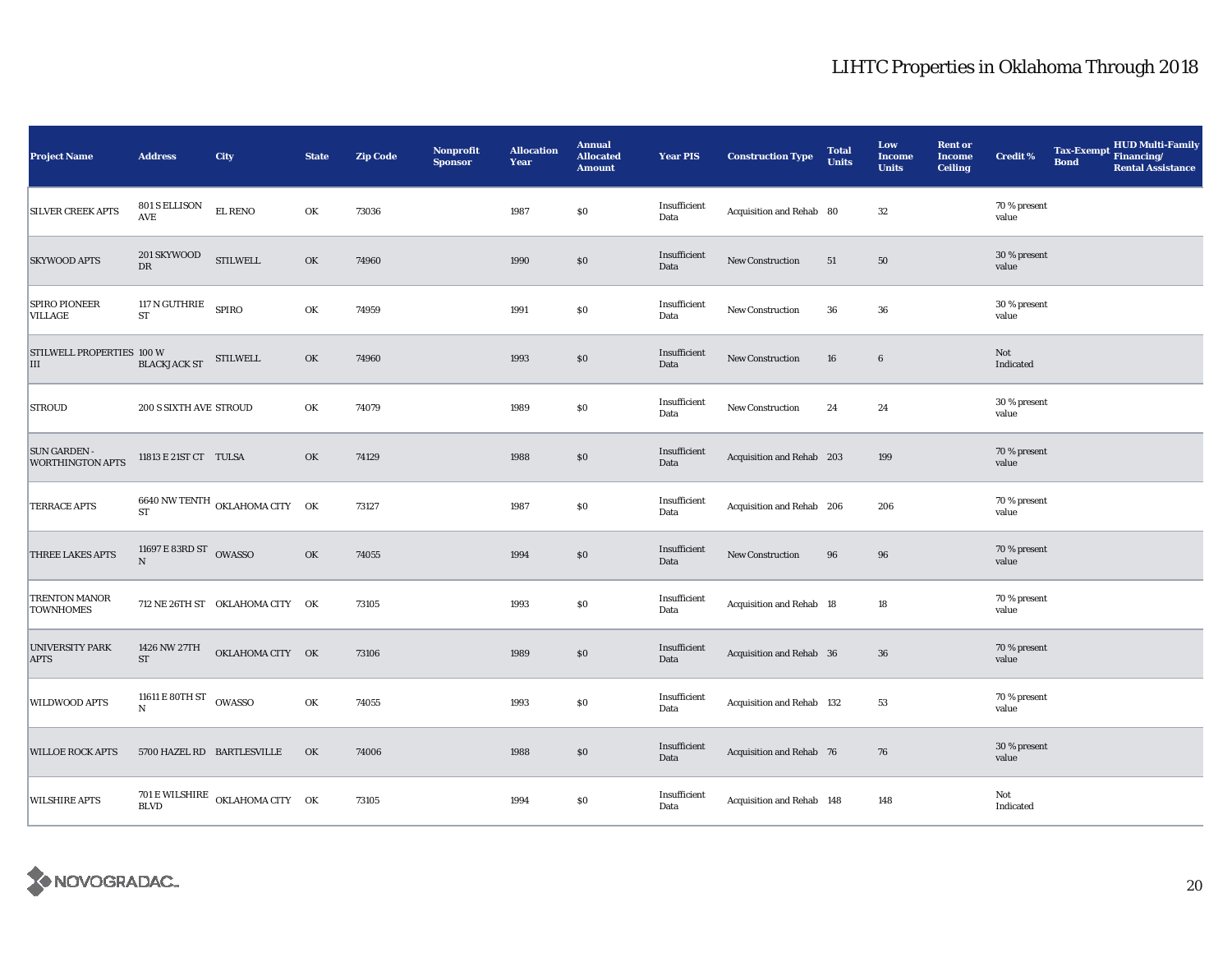# LIHTC Properties in Oklahoma Through 2018

| Project Name | Address | City | State | Zip Code | Nonprofit Sponsor | Allocation Year | Annual Allocated Amount | Year PIS | Construction Type | Total Units | Low Income Units | Rent or Income Ceiling | Credit % | Tax-Exempt Bond | HUD Multi-Family Financing/ Rental Assistance |
|---|---|---|---|---|---|---|---|---|---|---|---|---|---|---|---|
| SILVER CREEK APTS | 801 S ELLISON AVE | EL RENO | OK | 73036 | | 1987 | $0 | Insufficient Data | Acquisition and Rehab | 80 | 32 | | 70 % present value | | |
| SKYWOOD APTS | 201 SKYWOOD DR | STILWELL | OK | 74960 | | 1990 | $0 | Insufficient Data | New Construction | 51 | 50 | | 30 % present value | | |
| SPIRO PIONEER VILLAGE | 117 N GUTHRIE ST | SPIRO | OK | 74959 | | 1991 | $0 | Insufficient Data | New Construction | 36 | 36 | | 30 % present value | | |
| STILWELL PROPERTIES III | 100 W BLACKJACK ST | STILWELL | OK | 74960 | | 1993 | $0 | Insufficient Data | New Construction | 16 | 6 | | Not Indicated | | |
| STROUD | 200 S SIXTH AVE | STROUD | OK | 74079 | | 1989 | $0 | Insufficient Data | New Construction | 24 | 24 | | 30 % present value | | |
| SUN GARDEN - WORTHINGTON APTS | 11813 E 21ST CT | TULSA | OK | 74129 | | 1988 | $0 | Insufficient Data | Acquisition and Rehab | 203 | 199 | | 70 % present value | | |
| TERRACE APTS | 6640 NW TENTH ST | OKLAHOMA CITY | OK | 73127 | | 1987 | $0 | Insufficient Data | Acquisition and Rehab | 206 | 206 | | 70 % present value | | |
| THREE LAKES APTS | 11697 E 83RD ST N | OWASSO | OK | 74055 | | 1994 | $0 | Insufficient Data | New Construction | 96 | 96 | | 70 % present value | | |
| TRENTON MANOR TOWNHOMES | 712 NE 26TH ST | OKLAHOMA CITY | OK | 73105 | | 1993 | $0 | Insufficient Data | Acquisition and Rehab | 18 | 18 | | 70 % present value | | |
| UNIVERSITY PARK APTS | 1426 NW 27TH ST | OKLAHOMA CITY | OK | 73106 | | 1989 | $0 | Insufficient Data | Acquisition and Rehab | 36 | 36 | | 70 % present value | | |
| WILDWOOD APTS | 11611 E 80TH ST N | OWASSO | OK | 74055 | | 1993 | $0 | Insufficient Data | Acquisition and Rehab | 132 | 53 | | 70 % present value | | |
| WILLOE ROCK APTS | 5700 HAZEL RD | BARTLESVILLE | OK | 74006 | | 1988 | $0 | Insufficient Data | Acquisition and Rehab | 76 | 76 | | 30 % present value | | |
| WILSHIRE APTS | 701 E WILSHIRE BLVD | OKLAHOMA CITY | OK | 73105 | | 1994 | $0 | Insufficient Data | Acquisition and Rehab | 148 | 148 | | Not Indicated | | |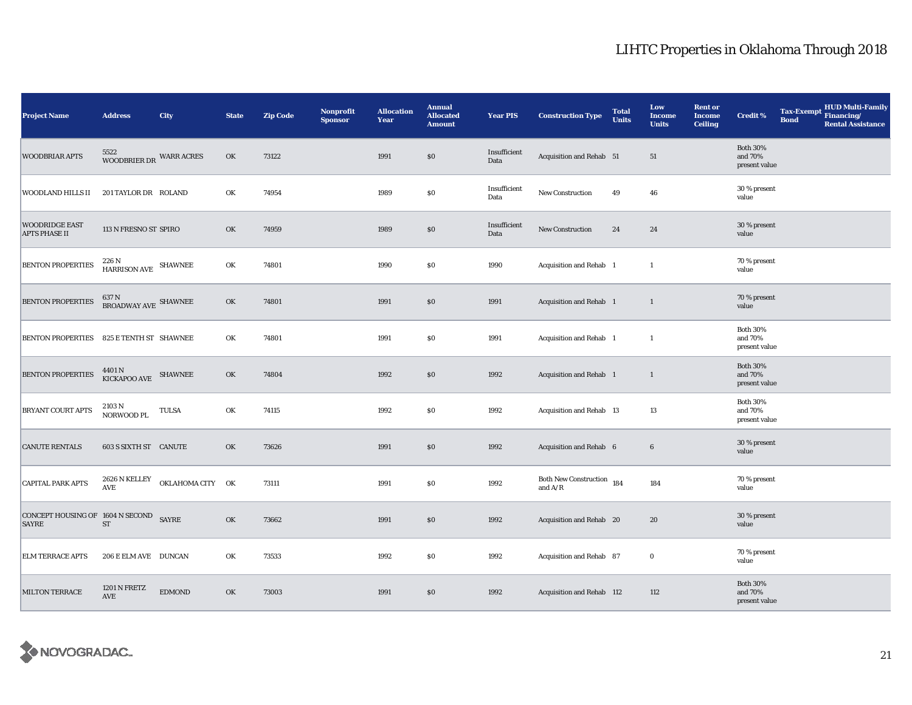| Project Name | Address | City | State | Zip Code | Nonprofit Sponsor | Allocation Year | Annual Allocated Amount | Year PIS | Construction Type | Total Units | Low Income Units | Rent or Income Ceiling | Credit % | Tax-Exempt Bond | HUD Multi-Family Financing/ Rental Assistance |
|---|---|---|---|---|---|---|---|---|---|---|---|---|---|---|---|
| WOODBRIAR APTS | 5522 WOODBRIER DR | WARR ACRES | OK | 73122 | | 1991 | $0 | Insufficient Data | Acquisition and Rehab | 51 | 51 | | Both 30% and 70% present value | | |
| WOODLAND HILLS II | 201 TAYLOR DR | ROLAND | OK | 74954 | | 1989 | $0 | Insufficient Data | New Construction | 49 | 46 | | 30 % present value | | |
| WOODRIDGE EAST APTS PHASE II | 113 N FRESNO ST | SPIRO | OK | 74959 | | 1989 | $0 | Insufficient Data | New Construction | 24 | 24 | | 30 % present value | | |
| BENTON PROPERTIES | 226 N HARRISON AVE | SHAWNEE | OK | 74801 | | 1990 | $0 | 1990 | Acquisition and Rehab | 1 | 1 | | 70 % present value | | |
| BENTON PROPERTIES | 637 N BROADWAY AVE | SHAWNEE | OK | 74801 | | 1991 | $0 | 1991 | Acquisition and Rehab | 1 | 1 | | 70 % present value | | |
| BENTON PROPERTIES | 825 E TENTH ST | SHAWNEE | OK | 74801 | | 1991 | $0 | 1991 | Acquisition and Rehab | 1 | 1 | | Both 30% and 70% present value | | |
| BENTON PROPERTIES | 4401 N KICKAPOO AVE | SHAWNEE | OK | 74804 | | 1992 | $0 | 1992 | Acquisition and Rehab | 1 | 1 | | Both 30% and 70% present value | | |
| BRYANT COURT APTS | 2103 N NORWOOD PL | TULSA | OK | 74115 | | 1992 | $0 | 1992 | Acquisition and Rehab | 13 | 13 | | Both 30% and 70% present value | | |
| CANUTE RENTALS | 603 S SIXTH ST | CANUTE | OK | 73626 | | 1991 | $0 | 1992 | Acquisition and Rehab | 6 | 6 | | 30 % present value | | |
| CAPITAL PARK APTS | 2626 N KELLEY AVE | OKLAHOMA CITY | OK | 73111 | | 1991 | $0 | 1992 | Both New Construction and A/R | 184 | 184 | | 70 % present value | | |
| CONCEPT HOUSING OF SAYRE | 1604 N SECOND ST | SAYRE | OK | 73662 | | 1991 | $0 | 1992 | Acquisition and Rehab | 20 | 20 | | 30 % present value | | |
| ELM TERRACE APTS | 206 E ELM AVE | DUNCAN | OK | 73533 | | 1992 | $0 | 1992 | Acquisition and Rehab | 87 | 0 | | 70 % present value | | |
| MILTON TERRACE | 1201 N FRETZ AVE | EDMOND | OK | 73003 | | 1991 | $0 | 1992 | Acquisition and Rehab | 112 | 112 | | Both 30% and 70% present value | | |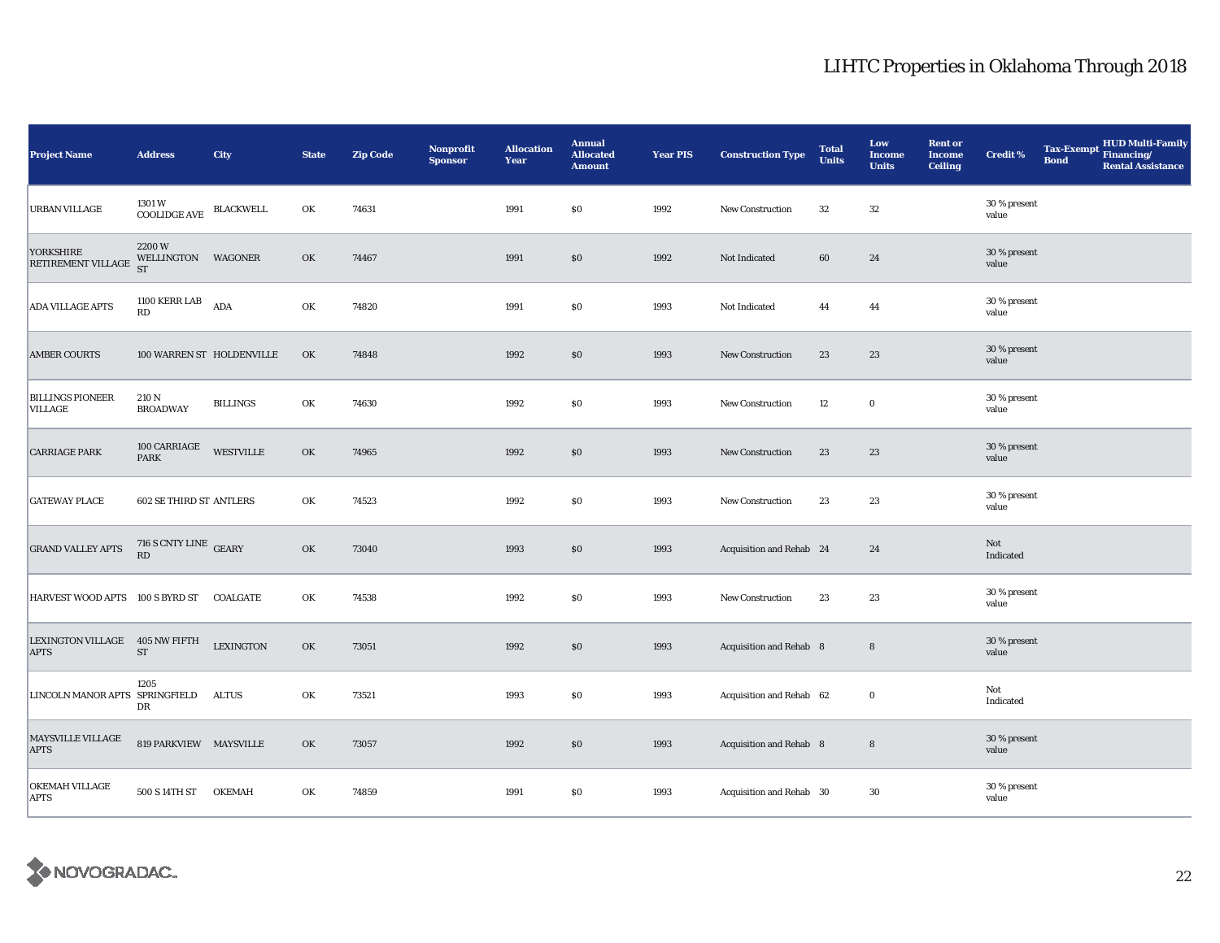# LIHTC Properties in Oklahoma Through 2018

| Project Name | Address | City | State | Zip Code | Nonprofit Sponsor | Allocation Year | Annual Allocated Amount | Year PIS | Construction Type | Total Units | Low Income Units | Rent or Income Ceiling | Credit % | Tax-Exempt Bond | HUD Multi-Family Financing/ Rental Assistance |
|---|---|---|---|---|---|---|---|---|---|---|---|---|---|---|---|
| URBAN VILLAGE | 1301 W COOLIDGE AVE | BLACKWELL | OK | 74631 | | 1991 | $0 | 1992 | New Construction | 32 | 32 | | 30 % present value | | |
| YORKSHIRE RETIREMENT VILLAGE | 2200 W WELLINGTON ST | WAGONER | OK | 74467 | | 1991 | $0 | 1992 | Not Indicated | 60 | 24 | | 30 % present value | | |
| ADA VILLAGE APTS | 1100 KERR LAB RD | ADA | OK | 74820 | | 1991 | $0 | 1993 | Not Indicated | 44 | 44 | | 30 % present value | | |
| AMBER COURTS | 100 WARREN ST | HOLDENVILLE | OK | 74848 | | 1992 | $0 | 1993 | New Construction | 23 | 23 | | 30 % present value | | |
| BILLINGS PIONEER VILLAGE | 210 N BROADWAY | BILLINGS | OK | 74630 | | 1992 | $0 | 1993 | New Construction | 12 | 0 | | 30 % present value | | |
| CARRIAGE PARK | 100 CARRIAGE PARK | WESTVILLE | OK | 74965 | | 1992 | $0 | 1993 | New Construction | 23 | 23 | | 30 % present value | | |
| GATEWAY PLACE | 602 SE THIRD ST | ANTLERS | OK | 74523 | | 1992 | $0 | 1993 | New Construction | 23 | 23 | | 30 % present value | | |
| GRAND VALLEY APTS | 716 S CNTY LINE RD | GEARY | OK | 73040 | | 1993 | $0 | 1993 | Acquisition and Rehab | 24 | 24 | | Not Indicated | | |
| HARVEST WOOD APTS | 100 S BYRD ST | COALGATE | OK | 74538 | | 1992 | $0 | 1993 | New Construction | 23 | 23 | | 30 % present value | | |
| LEXINGTON VILLAGE APTS | 405 NW FIFTH ST | LEXINGTON | OK | 73051 | | 1992 | $0 | 1993 | Acquisition and Rehab | 8 | 8 | | 30 % present value | | |
| LINCOLN MANOR APTS | 1205 SPRINGFIELD DR | ALTUS | OK | 73521 | | 1993 | $0 | 1993 | Acquisition and Rehab | 62 | 0 | | Not Indicated | | |
| MAYSVILLE VILLAGE APTS | 819 PARKVIEW | MAYSVILLE | OK | 73057 | | 1992 | $0 | 1993 | Acquisition and Rehab | 8 | 8 | | 30 % present value | | |
| OKEMAH VILLAGE APTS | 500 S 14TH ST | OKEMAH | OK | 74859 | | 1991 | $0 | 1993 | Acquisition and Rehab | 30 | 30 | | 30 % present value | | |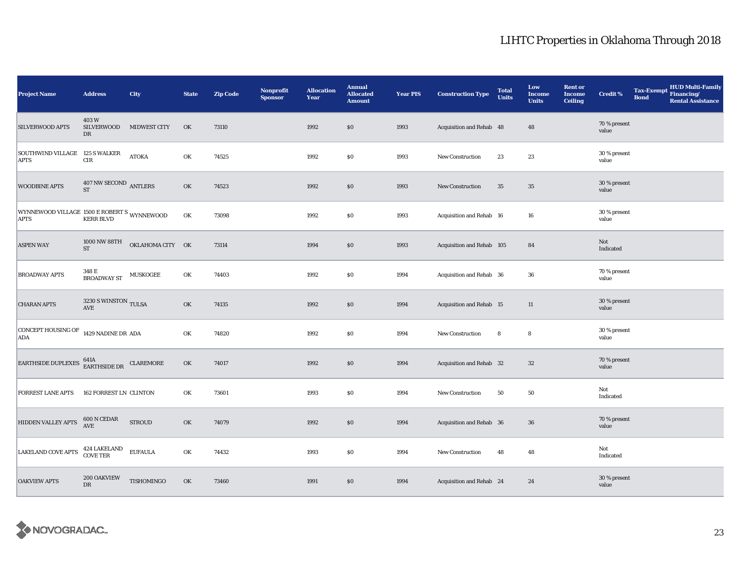# LIHTC Properties in Oklahoma Through 2018

| Project Name | Address | City | State | Zip Code | Nonprofit Sponsor | Allocation Year | Annual Allocated Amount | Year PIS | Construction Type | Total Units | Low Income Units | Rent or Income Ceiling | Credit % | Tax-Exempt Bond | HUD Multi-Family Financing/ Rental Assistance |
|---|---|---|---|---|---|---|---|---|---|---|---|---|---|---|---|
| SILVERWOOD APTS | 403 W SILVERWOOD DR | MIDWEST CITY | OK | 73110 | | 1992 | $0 | 1993 | Acquisition and Rehab | 48 | 48 | | 70 % present value | | |
| SOUTHWIND VILLAGE APTS | 125 S WALKER CIR | ATOKA | OK | 74525 | | 1992 | $0 | 1993 | New Construction | 23 | 23 | | 30 % present value | | |
| WOODBINE APTS | 407 NW SECOND ST | ANTLERS | OK | 74523 | | 1992 | $0 | 1993 | New Construction | 35 | 35 | | 30 % present value | | |
| WYNNEWOOD VILLAGE APTS | 1500 E ROBERT S KERR BLVD | WYNNEWOOD | OK | 73098 | | 1992 | $0 | 1993 | Acquisition and Rehab | 16 | 16 | | 30 % present value | | |
| ASPEN WAY | 1000 NW 88TH ST | OKLAHOMA CITY | OK | 73114 | | 1994 | $0 | 1993 | Acquisition and Rehab | 105 | 84 | | Not Indicated | | |
| BROADWAY APTS | 348 E BROADWAY ST | MUSKOGEE | OK | 74403 | | 1992 | $0 | 1994 | Acquisition and Rehab | 36 | 36 | | 70 % present value | | |
| CHARAN APTS | 3230 S WINSTON AVE | TULSA | OK | 74135 | | 1992 | $0 | 1994 | Acquisition and Rehab | 15 | 11 | | 30 % present value | | |
| CONCEPT HOUSING OF ADA | 1429 NADINE DR | ADA | OK | 74820 | | 1992 | $0 | 1994 | New Construction | 8 | 8 | | 30 % present value | | |
| EARTHSIDE DUPLEXES | 641A EARTHSIDE DR | CLAREMORE | OK | 74017 | | 1992 | $0 | 1994 | Acquisition and Rehab | 32 | 32 | | 70 % present value | | |
| FORREST LANE APTS | 162 FORREST LN | CLINTON | OK | 73601 | | 1993 | $0 | 1994 | New Construction | 50 | 50 | | Not Indicated | | |
| HIDDEN VALLEY APTS | 600 N CEDAR AVE | STROUD | OK | 74079 | | 1992 | $0 | 1994 | Acquisition and Rehab | 36 | 36 | | 70 % present value | | |
| LAKELAND COVE APTS | 424 LAKELAND COVE TER | EUFAULA | OK | 74432 | | 1993 | $0 | 1994 | New Construction | 48 | 48 | | Not Indicated | | |
| OAKVIEW APTS | 200 OAKVIEW DR | TISHOMINGO | OK | 73460 | | 1991 | $0 | 1994 | Acquisition and Rehab | 24 | 24 | | 30 % present value | | |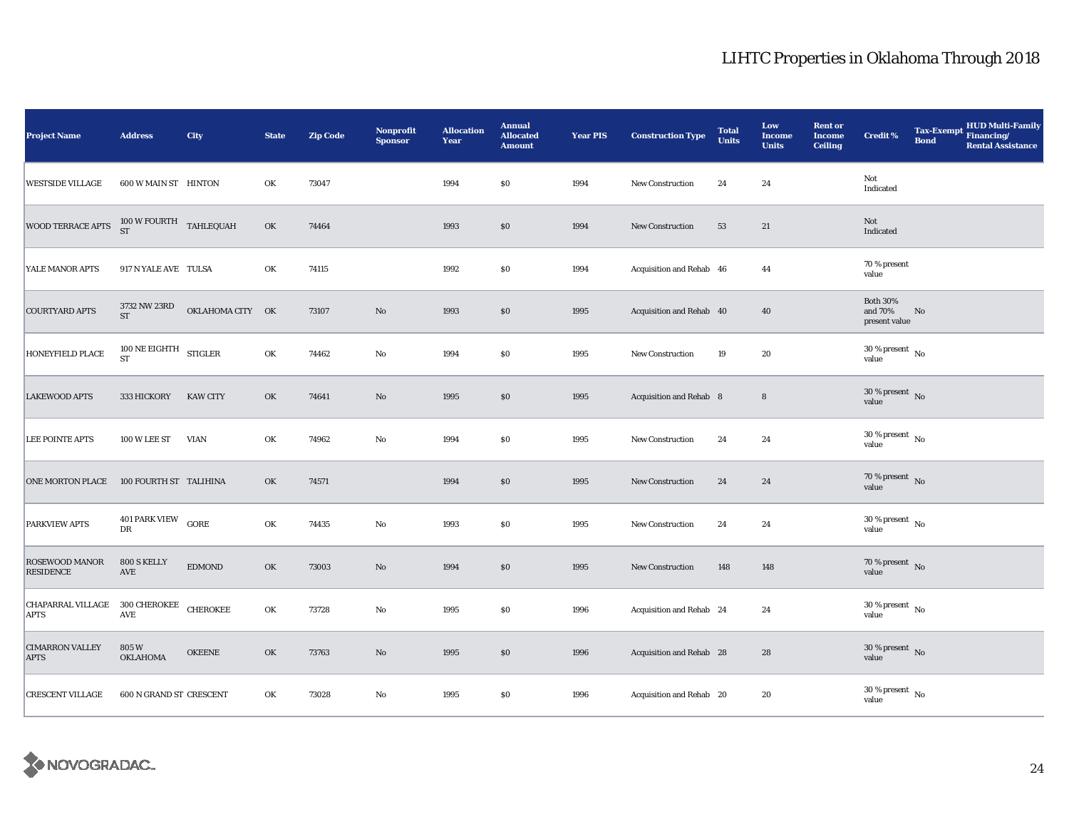# LIHTC Properties in Oklahoma Through 2018

| Project Name | Address | City | State | Zip Code | Nonprofit Sponsor | Allocation Year | Annual Allocated Amount | Year PIS | Construction Type | Total Units | Low Income Units | Rent or Income Ceiling | Credit % | Tax-Exempt Bond | HUD Multi-Family Financing/ Rental Assistance |
|---|---|---|---|---|---|---|---|---|---|---|---|---|---|---|---|
| WESTSIDE VILLAGE | 600 W MAIN ST | HINTON | OK | 73047 | | 1994 | $0 | 1994 | New Construction | 24 | 24 | | Not Indicated | | |
| WOOD TERRACE APTS | 100 W FOURTH ST | TAHLEQUAH | OK | 74464 | | 1993 | $0 | 1994 | New Construction | 53 | 21 | | Not Indicated | | |
| YALE MANOR APTS | 917 N YALE AVE | TULSA | OK | 74115 | | 1992 | $0 | 1994 | Acquisition and Rehab | 46 | 44 | | 70 % present value | | |
| COURTYARD APTS | 3732 NW 23RD ST | OKLAHOMA CITY | OK | 73107 | No | 1993 | $0 | 1995 | Acquisition and Rehab | 40 | 40 | | Both 30% and 70% present value | No | |
| HONEYFIELD PLACE | 100 NE EIGHTH ST | STIGLER | OK | 74462 | No | 1994 | $0 | 1995 | New Construction | 19 | 20 | | 30 % present value | No | |
| LAKEWOOD APTS | 333 HICKORY | KAW CITY | OK | 74641 | No | 1995 | $0 | 1995 | Acquisition and Rehab | 8 | 8 | | 30 % present value | No | |
| LEE POINTE APTS | 100 W LEE ST | VIAN | OK | 74962 | No | 1994 | $0 | 1995 | New Construction | 24 | 24 | | 30 % present value | No | |
| ONE MORTON PLACE | 100 FOURTH ST | TALIHINA | OK | 74571 | | 1994 | $0 | 1995 | New Construction | 24 | 24 | | 70 % present value | No | |
| PARKVIEW APTS | 401 PARK VIEW DR | GORE | OK | 74435 | No | 1993 | $0 | 1995 | New Construction | 24 | 24 | | 30 % present value | No | |
| ROSEWOOD MANOR RESIDENCE | 800 S KELLY AVE | EDMOND | OK | 73003 | No | 1994 | $0 | 1995 | New Construction | 148 | 148 | | 70 % present value | No | |
| CHAPARRAL VILLAGE APTS | 300 CHEROKEE AVE | CHEROKEE | OK | 73728 | No | 1995 | $0 | 1996 | Acquisition and Rehab | 24 | 24 | | 30 % present value | No | |
| CIMARRON VALLEY APTS | 805 W OKLAHOMA | OKEENE | OK | 73763 | No | 1995 | $0 | 1996 | Acquisition and Rehab | 28 | 28 | | 30 % present value | No | |
| CRESCENT VILLAGE | 600 N GRAND ST | CRESCENT | OK | 73028 | No | 1995 | $0 | 1996 | Acquisition and Rehab | 20 | 20 | | 30 % present value | No | |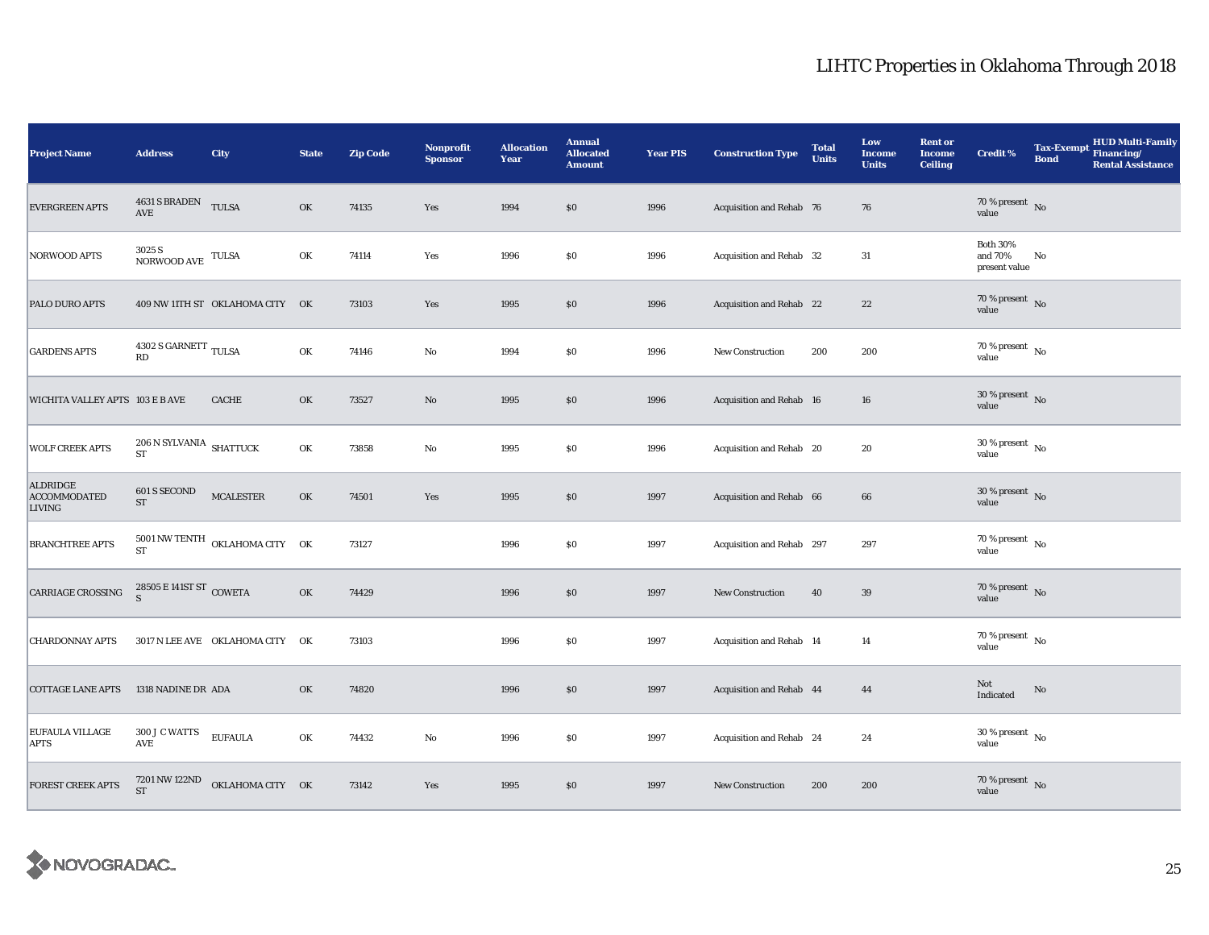# LIHTC Properties in Oklahoma Through 2018

| Project Name | Address | City | State | Zip Code | Nonprofit Sponsor | Allocation Year | Annual Allocated Amount | Year PIS | Construction Type | Total Units | Low Income Units | Rent or Income Ceiling | Credit % | Tax-Exempt Bond | HUD Multi-Family Financing/ Rental Assistance |
|---|---|---|---|---|---|---|---|---|---|---|---|---|---|---|---|
| EVERGREEN APTS | 4631 S BRADEN AVE | TULSA | OK | 74135 | Yes | 1994 | $0 | 1996 | Acquisition and Rehab | 76 | 76 | | 70 % present value | No | |
| NORWOOD APTS | 3025 S NORWOOD AVE | TULSA | OK | 74114 | Yes | 1996 | $0 | 1996 | Acquisition and Rehab | 32 | 31 | | Both 30% and 70% present value | No | |
| PALO DURO APTS | 409 NW 11TH ST | OKLAHOMA CITY | OK | 73103 | Yes | 1995 | $0 | 1996 | Acquisition and Rehab | 22 | 22 | | 70 % present value | No | |
| GARDENS APTS | 4302 S GARNETT RD | TULSA | OK | 74146 | No | 1994 | $0 | 1996 | New Construction | 200 | 200 | | 70 % present value | No | |
| WICHITA VALLEY APTS | 103 E B AVE | CACHE | OK | 73527 | No | 1995 | $0 | 1996 | Acquisition and Rehab | 16 | 16 | | 30 % present value | No | |
| WOLF CREEK APTS | 206 N SYLVANIA ST | SHATTUCK | OK | 73858 | No | 1995 | $0 | 1996 | Acquisition and Rehab | 20 | 20 | | 30 % present value | No | |
| ALDRIDGE ACCOMMODATED LIVING | 601 S SECOND ST | MCALESTER | OK | 74501 | Yes | 1995 | $0 | 1997 | Acquisition and Rehab | 66 | 66 | | 30 % present value | No | |
| BRANCHTREE APTS | 5001 NW TENTH ST | OKLAHOMA CITY | OK | 73127 | | 1996 | $0 | 1997 | Acquisition and Rehab | 297 | 297 | | 70 % present value | No | |
| CARRIAGE CROSSING | 28505 E 141ST ST S | COWETA | OK | 74429 | | 1996 | $0 | 1997 | New Construction | 40 | 39 | | 70 % present value | No | |
| CHARDONNAY APTS | 3017 N LEE AVE | OKLAHOMA CITY | OK | 73103 | | 1996 | $0 | 1997 | Acquisition and Rehab | 14 | 14 | | 70 % present value | No | |
| COTTAGE LANE APTS | 1318 NADINE DR | ADA | OK | 74820 | | 1996 | $0 | 1997 | Acquisition and Rehab | 44 | 44 | | Not Indicated | No | |
| EUFAULA VILLAGE APTS | 300 J C WATTS AVE | EUFAULA | OK | 74432 | No | 1996 | $0 | 1997 | Acquisition and Rehab | 24 | 24 | | 30 % present value | No | |
| FOREST CREEK APTS | 7201 NW 122ND ST | OKLAHOMA CITY | OK | 73142 | Yes | 1995 | $0 | 1997 | New Construction | 200 | 200 | | 70 % present value | No | |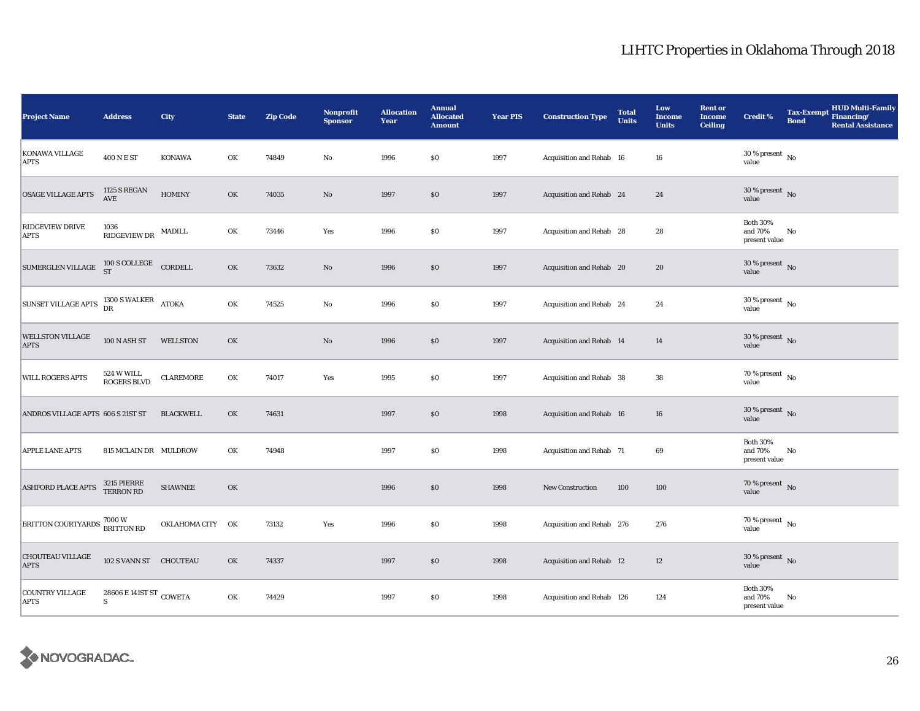# LIHTC Properties in Oklahoma Through 2018

| Project Name | Address | City | State | Zip Code | Nonprofit Sponsor | Allocation Year | Annual Allocated Amount | Year PIS | Construction Type | Total Units | Low Income Units | Rent or Income Ceiling | Credit % | Tax-Exempt Bond | HUD Multi-Family Financing/ Rental Assistance |
|---|---|---|---|---|---|---|---|---|---|---|---|---|---|---|---|
| KONAWA VILLAGE APTS | 400 N E ST | KONAWA | OK | 74849 | No | 1996 | $0 | 1997 | Acquisition and Rehab | 16 | 16 | | 30 % present value | No | |
| OSAGE VILLAGE APTS | 1125 S REGAN AVE | HOMINY | OK | 74035 | No | 1997 | $0 | 1997 | Acquisition and Rehab | 24 | 24 | | 30 % present value | No | |
| RIDGEVIEW DRIVE APTS | 1036 RIDGEVIEW DR | MADILL | OK | 73446 | Yes | 1996 | $0 | 1997 | Acquisition and Rehab | 28 | 28 | | Both 30% and 70% present value | No | |
| SUMERGLEN VILLAGE | 100 S COLLEGE ST | CORDELL | OK | 73632 | No | 1996 | $0 | 1997 | Acquisition and Rehab | 20 | 20 | | 30 % present value | No | |
| SUNSET VILLAGE APTS | 1300 S WALKER DR | ATOKA | OK | 74525 | No | 1996 | $0 | 1997 | Acquisition and Rehab | 24 | 24 | | 30 % present value | No | |
| WELLSTON VILLAGE APTS | 100 N ASH ST | WELLSTON | OK | | No | 1996 | $0 | 1997 | Acquisition and Rehab | 14 | 14 | | 30 % present value | No | |
| WILL ROGERS APTS | 524 W WILL ROGERS BLVD | CLAREMORE | OK | 74017 | Yes | 1995 | $0 | 1997 | Acquisition and Rehab | 38 | 38 | | 70 % present value | No | |
| ANDROS VILLAGE APTS | 606 S 21ST ST | BLACKWELL | OK | 74631 | | 1997 | $0 | 1998 | Acquisition and Rehab | 16 | 16 | | 30 % present value | No | |
| APPLE LANE APTS | 815 MCLAIN DR | MULDROW | OK | 74948 | | 1997 | $0 | 1998 | Acquisition and Rehab | 71 | 69 | | Both 30% and 70% present value | No | |
| ASHFORD PLACE APTS | 3215 PIERRE TERRON RD | SHAWNEE | OK | | | 1996 | $0 | 1998 | New Construction | 100 | 100 | | 70 % present value | No | |
| BRITTON COURTYARDS | 7000 W BRITTON RD | OKLAHOMA CITY | OK | 73132 | Yes | 1996 | $0 | 1998 | Acquisition and Rehab | 276 | 276 | | 70 % present value | No | |
| CHOUTEAU VILLAGE APTS | 102 S VANN ST | CHOUTEAU | OK | 74337 | | 1997 | $0 | 1998 | Acquisition and Rehab | 12 | 12 | | 30 % present value | No | |
| COUNTRY VILLAGE APTS | 28606 E 141ST ST S | COWETA | OK | 74429 | | 1997 | $0 | 1998 | Acquisition and Rehab | 126 | 124 | | Both 30% and 70% present value | No | |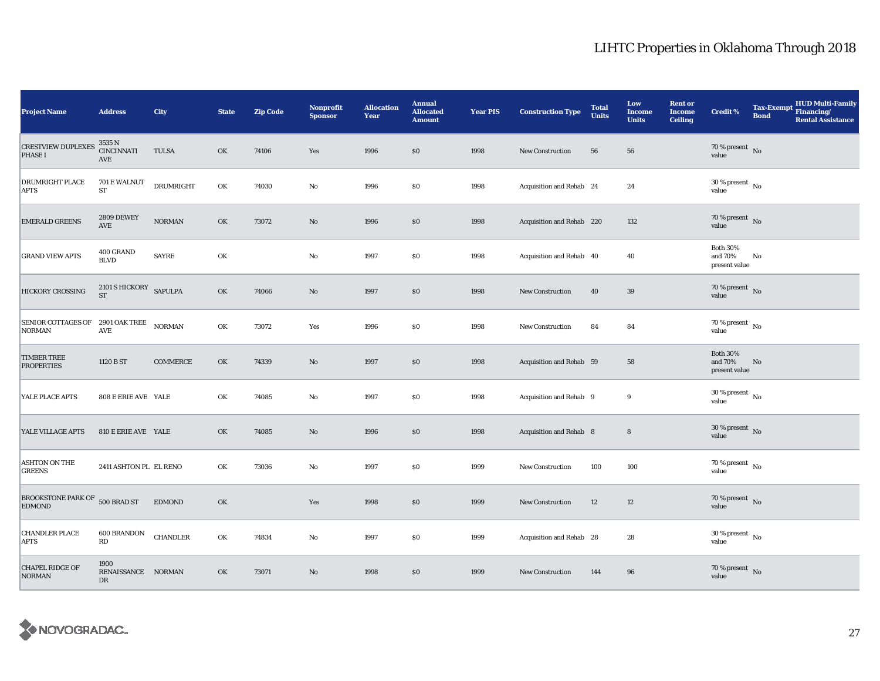# LIHTC Properties in Oklahoma Through 2018

| Project Name | Address | City | State | Zip Code | Nonprofit Sponsor | Allocation Year | Annual Allocated Amount | Year PIS | Construction Type | Total Units | Low Income Units | Rent or Income Ceiling | Credit % | Tax-Exempt Bond | HUD Multi-Family Financing/ Rental Assistance |
|---|---|---|---|---|---|---|---|---|---|---|---|---|---|---|---|
| CRESTVIEW DUPLEXES PHASE I | 3535 N CINCINNATI AVE | TULSA | OK | 74106 | Yes | 1996 | $0 | 1998 | New Construction | 56 | 56 | | 70 % present value | No | |
| DRUMRIGHT PLACE APTS | 701 E WALNUT ST | DRUMRIGHT | OK | 74030 | No | 1996 | $0 | 1998 | Acquisition and Rehab | 24 | 24 | | 30 % present value | No | |
| EMERALD GREENS | 2809 DEWEY AVE | NORMAN | OK | 73072 | No | 1996 | $0 | 1998 | Acquisition and Rehab | 220 | 132 | | 70 % present value | No | |
| GRAND VIEW APTS | 400 GRAND BLVD | SAYRE | OK | | No | 1997 | $0 | 1998 | Acquisition and Rehab | 40 | 40 | | Both 30% and 70% present value | No | |
| HICKORY CROSSING | 2101 S HICKORY ST | SAPULPA | OK | 74066 | No | 1997 | $0 | 1998 | New Construction | 40 | 39 | | 70 % present value | No | |
| SENIOR COTTAGES OF NORMAN | 2901 OAK TREE AVE | NORMAN | OK | 73072 | Yes | 1996 | $0 | 1998 | New Construction | 84 | 84 | | 70 % present value | No | |
| TIMBER TREE PROPERTIES | 1120 B ST | COMMERCE | OK | 74339 | No | 1997 | $0 | 1998 | Acquisition and Rehab | 59 | 58 | | Both 30% and 70% present value | No | |
| YALE PLACE APTS | 808 E ERIE AVE | YALE | OK | 74085 | No | 1997 | $0 | 1998 | Acquisition and Rehab | 9 | 9 | | 30 % present value | No | |
| YALE VILLAGE APTS | 810 E ERIE AVE | YALE | OK | 74085 | No | 1996 | $0 | 1998 | Acquisition and Rehab | 8 | 8 | | 30 % present value | No | |
| ASHTON ON THE GREENS | 2411 ASHTON PL | EL RENO | OK | 73036 | No | 1997 | $0 | 1999 | New Construction | 100 | 100 | | 70 % present value | No | |
| BROOKSTONE PARK OF EDMOND | 500 BRAD ST | EDMOND | OK | | Yes | 1998 | $0 | 1999 | New Construction | 12 | 12 | | 70 % present value | No | |
| CHANDLER PLACE APTS | 600 BRANDON RD | CHANDLER | OK | 74834 | No | 1997 | $0 | 1999 | Acquisition and Rehab | 28 | 28 | | 30 % present value | No | |
| CHAPEL RIDGE OF NORMAN | 1900 RENAISSANCE DR | NORMAN | OK | 73071 | No | 1998 | $0 | 1999 | New Construction | 144 | 96 | | 70 % present value | No | |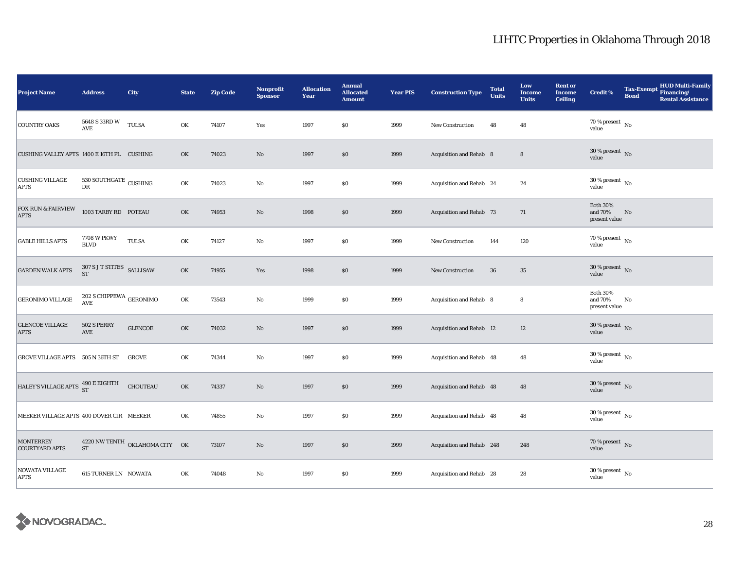# LIHTC Properties in Oklahoma Through 2018

| Project Name | Address | City | State | Zip Code | Nonprofit Sponsor | Allocation Year | Annual Allocated Amount | Year PIS | Construction Type | Total Units | Low Income Units | Rent or Income Ceiling | Credit % | Tax-Exempt Bond | HUD Multi-Family Financing/ Rental Assistance |
|---|---|---|---|---|---|---|---|---|---|---|---|---|---|---|---|
| COUNTRY OAKS | 5648 S 33RD W AVE | TULSA | OK | 74107 | Yes | 1997 | $0 | 1999 | New Construction | 48 | 48 | | 70 % present value | No | |
| CUSHING VALLEY APTS | 1400 E 16TH PL | CUSHING | OK | 74023 | No | 1997 | $0 | 1999 | Acquisition and Rehab | 8 | 8 | | 30 % present value | No | |
| CUSHING VILLAGE APTS | 530 SOUTHGATE DR | CUSHING | OK | 74023 | No | 1997 | $0 | 1999 | Acquisition and Rehab | 24 | 24 | | 30 % present value | No | |
| FOX RUN & FAIRVIEW APTS | 1003 TARBY RD | POTEAU | OK | 74953 | No | 1998 | $0 | 1999 | Acquisition and Rehab | 73 | 71 | | Both 30% and 70% present value | No | |
| GABLE HILLS APTS | 7708 W PKWY BLVD | TULSA | OK | 74127 | No | 1997 | $0 | 1999 | New Construction | 144 | 120 | | 70 % present value | No | |
| GARDEN WALK APTS | 307 S J T STITES ST | SALLISAW | OK | 74955 | Yes | 1998 | $0 | 1999 | New Construction | 36 | 35 | | 30 % present value | No | |
| GERONIMO VILLAGE | 202 S CHIPPEWA AVE | GERONIMO | OK | 73543 | No | 1999 | $0 | 1999 | Acquisition and Rehab | 8 | 8 | | Both 30% and 70% present value | No | |
| GLENCOE VILLAGE APTS | 502 S PERRY AVE | GLENCOE | OK | 74032 | No | 1997 | $0 | 1999 | Acquisition and Rehab | 12 | 12 | | 30 % present value | No | |
| GROVE VILLAGE APTS | 505 N 36TH ST | GROVE | OK | 74344 | No | 1997 | $0 | 1999 | Acquisition and Rehab | 48 | 48 | | 30 % present value | No | |
| HALEY'S VILLAGE APTS | 490 E EIGHTH ST | CHOUTEAU | OK | 74337 | No | 1997 | $0 | 1999 | Acquisition and Rehab | 48 | 48 | | 30 % present value | No | |
| MEEKER VILLAGE APTS | 400 DOVER CIR | MEEKER | OK | 74855 | No | 1997 | $0 | 1999 | Acquisition and Rehab | 48 | 48 | | 30 % present value | No | |
| MONTERREY COURTYARD APTS | 4220 NW TENTH ST | OKLAHOMA CITY | OK | 73107 | No | 1997 | $0 | 1999 | Acquisition and Rehab | 248 | 248 | | 70 % present value | No | |
| NOWATA VILLAGE APTS | 615 TURNER LN | NOWATA | OK | 74048 | No | 1997 | $0 | 1999 | Acquisition and Rehab | 28 | 28 | | 30 % present value | No | |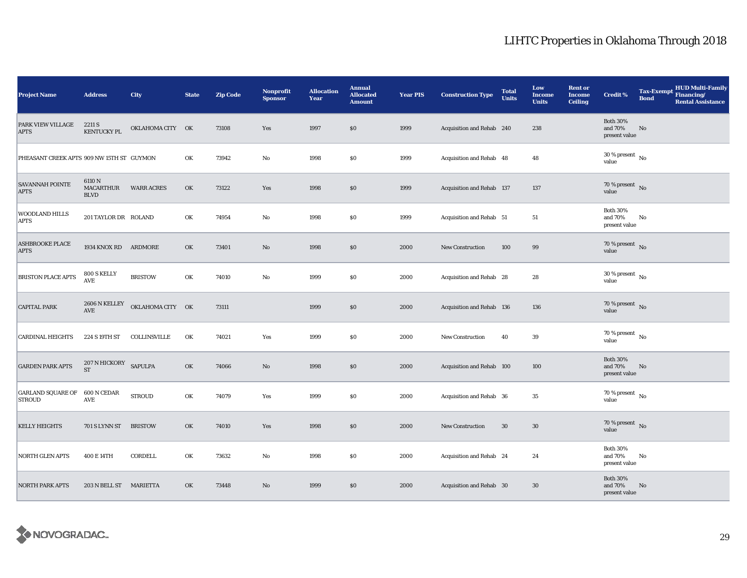# LIHTC Properties in Oklahoma Through 2018

| Project Name | Address | City | State | Zip Code | Nonprofit Sponsor | Allocation Year | Annual Allocated Amount | Year PIS | Construction Type | Total Units | Low Income Units | Rent or Income Ceiling | Credit % | Tax-Exempt Bond | HUD Multi-Family Financing/ Rental Assistance |
|---|---|---|---|---|---|---|---|---|---|---|---|---|---|---|---|
| PARK VIEW VILLAGE APTS | 2211 S KENTUCKY PL | OKLAHOMA CITY | OK | 73108 | Yes | 1997 | $0 | 1999 | Acquisition and Rehab | 240 | 238 | | Both 30% and 70% present value | No | |
| PHEASANT CREEK APTS | 909 NW 15TH ST | GUYMON | OK | 73942 | No | 1998 | $0 | 1999 | Acquisition and Rehab | 48 | 48 | | 30 % present value | No | |
| SAVANNAH POINTE APTS | 6110 N MACARTHUR BLVD | WARR ACRES | OK | 73122 | Yes | 1998 | $0 | 1999 | Acquisition and Rehab | 137 | 137 | | 70 % present value | No | |
| WOODLAND HILLS APTS | 201 TAYLOR DR | ROLAND | OK | 74954 | No | 1998 | $0 | 1999 | Acquisition and Rehab | 51 | 51 | | Both 30% and 70% present value | No | |
| ASHBROOKE PLACE APTS | 1934 KNOX RD | ARDMORE | OK | 73401 | No | 1998 | $0 | 2000 | New Construction | 100 | 99 | | 70 % present value | No | |
| BRISTON PLACE APTS | 800 S KELLY AVE | BRISTOW | OK | 74010 | No | 1999 | $0 | 2000 | Acquisition and Rehab | 28 | 28 | | 30 % present value | No | |
| CAPITAL PARK | 2606 N KELLEY AVE | OKLAHOMA CITY | OK | 73111 | | 1999 | $0 | 2000 | Acquisition and Rehab | 136 | 136 | | 70 % present value | No | |
| CARDINAL HEIGHTS | 224 S 19TH ST | COLLINSVILLE | OK | 74021 | Yes | 1999 | $0 | 2000 | New Construction | 40 | 39 | | 70 % present value | No | |
| GARDEN PARK APTS | 207 N HICKORY ST | SAPULPA | OK | 74066 | No | 1998 | $0 | 2000 | Acquisition and Rehab | 100 | 100 | | Both 30% and 70% present value | No | |
| GARLAND SQUARE OF STROUD | 600 N CEDAR AVE | STROUD | OK | 74079 | Yes | 1999 | $0 | 2000 | Acquisition and Rehab | 36 | 35 | | 70 % present value | No | |
| KELLY HEIGHTS | 701 S LYNN ST | BRISTOW | OK | 74010 | Yes | 1998 | $0 | 2000 | New Construction | 30 | 30 | | 70 % present value | No | |
| NORTH GLEN APTS | 400 E 14TH | CORDELL | OK | 73632 | No | 1998 | $0 | 2000 | Acquisition and Rehab | 24 | 24 | | Both 30% and 70% present value | No | |
| NORTH PARK APTS | 203 N BELL ST | MARIETTA | OK | 73448 | No | 1999 | $0 | 2000 | Acquisition and Rehab | 30 | 30 | | Both 30% and 70% present value | No | |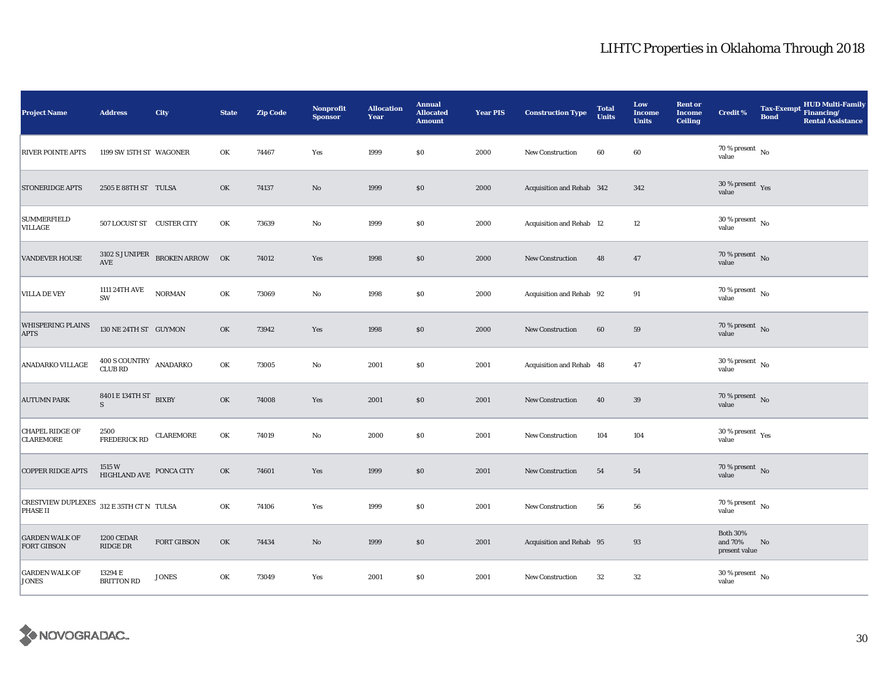# LIHTC Properties in Oklahoma Through 2018

| Project Name | Address | City | State | Zip Code | Nonprofit Sponsor | Allocation Year | Annual Allocated Amount | Year PIS | Construction Type | Total Units | Low Income Units | Rent or Income Ceiling | Credit % | Tax-Exempt Bond | HUD Multi-Family Financing/ Rental Assistance |
|---|---|---|---|---|---|---|---|---|---|---|---|---|---|---|---|
| RIVER POINTE APTS | 1199 SW 15TH ST | WAGONER | OK | 74467 | Yes | 1999 | $0 | 2000 | New Construction | 60 | 60 | | 70 % present value | No | |
| STONERIDGE APTS | 2505 E 88TH ST | TULSA | OK | 74137 | No | 1999 | $0 | 2000 | Acquisition and Rehab | 342 | 342 | | 30 % present value | Yes | |
| SUMMERFIELD VILLAGE | 507 LOCUST ST | CUSTER CITY | OK | 73639 | No | 1999 | $0 | 2000 | Acquisition and Rehab | 12 | 12 | | 30 % present value | No | |
| VANDEVER HOUSE | 3102 S JUNIPER AVE | BROKEN ARROW | OK | 74012 | Yes | 1998 | $0 | 2000 | New Construction | 48 | 47 | | 70 % present value | No | |
| VILLA DE VEY | 1111 24TH AVE SW | NORMAN | OK | 73069 | No | 1998 | $0 | 2000 | Acquisition and Rehab | 92 | 91 | | 70 % present value | No | |
| WHISPERING PLAINS APTS | 130 NE 24TH ST | GUYMON | OK | 73942 | Yes | 1998 | $0 | 2000 | New Construction | 60 | 59 | | 70 % present value | No | |
| ANADARKO VILLAGE | 400 S COUNTRY CLUB RD | ANADARKO | OK | 73005 | No | 2001 | $0 | 2001 | Acquisition and Rehab | 48 | 47 | | 30 % present value | No | |
| AUTUMN PARK | 8401 E 134TH ST S | BIXBY | OK | 74008 | Yes | 2001 | $0 | 2001 | New Construction | 40 | 39 | | 70 % present value | No | |
| CHAPEL RIDGE OF CLAREMORE | 2500 FREDERICK RD | CLAREMORE | OK | 74019 | No | 2000 | $0 | 2001 | New Construction | 104 | 104 | | 30 % present value | Yes | |
| COPPER RIDGE APTS | 1515 W HIGHLAND AVE | PONCA CITY | OK | 74601 | Yes | 1999 | $0 | 2001 | New Construction | 54 | 54 | | 70 % present value | No | |
| CRESTVIEW DUPLEXES PHASE II | 312 E 35TH CT N | TULSA | OK | 74106 | Yes | 1999 | $0 | 2001 | New Construction | 56 | 56 | | 70 % present value | No | |
| GARDEN WALK OF FORT GIBSON | 1200 CEDAR RIDGE DR | FORT GIBSON | OK | 74434 | No | 1999 | $0 | 2001 | Acquisition and Rehab | 95 | 93 | | Both 30% and 70% present value | No | |
| GARDEN WALK OF JONES | 13294 E BRITTON RD | JONES | OK | 73049 | Yes | 2001 | $0 | 2001 | New Construction | 32 | 32 | | 30 % present value | No | |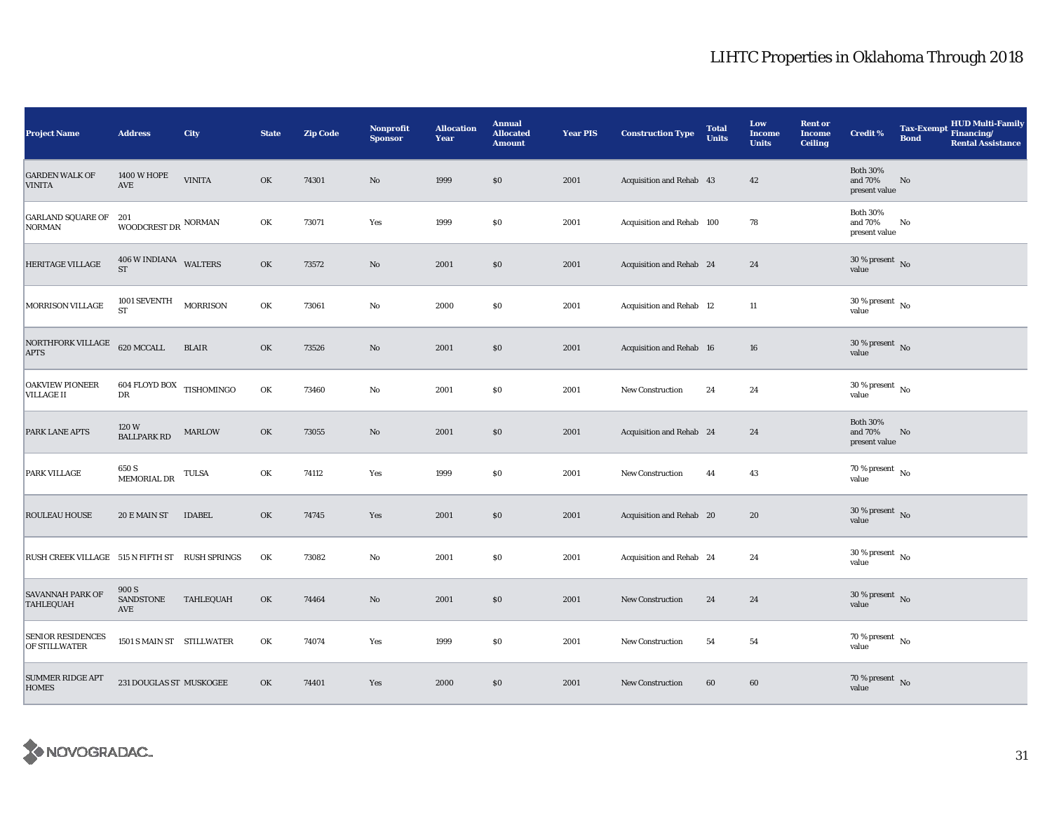# LIHTC Properties in Oklahoma Through 2018

| Project Name | Address | City | State | Zip Code | Nonprofit Sponsor | Allocation Year | Annual Allocated Amount | Year PIS | Construction Type | Total Units | Low Income Units | Rent or Income Ceiling | Credit % | Tax-Exempt Bond | HUD Multi-Family Financing/ Rental Assistance |
|---|---|---|---|---|---|---|---|---|---|---|---|---|---|---|---|
| GARDEN WALK OF VINITA | 1400 W HOPE AVE | VINITA | OK | 74301 | No | 1999 | $0 | 2001 | Acquisition and Rehab | 43 | 42 | | Both 30% and 70% present value | No | |
| GARLAND SQUARE OF NORMAN | 201 WOODCREST DR | NORMAN | OK | 73071 | Yes | 1999 | $0 | 2001 | Acquisition and Rehab | 100 | 78 | | Both 30% and 70% present value | No | |
| HERITAGE VILLAGE | 406 W INDIANA ST | WALTERS | OK | 73572 | No | 2001 | $0 | 2001 | Acquisition and Rehab | 24 | 24 | | 30 % present value | No | |
| MORRISON VILLAGE | 1001 SEVENTH ST | MORRISON | OK | 73061 | No | 2000 | $0 | 2001 | Acquisition and Rehab | 12 | 11 | | 30 % present value | No | |
| NORTHFORK VILLAGE APTS | 620 MCCALL | BLAIR | OK | 73526 | No | 2001 | $0 | 2001 | Acquisition and Rehab | 16 | 16 | | 30 % present value | No | |
| OAKVIEW PIONEER VILLAGE II | 604 FLOYD BOX DR | TISHOMINGO | OK | 73460 | No | 2001 | $0 | 2001 | New Construction | 24 | 24 | | 30 % present value | No | |
| PARK LANE APTS | 120 W BALLPARK RD | MARLOW | OK | 73055 | No | 2001 | $0 | 2001 | Acquisition and Rehab | 24 | 24 | | Both 30% and 70% present value | No | |
| PARK VILLAGE | 650 S MEMORIAL DR | TULSA | OK | 74112 | Yes | 1999 | $0 | 2001 | New Construction | 44 | 43 | | 70 % present value | No | |
| ROULEAU HOUSE | 20 E MAIN ST | IDABEL | OK | 74745 | Yes | 2001 | $0 | 2001 | Acquisition and Rehab | 20 | 20 | | 30 % present value | No | |
| RUSH CREEK VILLAGE | 515 N FIFTH ST | RUSH SPRINGS | OK | 73082 | No | 2001 | $0 | 2001 | Acquisition and Rehab | 24 | 24 | | 30 % present value | No | |
| SAVANNAH PARK OF TAHLEQUAH | 900 S SANDSTONE AVE | TAHLEQUAH | OK | 74464 | No | 2001 | $0 | 2001 | New Construction | 24 | 24 | | 30 % present value | No | |
| SENIOR RESIDENCES OF STILLWATER | 1501 S MAIN ST | STILLWATER | OK | 74074 | Yes | 1999 | $0 | 2001 | New Construction | 54 | 54 | | 70 % present value | No | |
| SUMMER RIDGE APT HOMES | 231 DOUGLAS ST | MUSKOGEE | OK | 74401 | Yes | 2000 | $0 | 2001 | New Construction | 60 | 60 | | 70 % present value | No | |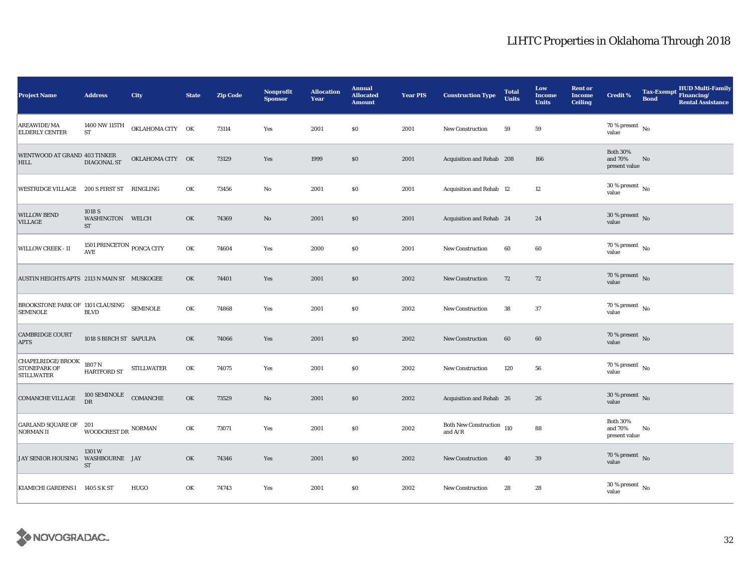# LIHTC Properties in Oklahoma Through 2018

| Project Name | Address | City | State | Zip Code | Nonprofit Sponsor | Allocation Year | Annual Allocated Amount | Year PIS | Construction Type | Total Units | Low Income Units | Rent or Income Ceiling | Credit % | Tax-Exempt Bond | HUD Multi-Family Financing/ Rental Assistance |
|---|---|---|---|---|---|---|---|---|---|---|---|---|---|---|---|
| AREAWIDE/MA ELDERLY CENTER | 1400 NW 115TH ST | OKLAHOMA CITY | OK | 73114 | Yes | 2001 | $0 | 2001 | New Construction | 59 | 59 | | 70 % present value | No | |
| WENTWOOD AT GRAND HILL | 403 TINKER DIAGONAL ST | OKLAHOMA CITY | OK | 73129 | Yes | 1999 | $0 | 2001 | Acquisition and Rehab | 208 | 166 | | Both 30% and 70% present value | No | |
| WESTRIDGE VILLAGE | 200 S FIRST ST | RINGLING | OK | 73456 | No | 2001 | $0 | 2001 | Acquisition and Rehab | 12 | 12 | | 30 % present value | No | |
| WILLOW BEND VILLAGE | 1018 S WASHINGTON ST | WELCH | OK | 74369 | No | 2001 | $0 | 2001 | Acquisition and Rehab | 24 | 24 | | 30 % present value | No | |
| WILLOW CREEK - II | 1501 PRINCETON AVE | PONCA CITY | OK | 74604 | Yes | 2000 | $0 | 2001 | New Construction | 60 | 60 | | 70 % present value | No | |
| AUSTIN HEIGHTS APTS | 2113 N MAIN ST | MUSKOGEE | OK | 74401 | Yes | 2001 | $0 | 2002 | New Construction | 72 | 72 | | 70 % present value | No | |
| BROOKSTONE PARK OF SEMINOLE | 1101 CLAUSING BLVD | SEMINOLE | OK | 74868 | Yes | 2001 | $0 | 2002 | New Construction | 38 | 37 | | 70 % present value | No | |
| CAMBRIDGE COURT APTS | 1018 S BIRCH ST | SAPULPA | OK | 74066 | Yes | 2001 | $0 | 2002 | New Construction | 60 | 60 | | 70 % present value | No | |
| CHAPELRIDGE/BROOK STONEPARK OF STILLWATER | 1807 N HARTFORD ST | STILLWATER | OK | 74075 | Yes | 2001 | $0 | 2002 | New Construction | 120 | 56 | | 70 % present value | No | |
| COMANCHE VILLAGE | 100 SEMINOLE DR | COMANCHE | OK | 73529 | No | 2001 | $0 | 2002 | Acquisition and Rehab | 26 | 26 | | 30 % present value | No | |
| GARLAND SQUARE OF NORMAN II | 201 WOODCREST DR | NORMAN | OK | 73071 | Yes | 2001 | $0 | 2002 | Both New Construction and A/R | 110 | 88 | | Both 30% and 70% present value | No | |
| JAY SENIOR HOUSING | 1301 W WASHBOURNE ST | JAY | OK | 74346 | Yes | 2001 | $0 | 2002 | New Construction | 40 | 39 | | 70 % present value | No | |
| KIAMICHI GARDENS I | 1405 S K ST | HUGO | OK | 74743 | Yes | 2001 | $0 | 2002 | New Construction | 28 | 28 | | 30 % present value | No | |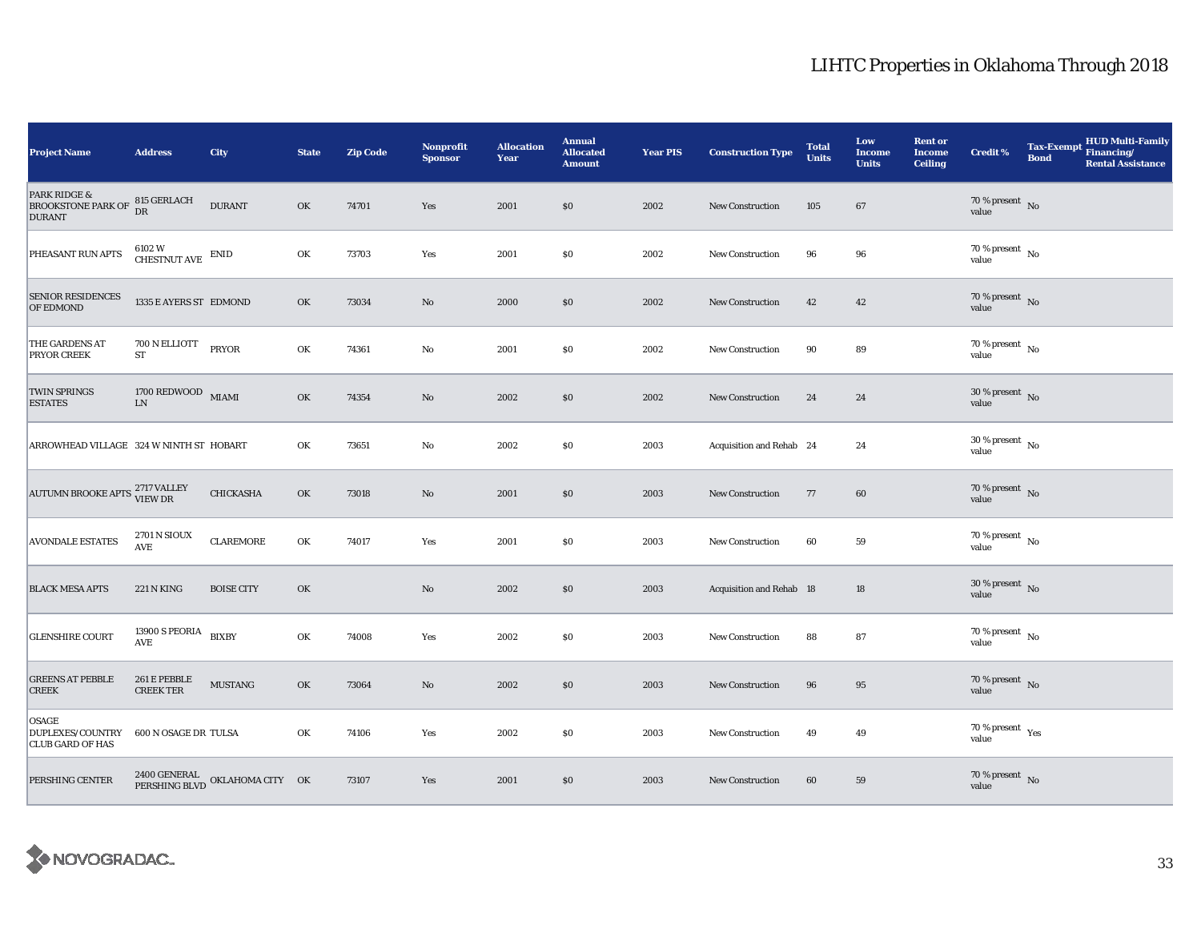# LIHTC Properties in Oklahoma Through 2018

| Project Name | Address | City | State | Zip Code | Nonprofit Sponsor | Allocation Year | Annual Allocated Amount | Year PIS | Construction Type | Total Units | Low Income Units | Rent or Income Ceiling | Credit % | Tax-Exempt Bond | HUD Multi-Family Financing/ Rental Assistance |
|---|---|---|---|---|---|---|---|---|---|---|---|---|---|---|---|
| PARK RIDGE & BROOKSTONE PARK OF DURANT | 815 GERLACH DR | DURANT | OK | 74701 | Yes | 2001 | $0 | 2002 | New Construction | 105 | 67 | | 70 % present value | No | |
| PHEASANT RUN APTS | 6102 W CHESTNUT AVE | ENID | OK | 73703 | Yes | 2001 | $0 | 2002 | New Construction | 96 | 96 | | 70 % present value | No | |
| SENIOR RESIDENCES OF EDMOND | 1335 E AYERS ST | EDMOND | OK | 73034 | No | 2000 | $0 | 2002 | New Construction | 42 | 42 | | 70 % present value | No | |
| THE GARDENS AT PRYOR CREEK | 700 N ELLIOTT ST | PRYOR | OK | 74361 | No | 2001 | $0 | 2002 | New Construction | 90 | 89 | | 70 % present value | No | |
| TWIN SPRINGS ESTATES | 1700 REDWOOD LN | MIAMI | OK | 74354 | No | 2002 | $0 | 2002 | New Construction | 24 | 24 | | 30 % present value | No | |
| ARROWHEAD VILLAGE | 324 W NINTH ST | HOBART | OK | 73651 | No | 2002 | $0 | 2003 | Acquisition and Rehab | 24 | 24 | | 30 % present value | No | |
| AUTUMN BROOKE APTS | 2717 VALLEY VIEW DR | CHICKASHA | OK | 73018 | No | 2001 | $0 | 2003 | New Construction | 77 | 60 | | 70 % present value | No | |
| AVONDALE ESTATES | 2701 N SIOUX AVE | CLAREMORE | OK | 74017 | Yes | 2001 | $0 | 2003 | New Construction | 60 | 59 | | 70 % present value | No | |
| BLACK MESA APTS | 221 N KING | BOISE CITY | OK | | No | 2002 | $0 | 2003 | Acquisition and Rehab | 18 | 18 | | 30 % present value | No | |
| GLENSHIRE COURT | 13900 S PEORIA AVE | BIXBY | OK | 74008 | Yes | 2002 | $0 | 2003 | New Construction | 88 | 87 | | 70 % present value | No | |
| GREENS AT PEBBLE CREEK | 261 E PEBBLE CREEK TER | MUSTANG | OK | 73064 | No | 2002 | $0 | 2003 | New Construction | 96 | 95 | | 70 % present value | No | |
| OSAGE DUPLEXES/COUNTRY CLUB GARD OF HAS | 600 N OSAGE DR | TULSA | OK | 74106 | Yes | 2002 | $0 | 2003 | New Construction | 49 | 49 | | 70 % present value | Yes | |
| PERSHING CENTER | 2400 GENERAL PERSHING BLVD | OKLAHOMA CITY | OK | 73107 | Yes | 2001 | $0 | 2003 | New Construction | 60 | 59 | | 70 % present value | No | |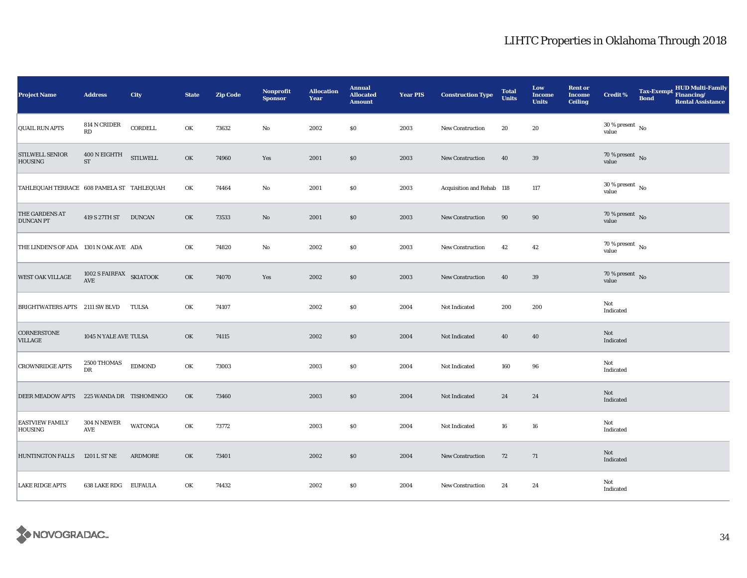# LIHTC Properties in Oklahoma Through 2018

| Project Name | Address | City | State | Zip Code | Nonprofit Sponsor | Allocation Year | Annual Allocated Amount | Year PIS | Construction Type | Total Units | Low Income Units | Rent or Income Ceiling | Credit % | Tax-Exempt Bond | HUD Multi-Family Financing/ Rental Assistance |
|---|---|---|---|---|---|---|---|---|---|---|---|---|---|---|---|
| QUAIL RUN APTS | 814 N CRIDER RD | CORDELL | OK | 73632 | No | 2002 | $0 | 2003 | New Construction | 20 | 20 | | 30 % present value | No | |
| STILWELL SENIOR HOUSING | 400 N EIGHTH ST | STILWELL | OK | 74960 | Yes | 2001 | $0 | 2003 | New Construction | 40 | 39 | | 70 % present value | No | |
| TAHLEQUAH TERRACE | 608 PAMELA ST | TAHLEQUAH | OK | 74464 | No | 2001 | $0 | 2003 | Acquisition and Rehab | 118 | 117 | | 30 % present value | No | |
| THE GARDENS AT DUNCAN PT | 419 S 27TH ST | DUNCAN | OK | 73533 | No | 2001 | $0 | 2003 | New Construction | 90 | 90 | | 70 % present value | No | |
| THE LINDEN'S OF ADA | 1301 N OAK AVE | ADA | OK | 74820 | No | 2002 | $0 | 2003 | New Construction | 42 | 42 | | 70 % present value | No | |
| WEST OAK VILLAGE | 1002 S FAIRFAX AVE | SKIATOOK | OK | 74070 | Yes | 2002 | $0 | 2003 | New Construction | 40 | 39 | | 70 % present value | No | |
| BRIGHTWATERS APTS | 2111 SW BLVD | TULSA | OK | 74107 | | 2002 | $0 | 2004 | Not Indicated | 200 | 200 | | Not Indicated | | |
| CORNERSTONE VILLAGE | 1045 N YALE AVE | TULSA | OK | 74115 | | 2002 | $0 | 2004 | Not Indicated | 40 | 40 | | Not Indicated | | |
| CROWNRIDGE APTS | 2500 THOMAS DR | EDMOND | OK | 73003 | | 2003 | $0 | 2004 | Not Indicated | 160 | 96 | | Not Indicated | | |
| DEER MEADOW APTS | 225 WANDA DR | TISHOMINGO | OK | 73460 | | 2003 | $0 | 2004 | Not Indicated | 24 | 24 | | Not Indicated | | |
| EASTVIEW FAMILY HOUSING | 304 N NEWER AVE | WATONGA | OK | 73772 | | 2003 | $0 | 2004 | Not Indicated | 16 | 16 | | Not Indicated | | |
| HUNTINGTON FALLS | 1201 L ST NE | ARDMORE | OK | 73401 | | 2002 | $0 | 2004 | New Construction | 72 | 71 | | Not Indicated | | |
| LAKE RIDGE APTS | 638 LAKE RDG | EUFAULA | OK | 74432 | | 2002 | $0 | 2004 | New Construction | 24 | 24 | | Not Indicated | | |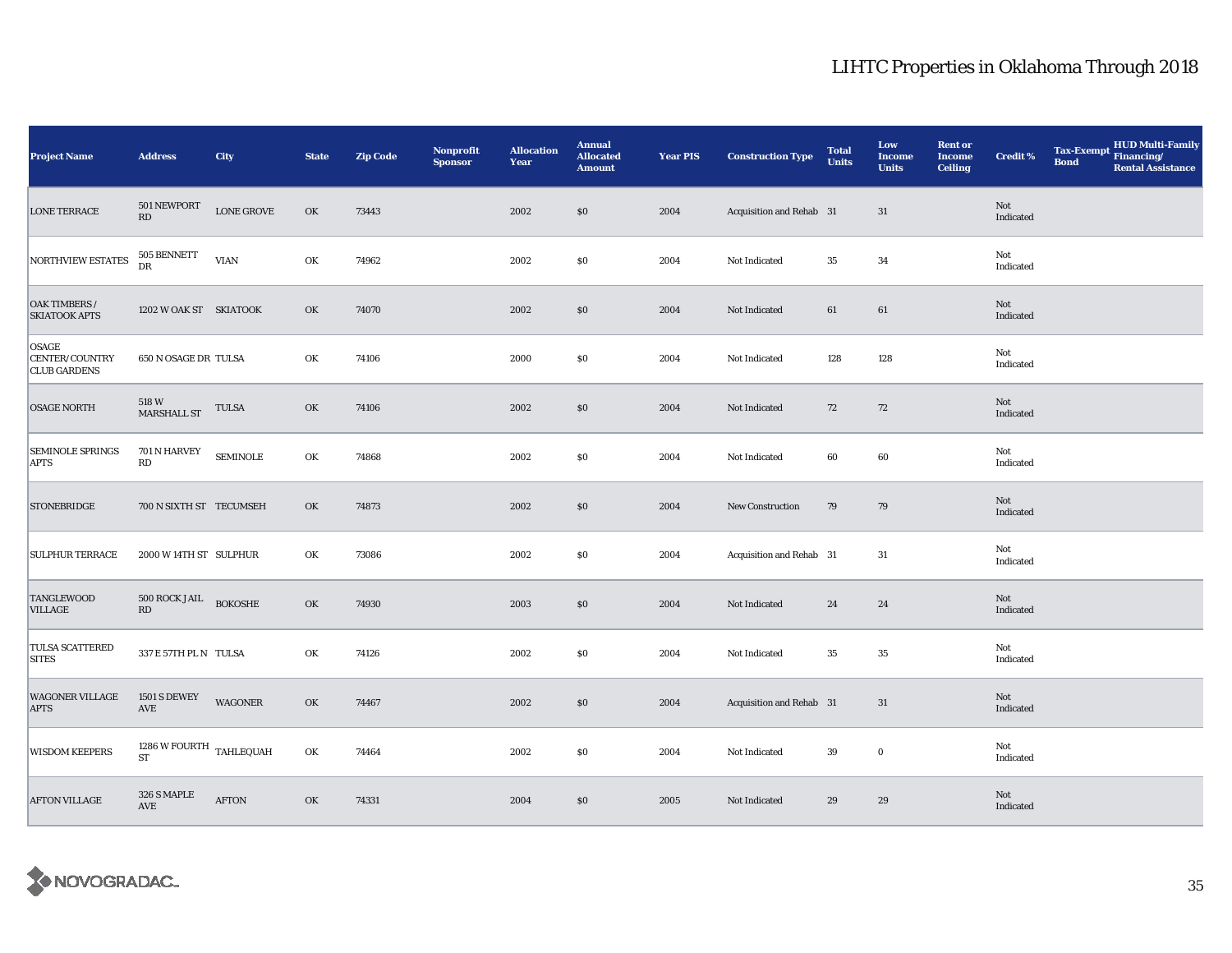# LIHTC Properties in Oklahoma Through 2018

| Project Name | Address | City | State | Zip Code | Nonprofit Sponsor | Allocation Year | Annual Allocated Amount | Year PIS | Construction Type | Total Units | Low Income Units | Rent or Income Ceiling | Credit % | Tax-Exempt Bond | HUD Multi-Family Financing/ Rental Assistance |
|---|---|---|---|---|---|---|---|---|---|---|---|---|---|---|---|
| LONE TERRACE | 501 NEWPORT RD | LONE GROVE | OK | 73443 | | 2002 | $0 | 2004 | Acquisition and Rehab | 31 | 31 | | Not Indicated | | |
| NORTHVIEW ESTATES | 505 BENNETT DR | VIAN | OK | 74962 | | 2002 | $0 | 2004 | Not Indicated | 35 | 34 | | Not Indicated | | |
| OAK TIMBERS / SKIATOOK APTS | 1202 W OAK ST | SKIATOOK | OK | 74070 | | 2002 | $0 | 2004 | Not Indicated | 61 | 61 | | Not Indicated | | |
| OSAGE CENTER/COUNTRY CLUB GARDENS | 650 N OSAGE DR | TULSA | OK | 74106 | | 2000 | $0 | 2004 | Not Indicated | 128 | 128 | | Not Indicated | | |
| OSAGE NORTH | 518 W MARSHALL ST | TULSA | OK | 74106 | | 2002 | $0 | 2004 | Not Indicated | 72 | 72 | | Not Indicated | | |
| SEMINOLE SPRINGS APTS | 701 N HARVEY RD | SEMINOLE | OK | 74868 | | 2002 | $0 | 2004 | Not Indicated | 60 | 60 | | Not Indicated | | |
| STONEBRIDGE | 700 N SIXTH ST | TECUMSEH | OK | 74873 | | 2002 | $0 | 2004 | New Construction | 79 | 79 | | Not Indicated | | |
| SULPHUR TERRACE | 2000 W 14TH ST | SULPHUR | OK | 73086 | | 2002 | $0 | 2004 | Acquisition and Rehab | 31 | 31 | | Not Indicated | | |
| TANGLEWOOD VILLAGE | 500 ROCK JAIL RD | BOKOSHE | OK | 74930 | | 2003 | $0 | 2004 | Not Indicated | 24 | 24 | | Not Indicated | | |
| TULSA SCATTERED SITES | 337 E 57TH PL N | TULSA | OK | 74126 | | 2002 | $0 | 2004 | Not Indicated | 35 | 35 | | Not Indicated | | |
| WAGONER VILLAGE APTS | 1501 S DEWEY AVE | WAGONER | OK | 74467 | | 2002 | $0 | 2004 | Acquisition and Rehab | 31 | 31 | | Not Indicated | | |
| WISDOM KEEPERS | 1286 W FOURTH ST | TAHLEQUAH | OK | 74464 | | 2002 | $0 | 2004 | Not Indicated | 39 | 0 | | Not Indicated | | |
| AFTON VILLAGE | 326 S MAPLE AVE | AFTON | OK | 74331 | | 2004 | $0 | 2005 | Not Indicated | 29 | 29 | | Not Indicated | | |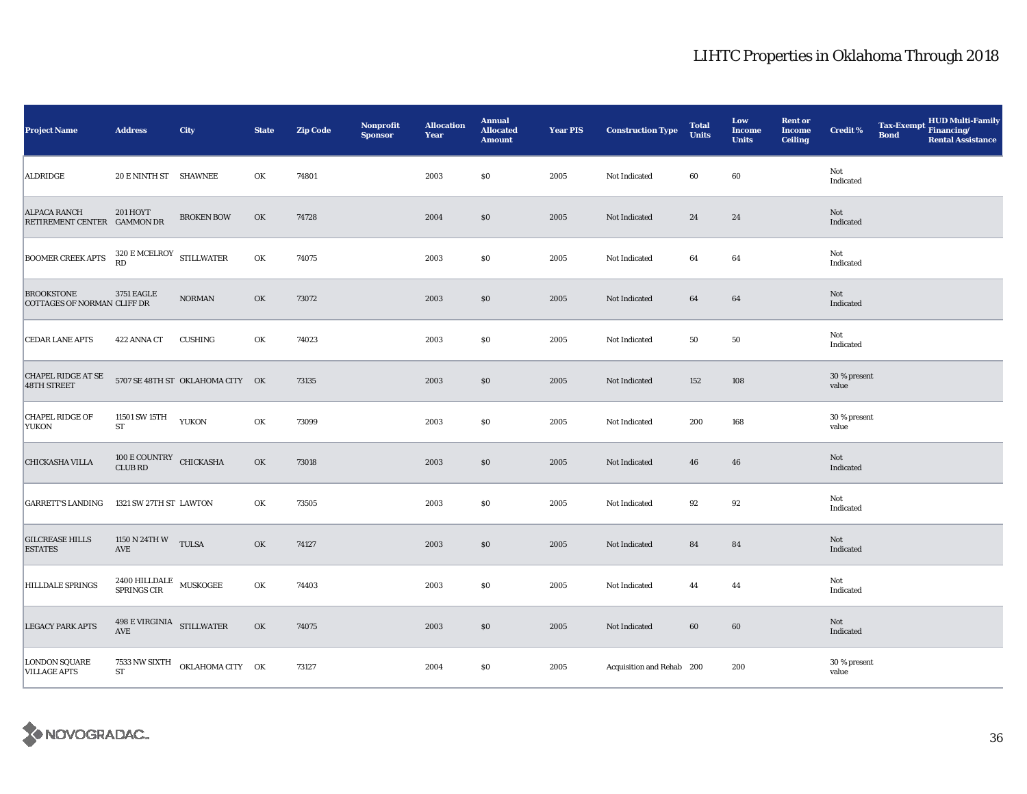# LIHTC Properties in Oklahoma Through 2018

| Project Name | Address | City | State | Zip Code | Nonprofit Sponsor | Allocation Year | Annual Allocated Amount | Year PIS | Construction Type | Total Units | Low Income Units | Rent or Income Ceiling | Credit % | Tax-Exempt Bond | HUD Multi-Family Financing/ Rental Assistance |
|---|---|---|---|---|---|---|---|---|---|---|---|---|---|---|---|
| ALDRIDGE | 20 E NINTH ST | SHAWNEE | OK | 74801 | | 2003 | $0 | 2005 | Not Indicated | 60 | 60 | | Not Indicated | | |
| ALPACA RANCH RETIREMENT CENTER | 201 HOYT GAMMON DR | BROKEN BOW | OK | 74728 | | 2004 | $0 | 2005 | Not Indicated | 24 | 24 | | Not Indicated | | |
| BOOMER CREEK APTS | 320 E MCELROY RD | STILLWATER | OK | 74075 | | 2003 | $0 | 2005 | Not Indicated | 64 | 64 | | Not Indicated | | |
| BROOKSTONE COTTAGES OF NORMAN | 3751 EAGLE CLIFF DR | NORMAN | OK | 73072 | | 2003 | $0 | 2005 | Not Indicated | 64 | 64 | | Not Indicated | | |
| CEDAR LANE APTS | 422 ANNA CT | CUSHING | OK | 74023 | | 2003 | $0 | 2005 | Not Indicated | 50 | 50 | | Not Indicated | | |
| CHAPEL RIDGE AT SE 48TH STREET | 5707 SE 48TH ST | OKLAHOMA CITY | OK | 73135 | | 2003 | $0 | 2005 | Not Indicated | 152 | 108 | | 30 % present value | | |
| CHAPEL RIDGE OF YUKON | 11501 SW 15TH ST | YUKON | OK | 73099 | | 2003 | $0 | 2005 | Not Indicated | 200 | 168 | | 30 % present value | | |
| CHICKASHA VILLA | 100 E COUNTRY CLUB RD | CHICKASHA | OK | 73018 | | 2003 | $0 | 2005 | Not Indicated | 46 | 46 | | Not Indicated | | |
| GARRETT'S LANDING | 1321 SW 27TH ST | LAWTON | OK | 73505 | | 2003 | $0 | 2005 | Not Indicated | 92 | 92 | | Not Indicated | | |
| GILCREASE HILLS ESTATES | 1150 N 24TH W AVE | TULSA | OK | 74127 | | 2003 | $0 | 2005 | Not Indicated | 84 | 84 | | Not Indicated | | |
| HILLDALE SPRINGS | 2400 HILLDALE SPRINGS CIR | MUSKOGEE | OK | 74403 | | 2003 | $0 | 2005 | Not Indicated | 44 | 44 | | Not Indicated | | |
| LEGACY PARK APTS | 498 E VIRGINIA AVE | STILLWATER | OK | 74075 | | 2003 | $0 | 2005 | Not Indicated | 60 | 60 | | Not Indicated | | |
| LONDON SQUARE VILLAGE APTS | 7533 NW SIXTH ST | OKLAHOMA CITY | OK | 73127 | | 2004 | $0 | 2005 | Acquisition and Rehab | 200 | 200 | | 30 % present value | | |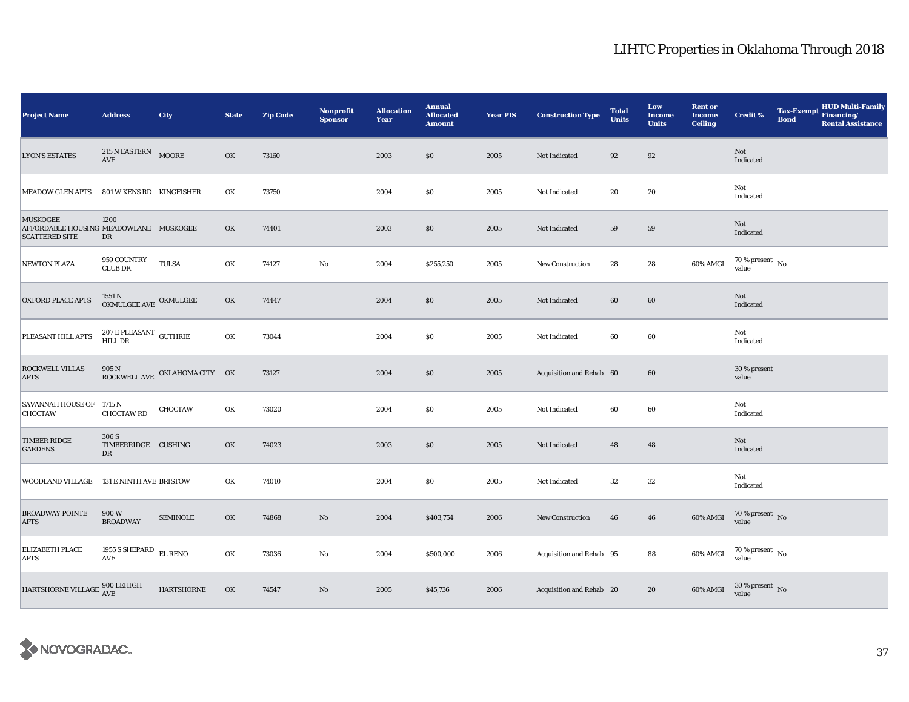# LIHTC Properties in Oklahoma Through 2018

| Project Name | Address | City | State | Zip Code | Nonprofit Sponsor | Allocation Year | Annual Allocated Amount | Year PIS | Construction Type | Total Units | Low Income Units | Rent or Income Ceiling | Credit % | Tax-Exempt Bond | HUD Multi-Family Financing/ Rental Assistance |
|---|---|---|---|---|---|---|---|---|---|---|---|---|---|---|---|
| LYON'S ESTATES | 215 N EASTERN AVE | MOORE | OK | 73160 | | 2003 | $0 | 2005 | Not Indicated | 92 | 92 | | Not Indicated | | |
| MEADOW GLEN APTS | 801 W KENS RD | KINGFISHER | OK | 73750 | | 2004 | $0 | 2005 | Not Indicated | 20 | 20 | | Not Indicated | | |
| MUSKOGEE AFFORDABLE HOUSING SCATTERED SITE | 1200 MEADOWLANE DR | MUSKOGEE | OK | 74401 | | 2003 | $0 | 2005 | Not Indicated | 59 | 59 | | Not Indicated | | |
| NEWTON PLAZA | 959 COUNTRY CLUB DR | TULSA | OK | 74127 | No | 2004 | $255,250 | 2005 | New Construction | 28 | 28 | 60% AMGI | 70 % present value | No | |
| OXFORD PLACE APTS | 1551 N OKMULGEE AVE | OKMULGEE | OK | 74447 | | 2004 | $0 | 2005 | Not Indicated | 60 | 60 | | Not Indicated | | |
| PLEASANT HILL APTS | 207 E PLEASANT HILL DR | GUTHRIE | OK | 73044 | | 2004 | $0 | 2005 | Not Indicated | 60 | 60 | | Not Indicated | | |
| ROCKWELL VILLAS APTS | 905 N ROCKWELL AVE | OKLAHOMA CITY | OK | 73127 | | 2004 | $0 | 2005 | Acquisition and Rehab | 60 | 60 | | 30 % present value | | |
| SAVANNAH HOUSE OF CHOCTAW | 1715 N CHOCTAW RD | CHOCTAW | OK | 73020 | | 2004 | $0 | 2005 | Not Indicated | 60 | 60 | | Not Indicated | | |
| TIMBER RIDGE GARDENS | 306 S TIMBERRIDGE DR | CUSHING | OK | 74023 | | 2003 | $0 | 2005 | Not Indicated | 48 | 48 | | Not Indicated | | |
| WOODLAND VILLAGE | 131 E NINTH AVE | BRISTOW | OK | 74010 | | 2004 | $0 | 2005 | Not Indicated | 32 | 32 | | Not Indicated | | |
| BROADWAY POINTE APTS | 900 W BROADWAY | SEMINOLE | OK | 74868 | No | 2004 | $403,754 | 2006 | New Construction | 46 | 46 | 60% AMGI | 70 % present value | No | |
| ELIZABETH PLACE APTS | 1955 S SHEPARD AVE | EL RENO | OK | 73036 | No | 2004 | $500,000 | 2006 | Acquisition and Rehab | 95 | 88 | 60% AMGI | 70 % present value | No | |
| HARTSHORNE VILLAGE | 900 LEHIGH AVE | HARTSHORNE | OK | 74547 | No | 2005 | $45,736 | 2006 | Acquisition and Rehab | 20 | 20 | 60% AMGI | 30 % present value | No | |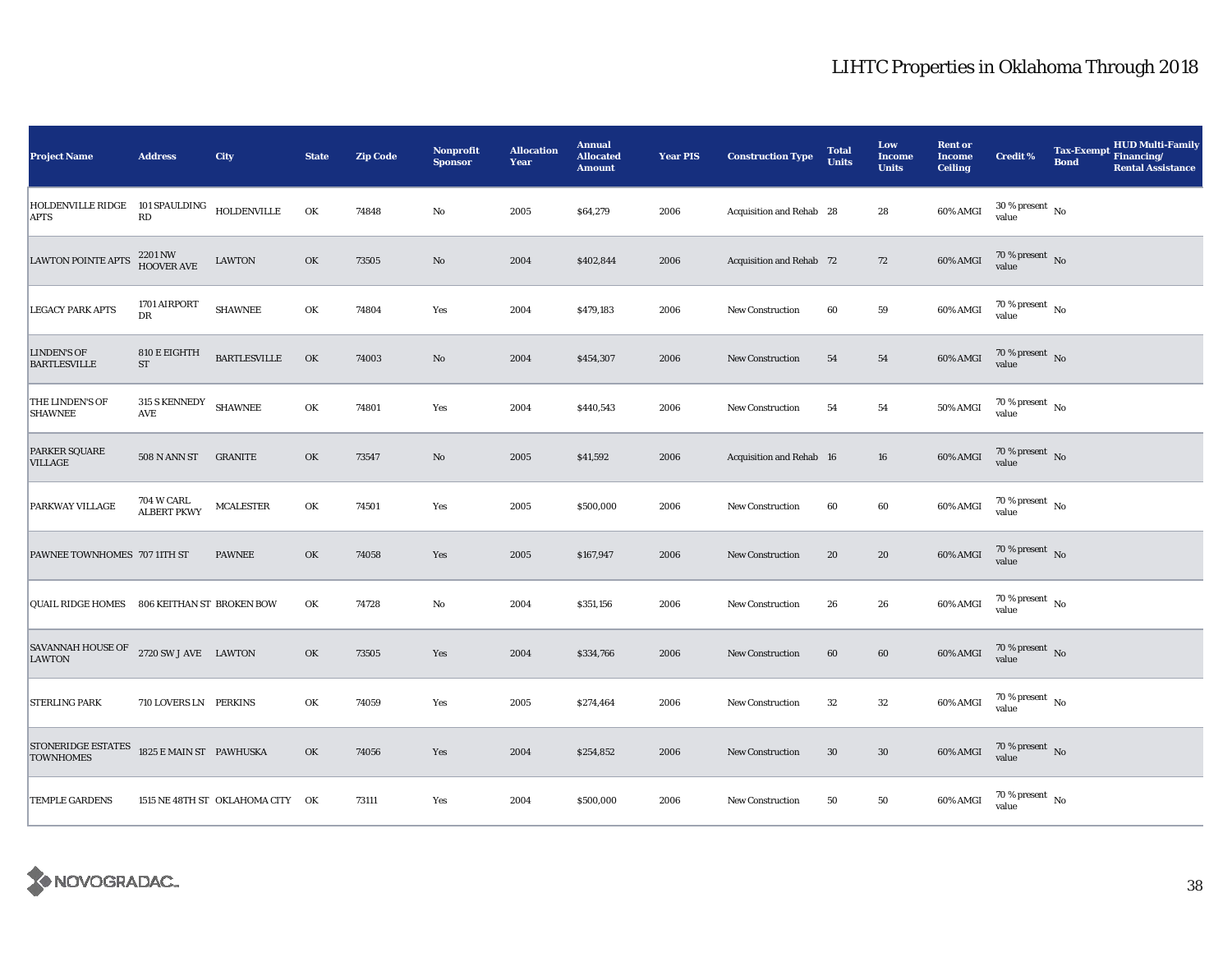# LIHTC Properties in Oklahoma Through 2018

| Project Name | Address | City | State | Zip Code | Nonprofit Sponsor | Allocation Year | Annual Allocated Amount | Year PIS | Construction Type | Total Units | Low Income Units | Rent or Income Ceiling | Credit % | Tax-Exempt Bond | HUD Multi-Family Financing/ Rental Assistance |
|---|---|---|---|---|---|---|---|---|---|---|---|---|---|---|---|
| HOLDENVILLE RIDGE APTS | 101 SPAULDING RD | HOLDENVILLE | OK | 74848 | No | 2005 | $64,279 | 2006 | Acquisition and Rehab | 28 | 28 | 60% AMGI | 30 % present value | No | |
| LAWTON POINTE APTS | 2201 NW HOOVER AVE | LAWTON | OK | 73505 | No | 2004 | $402,844 | 2006 | Acquisition and Rehab | 72 | 72 | 60% AMGI | 70 % present value | No | |
| LEGACY PARK APTS | 1701 AIRPORT DR | SHAWNEE | OK | 74804 | Yes | 2004 | $479,183 | 2006 | New Construction | 60 | 59 | 60% AMGI | 70 % present value | No | |
| LINDEN'S OF BARTLESVILLE | 810 E EIGHTH ST | BARTLESVILLE | OK | 74003 | No | 2004 | $454,307 | 2006 | New Construction | 54 | 54 | 60% AMGI | 70 % present value | No | |
| THE LINDEN'S OF SHAWNEE | 315 S KENNEDY AVE | SHAWNEE | OK | 74801 | Yes | 2004 | $440,543 | 2006 | New Construction | 54 | 54 | 50% AMGI | 70 % present value | No | |
| PARKER SQUARE VILLAGE | 508 N ANN ST | GRANITE | OK | 73547 | No | 2005 | $41,592 | 2006 | Acquisition and Rehab | 16 | 16 | 60% AMGI | 70 % present value | No | |
| PARKWAY VILLAGE | 704 W CARL ALBERT PKWY | MCALESTER | OK | 74501 | Yes | 2005 | $500,000 | 2006 | New Construction | 60 | 60 | 60% AMGI | 70 % present value | No | |
| PAWNEE TOWNHOMES | 707 11TH ST | PAWNEE | OK | 74058 | Yes | 2005 | $167,947 | 2006 | New Construction | 20 | 20 | 60% AMGI | 70 % present value | No | |
| QUAIL RIDGE HOMES | 806 KEITHAN ST | BROKEN BOW | OK | 74728 | No | 2004 | $351,156 | 2006 | New Construction | 26 | 26 | 60% AMGI | 70 % present value | No | |
| SAVANNAH HOUSE OF LAWTON | 2720 SW J AVE | LAWTON | OK | 73505 | Yes | 2004 | $334,766 | 2006 | New Construction | 60 | 60 | 60% AMGI | 70 % present value | No | |
| STERLING PARK | 710 LOVERS LN | PERKINS | OK | 74059 | Yes | 2005 | $274,464 | 2006 | New Construction | 32 | 32 | 60% AMGI | 70 % present value | No | |
| STONERIDGE ESTATES TOWNHOMES | 1825 E MAIN ST | PAWHUSKA | OK | 74056 | Yes | 2004 | $254,852 | 2006 | New Construction | 30 | 30 | 60% AMGI | 70 % present value | No | |
| TEMPLE GARDENS | 1515 NE 48TH ST | OKLAHOMA CITY | OK | 73111 | Yes | 2004 | $500,000 | 2006 | New Construction | 50 | 50 | 60% AMGI | 70 % present value | No | |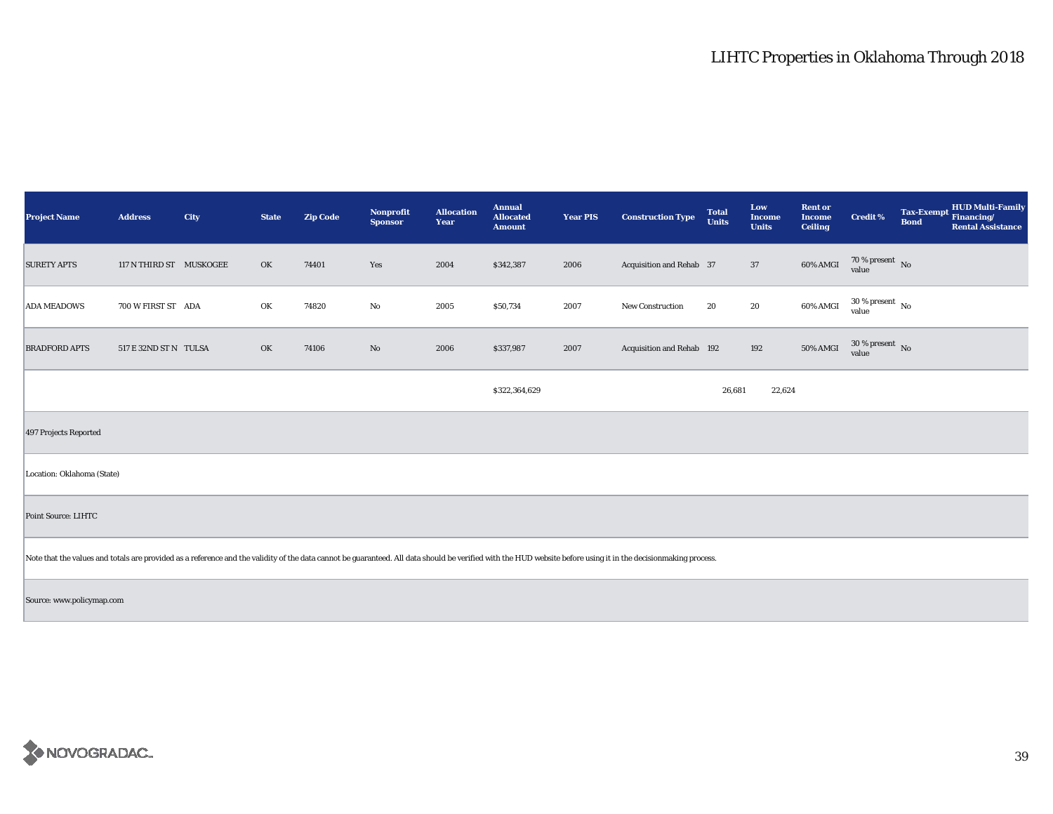| Project Name | Address | City | State | Zip Code | Nonprofit Sponsor | Allocation Year | Annual Allocated Amount | Year PIS | Construction Type | Total Units | Low Income Units | Rent or Income Ceiling | Credit % | Tax-Exempt Bond | HUD Multi-Family Financing/ Rental Assistance |
|---|---|---|---|---|---|---|---|---|---|---|---|---|---|---|---|
| SURETY APTS | 117 N THIRD ST | MUSKOGEE | OK | 74401 | Yes | 2004 | $342,387 | 2006 | Acquisition and Rehab | 37 | 37 | 60% AMGI | 70 % present value | No | |
| ADA MEADOWS | 700 W FIRST ST | ADA | OK | 74820 | No | 2005 | $50,734 | 2007 | New Construction | 20 | 20 | 60% AMGI | 30 % present value | No | |
| BRADFORD APTS | 517 E 32ND ST N | TULSA | OK | 74106 | No | 2006 | $337,987 | 2007 | Acquisition and Rehab | 192 | 192 | 50% AMGI | 30 % present value | No | |
| | | | | | | | $322,364,629 | | | 26,681 | 22,624 | | | | |
| 497 Projects Reported | | | | | | | | | | | | | | | |
| Location: Oklahoma (State) | | | | | | | | | | | | | | | |
| Point Source: LIHTC | | | | | | | | | | | | | | | |
| Note that the values and totals are provided as a reference and the validity of the data cannot be guaranteed. All data should be verified with the HUD website before using it in the decisionmaking process. | | | | | | | | | | | | | | | |
| Source: www.policymap.com | | | | | | | | | | | | | | | |